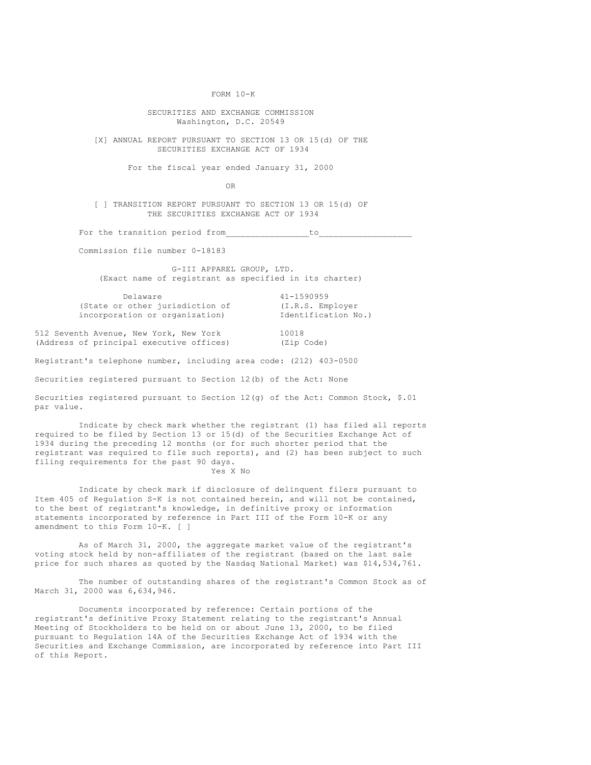# FORM 10-K

## SECURITIES AND EXCHANGE COMMISSION
Washington, D.C. 20549

[X] ANNUAL REPORT PURSUANT TO SECTION 13 OR 15(d) OF THE SECURITIES EXCHANGE ACT OF 1934

For the fiscal year ended January 31, 2000

OR

[ ] TRANSITION REPORT PURSUANT TO SECTION 13 OR 15(d) OF THE SECURITIES EXCHANGE ACT OF 1934

For the transition period from________________to__________________

Commission file number 0-18183

## G-III APPAREL GROUP, LTD.
(Exact name of registrant as specified in its charter)

| | |
|---|---|
| Delaware | 41-1590959 |
| (State or other jurisdiction of incorporation or organization) | (I.R.S. Employer Identification No.) |
| 512 Seventh Avenue, New York, New York | 10018 |
| (Address of principal executive offices) | (Zip Code) |

Registrant's telephone number, including area code: (212) 403-0500

Securities registered pursuant to Section 12(b) of the Act: None

Securities registered pursuant to Section 12(g) of the Act: Common Stock, $.01 par value.

Indicate by check mark whether the registrant (1) has filed all reports required to be filed by Section 13 or 15(d) of the Securities Exchange Act of 1934 during the preceding 12 months (or for such shorter period that the registrant was required to file such reports), and (2) has been subject to such filing requirements for the past 90 days.
Yes X No

Indicate by check mark if disclosure of delinquent filers pursuant to Item 405 of Regulation S-K is not contained herein, and will not be contained, to the best of registrant's knowledge, in definitive proxy or information statements incorporated by reference in Part III of the Form 10-K or any amendment to this Form 10-K. [ ]

As of March 31, 2000, the aggregate market value of the registrant's voting stock held by non-affiliates of the registrant (based on the last sale price for such shares as quoted by the Nasdaq National Market) was $14,534,761.

The number of outstanding shares of the registrant's Common Stock as of March 31, 2000 was 6,634,946.

Documents incorporated by reference: Certain portions of the registrant's definitive Proxy Statement relating to the registrant's Annual Meeting of Stockholders to be held on or about June 13, 2000, to be filed pursuant to Regulation 14A of the Securities Exchange Act of 1934 with the Securities and Exchange Commission, are incorporated by reference into Part III of this Report.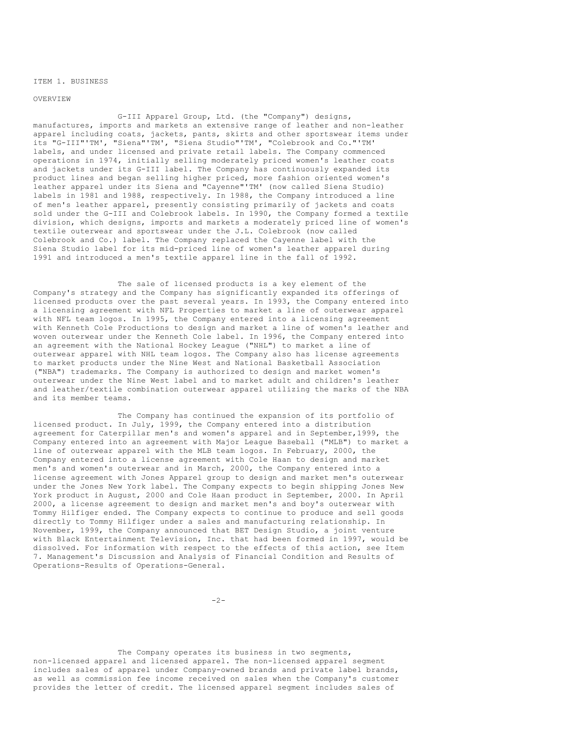ITEM 1. BUSINESS

OVERVIEW

G-III Apparel Group, Ltd. (the "Company") designs, manufactures, imports and markets an extensive range of leather and non-leather apparel including coats, jackets, pants, skirts and other sportswear items under its "G-III"'TM', "Siena"'TM', "Siena Studio"'TM', "Colebrook and Co."'TM' labels, and under licensed and private retail labels. The Company commenced operations in 1974, initially selling moderately priced women's leather coats and jackets under its G-III label. The Company has continuously expanded its product lines and began selling higher priced, more fashion oriented women's leather apparel under its Siena and "Cayenne"'TM' (now called Siena Studio) labels in 1981 and 1988, respectively. In 1988, the Company introduced a line of men's leather apparel, presently consisting primarily of jackets and coats sold under the G-III and Colebrook labels. In 1990, the Company formed a textile division, which designs, imports and markets a moderately priced line of women's textile outerwear and sportswear under the J.L. Colebrook (now called Colebrook and Co.) label. The Company replaced the Cayenne label with the Siena Studio label for its mid-priced line of women's leather apparel during 1991 and introduced a men's textile apparel line in the fall of 1992.

The sale of licensed products is a key element of the Company's strategy and the Company has significantly expanded its offerings of licensed products over the past several years. In 1993, the Company entered into a licensing agreement with NFL Properties to market a line of outerwear apparel with NFL team logos. In 1995, the Company entered into a licensing agreement with Kenneth Cole Productions to design and market a line of women's leather and woven outerwear under the Kenneth Cole label. In 1996, the Company entered into an agreement with the National Hockey League ("NHL") to market a line of outerwear apparel with NHL team logos. The Company also has license agreements to market products under the Nine West and National Basketball Association ("NBA") trademarks. The Company is authorized to design and market women's outerwear under the Nine West label and to market adult and children's leather and leather/textile combination outerwear apparel utilizing the marks of the NBA and its member teams.

The Company has continued the expansion of its portfolio of licensed product. In July, 1999, the Company entered into a distribution agreement for Caterpillar men's and women's apparel and in September,1999, the Company entered into an agreement with Major League Baseball ("MLB") to market a line of outerwear apparel with the MLB team logos. In February, 2000, the Company entered into a license agreement with Cole Haan to design and market men's and women's outerwear and in March, 2000, the Company entered into a license agreement with Jones Apparel group to design and market men's outerwear under the Jones New York label. The Company expects to begin shipping Jones New York product in August, 2000 and Cole Haan product in September, 2000. In April 2000, a license agreement to design and market men's and boy's outerwear with Tommy Hilfiger ended. The Company expects to continue to produce and sell goods directly to Tommy Hilfiger under a sales and manufacturing relationship. In November, 1999, the Company announced that BET Design Studio, a joint venture with Black Entertainment Television, Inc. that had been formed in 1997, would be dissolved. For information with respect to the effects of this action, see Item 7. Management's Discussion and Analysis of Financial Condition and Results of Operations-Results of Operations-General.

The Company operates its business in two segments, non-licensed apparel and licensed apparel. The non-licensed apparel segment includes sales of apparel under Company-owned brands and private label brands, as well as commission fee income received on sales when the Company's customer provides the letter of credit. The licensed apparel segment includes sales of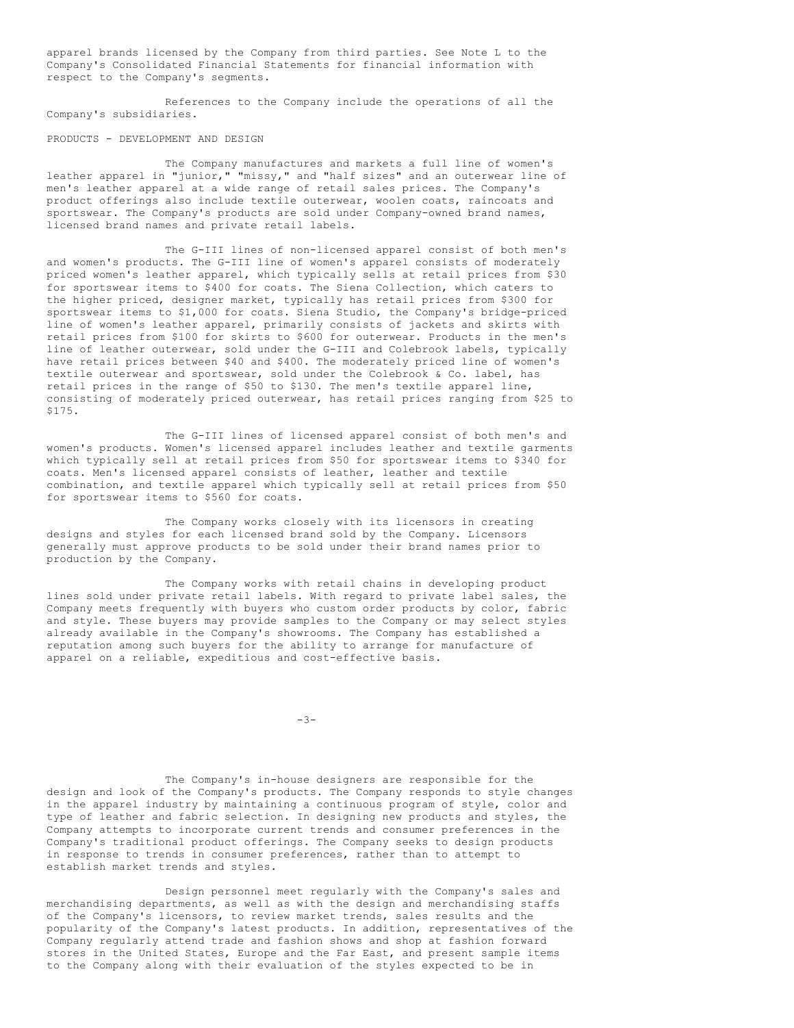apparel brands licensed by the Company from third parties. See Note L to the Company's Consolidated Financial Statements for financial information with respect to the Company's segments.

References to the Company include the operations of all the Company's subsidiaries.

## PRODUCTS - DEVELOPMENT AND DESIGN

The Company manufactures and markets a full line of women's leather apparel in "junior," "missy," and "half sizes" and an outerwear line of men's leather apparel at a wide range of retail sales prices. The Company's product offerings also include textile outerwear, woolen coats, raincoats and sportswear. The Company's products are sold under Company-owned brand names, licensed brand names and private retail labels.

The G-III lines of non-licensed apparel consist of both men's and women's products. The G-III line of women's apparel consists of moderately priced women's leather apparel, which typically sells at retail prices from $30 for sportswear items to $400 for coats. The Siena Collection, which caters to the higher priced, designer market, typically has retail prices from $300 for sportswear items to $1,000 for coats. Siena Studio, the Company's bridge-priced line of women's leather apparel, primarily consists of jackets and skirts with retail prices from $100 for skirts to $600 for outerwear. Products in the men's line of leather outerwear, sold under the G-III and Colebrook labels, typically have retail prices between $40 and $400. The moderately priced line of women's textile outerwear and sportswear, sold under the Colebrook & Co. label, has retail prices in the range of $50 to $130. The men's textile apparel line, consisting of moderately priced outerwear, has retail prices ranging from $25 to $175.

The G-III lines of licensed apparel consist of both men's and women's products. Women's licensed apparel includes leather and textile garments which typically sell at retail prices from $50 for sportswear items to $340 for coats. Men's licensed apparel consists of leather, leather and textile combination, and textile apparel which typically sell at retail prices from $50 for sportswear items to $560 for coats.

The Company works closely with its licensors in creating designs and styles for each licensed brand sold by the Company. Licensors generally must approve products to be sold under their brand names prior to production by the Company.

The Company works with retail chains in developing product lines sold under private retail labels. With regard to private label sales, the Company meets frequently with buyers who custom order products by color, fabric and style. These buyers may provide samples to the Company or may select styles already available in the Company's showrooms. The Company has established a reputation among such buyers for the ability to arrange for manufacture of apparel on a reliable, expeditious and cost-effective basis.

The Company's in-house designers are responsible for the design and look of the Company's products. The Company responds to style changes in the apparel industry by maintaining a continuous program of style, color and type of leather and fabric selection. In designing new products and styles, the Company attempts to incorporate current trends and consumer preferences in the Company's traditional product offerings. The Company seeks to design products in response to trends in consumer preferences, rather than to attempt to establish market trends and styles.

Design personnel meet regularly with the Company's sales and merchandising departments, as well as with the design and merchandising staffs of the Company's licensors, to review market trends, sales results and the popularity of the Company's latest products. In addition, representatives of the Company regularly attend trade and fashion shows and shop at fashion forward stores in the United States, Europe and the Far East, and present sample items to the Company along with their evaluation of the styles expected to be in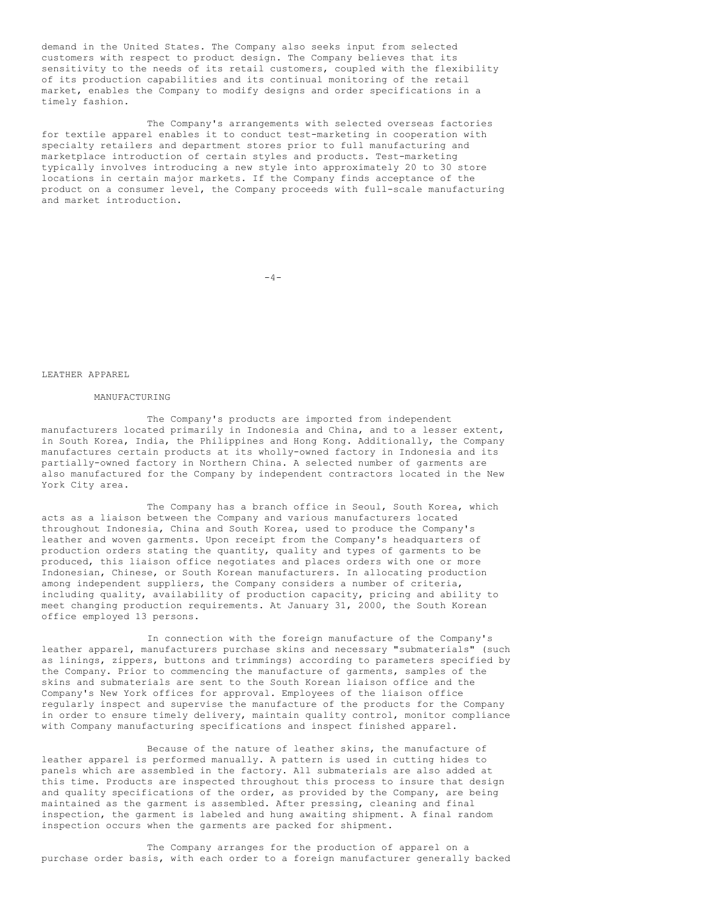demand in the United States. The Company also seeks input from selected customers with respect to product design. The Company believes that its sensitivity to the needs of its retail customers, coupled with the flexibility of its production capabilities and its continual monitoring of the retail market, enables the Company to modify designs and order specifications in a timely fashion.

The Company's arrangements with selected overseas factories for textile apparel enables it to conduct test-marketing in cooperation with specialty retailers and department stores prior to full manufacturing and marketplace introduction of certain styles and products. Test-marketing typically involves introducing a new style into approximately 20 to 30 store locations in certain major markets. If the Company finds acceptance of the product on a consumer level, the Company proceeds with full-scale manufacturing and market introduction.

## LEATHER APPAREL

### MANUFACTURING

The Company's products are imported from independent manufacturers located primarily in Indonesia and China, and to a lesser extent, in South Korea, India, the Philippines and Hong Kong. Additionally, the Company manufactures certain products at its wholly-owned factory in Indonesia and its partially-owned factory in Northern China. A selected number of garments are also manufactured for the Company by independent contractors located in the New York City area.

The Company has a branch office in Seoul, South Korea, which acts as a liaison between the Company and various manufacturers located throughout Indonesia, China and South Korea, used to produce the Company's leather and woven garments. Upon receipt from the Company's headquarters of production orders stating the quantity, quality and types of garments to be produced, this liaison office negotiates and places orders with one or more Indonesian, Chinese, or South Korean manufacturers. In allocating production among independent suppliers, the Company considers a number of criteria, including quality, availability of production capacity, pricing and ability to meet changing production requirements. At January 31, 2000, the South Korean office employed 13 persons.

In connection with the foreign manufacture of the Company's leather apparel, manufacturers purchase skins and necessary "submaterials" (such as linings, zippers, buttons and trimmings) according to parameters specified by the Company. Prior to commencing the manufacture of garments, samples of the skins and submaterials are sent to the South Korean liaison office and the Company's New York offices for approval. Employees of the liaison office regularly inspect and supervise the manufacture of the products for the Company in order to ensure timely delivery, maintain quality control, monitor compliance with Company manufacturing specifications and inspect finished apparel.

Because of the nature of leather skins, the manufacture of leather apparel is performed manually. A pattern is used in cutting hides to panels which are assembled in the factory. All submaterials are also added at this time. Products are inspected throughout this process to insure that design and quality specifications of the order, as provided by the Company, are being maintained as the garment is assembled. After pressing, cleaning and final inspection, the garment is labeled and hung awaiting shipment. A final random inspection occurs when the garments are packed for shipment.

The Company arranges for the production of apparel on a purchase order basis, with each order to a foreign manufacturer generally backed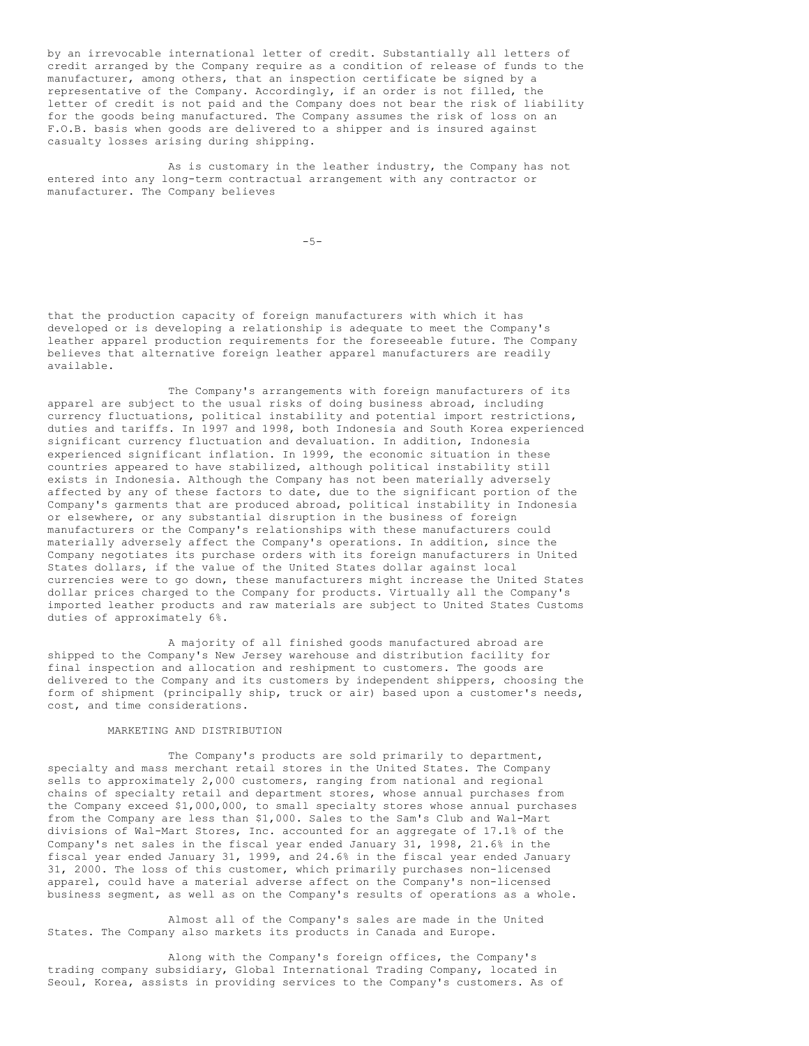by an irrevocable international letter of credit. Substantially all letters of credit arranged by the Company require as a condition of release of funds to the manufacturer, among others, that an inspection certificate be signed by a representative of the Company. Accordingly, if an order is not filled, the letter of credit is not paid and the Company does not bear the risk of liability for the goods being manufactured. The Company assumes the risk of loss on an F.O.B. basis when goods are delivered to a shipper and is insured against casualty losses arising during shipping.

As is customary in the leather industry, the Company has not entered into any long-term contractual arrangement with any contractor or manufacturer. The Company believes that the production capacity of foreign manufacturers with which it has developed or is developing a relationship is adequate to meet the Company's leather apparel production requirements for the foreseeable future. The Company believes that alternative foreign leather apparel manufacturers are readily available.

The Company's arrangements with foreign manufacturers of its apparel are subject to the usual risks of doing business abroad, including currency fluctuations, political instability and potential import restrictions, duties and tariffs. In 1997 and 1998, both Indonesia and South Korea experienced significant currency fluctuation and devaluation. In addition, Indonesia experienced significant inflation. In 1999, the economic situation in these countries appeared to have stabilized, although political instability still exists in Indonesia. Although the Company has not been materially adversely affected by any of these factors to date, due to the significant portion of the Company's garments that are produced abroad, political instability in Indonesia or elsewhere, or any substantial disruption in the business of foreign manufacturers or the Company's relationships with these manufacturers could materially adversely affect the Company's operations. In addition, since the Company negotiates its purchase orders with its foreign manufacturers in United States dollars, if the value of the United States dollar against local currencies were to go down, these manufacturers might increase the United States dollar prices charged to the Company for products. Virtually all the Company's imported leather products and raw materials are subject to United States Customs duties of approximately 6%.

A majority of all finished goods manufactured abroad are shipped to the Company's New Jersey warehouse and distribution facility for final inspection and allocation and reshipment to customers. The goods are delivered to the Company and its customers by independent shippers, choosing the form of shipment (principally ship, truck or air) based upon a customer's needs, cost, and time considerations.

MARKETING AND DISTRIBUTION

The Company's products are sold primarily to department, specialty and mass merchant retail stores in the United States. The Company sells to approximately 2,000 customers, ranging from national and regional chains of specialty retail and department stores, whose annual purchases from the Company exceed $1,000,000, to small specialty stores whose annual purchases from the Company are less than $1,000. Sales to the Sam's Club and Wal-Mart divisions of Wal-Mart Stores, Inc. accounted for an aggregate of 17.1% of the Company's net sales in the fiscal year ended January 31, 1998, 21.6% in the fiscal year ended January 31, 1999, and 24.6% in the fiscal year ended January 31, 2000. The loss of this customer, which primarily purchases non-licensed apparel, could have a material adverse affect on the Company's non-licensed business segment, as well as on the Company's results of operations as a whole.

Almost all of the Company's sales are made in the United States. The Company also markets its products in Canada and Europe.

Along with the Company's foreign offices, the Company's trading company subsidiary, Global International Trading Company, located in Seoul, Korea, assists in providing services to the Company's customers. As of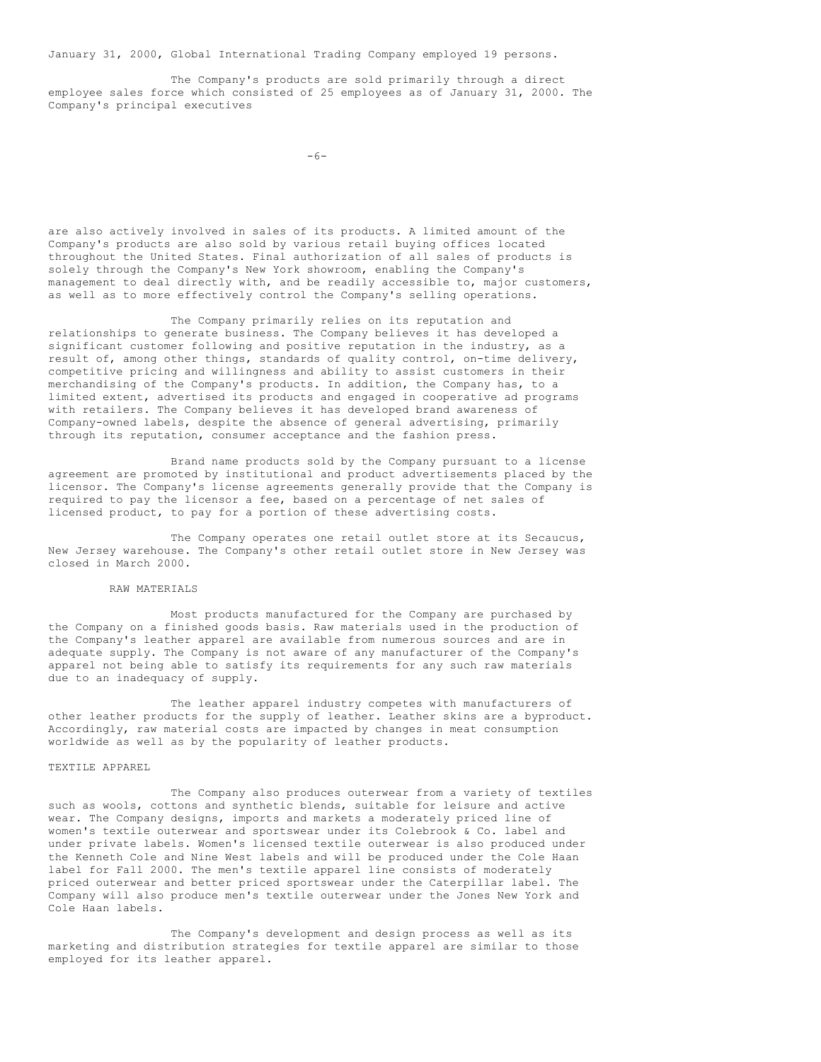January 31, 2000, Global International Trading Company employed 19 persons.

The Company's products are sold primarily through a direct employee sales force which consisted of 25 employees as of January 31, 2000. The Company's principal executives are also actively involved in sales of its products. A limited amount of the Company's products are also sold by various retail buying offices located throughout the United States. Final authorization of all sales of products is solely through the Company's New York showroom, enabling the Company's management to deal directly with, and be readily accessible to, major customers, as well as to more effectively control the Company's selling operations.

The Company primarily relies on its reputation and relationships to generate business. The Company believes it has developed a significant customer following and positive reputation in the industry, as a result of, among other things, standards of quality control, on-time delivery, competitive pricing and willingness and ability to assist customers in their merchandising of the Company's products. In addition, the Company has, to a limited extent, advertised its products and engaged in cooperative ad programs with retailers. The Company believes it has developed brand awareness of Company-owned labels, despite the absence of general advertising, primarily through its reputation, consumer acceptance and the fashion press.

Brand name products sold by the Company pursuant to a license agreement are promoted by institutional and product advertisements placed by the licensor. The Company's license agreements generally provide that the Company is required to pay the licensor a fee, based on a percentage of net sales of licensed product, to pay for a portion of these advertising costs.

The Company operates one retail outlet store at its Secaucus, New Jersey warehouse. The Company's other retail outlet store in New Jersey was closed in March 2000.

## RAW MATERIALS

Most products manufactured for the Company are purchased by the Company on a finished goods basis. Raw materials used in the production of the Company's leather apparel are available from numerous sources and are in adequate supply. The Company is not aware of any manufacturer of the Company's apparel not being able to satisfy its requirements for any such raw materials due to an inadequacy of supply.

The leather apparel industry competes with manufacturers of other leather products for the supply of leather. Leather skins are a byproduct. Accordingly, raw material costs are impacted by changes in meat consumption worldwide as well as by the popularity of leather products.

## TEXTILE APPAREL

The Company also produces outerwear from a variety of textiles such as wools, cottons and synthetic blends, suitable for leisure and active wear. The Company designs, imports and markets a moderately priced line of women's textile outerwear and sportswear under its Colebrook & Co. label and under private labels. Women's licensed textile outerwear is also produced under the Kenneth Cole and Nine West labels and will be produced under the Cole Haan label for Fall 2000. The men's textile apparel line consists of moderately priced outerwear and better priced sportswear under the Caterpillar label. The Company will also produce men's textile outerwear under the Jones New York and Cole Haan labels.

The Company's development and design process as well as its marketing and distribution strategies for textile apparel are similar to those employed for its leather apparel.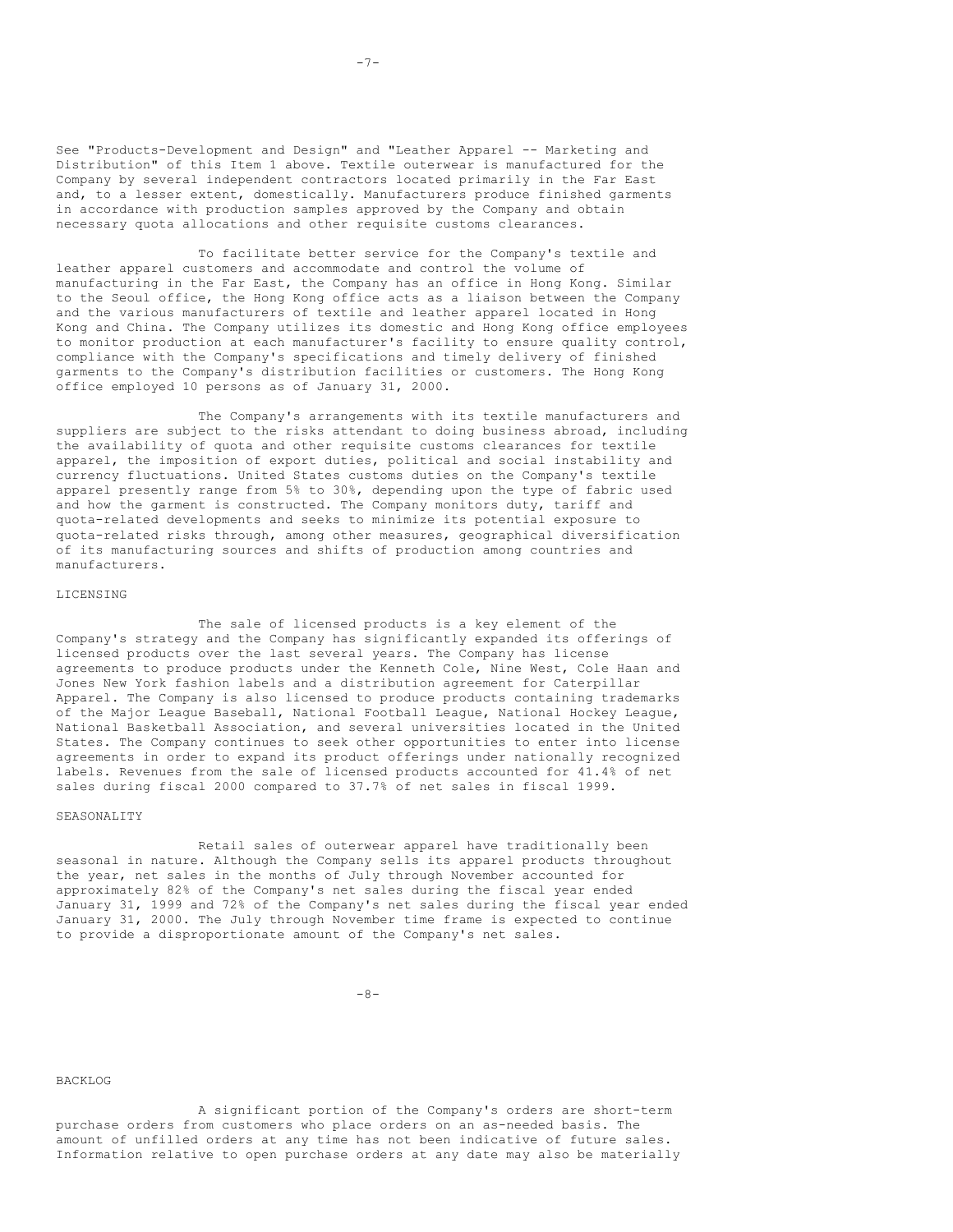See "Products-Development and Design" and "Leather Apparel -- Marketing and Distribution" of this Item 1 above. Textile outerwear is manufactured for the Company by several independent contractors located primarily in the Far East and, to a lesser extent, domestically. Manufacturers produce finished garments in accordance with production samples approved by the Company and obtain necessary quota allocations and other requisite customs clearances.

To facilitate better service for the Company's textile and leather apparel customers and accommodate and control the volume of manufacturing in the Far East, the Company has an office in Hong Kong. Similar to the Seoul office, the Hong Kong office acts as a liaison between the Company and the various manufacturers of textile and leather apparel located in Hong Kong and China. The Company utilizes its domestic and Hong Kong office employees to monitor production at each manufacturer's facility to ensure quality control, compliance with the Company's specifications and timely delivery of finished garments to the Company's distribution facilities or customers. The Hong Kong office employed 10 persons as of January 31, 2000.

The Company's arrangements with its textile manufacturers and suppliers are subject to the risks attendant to doing business abroad, including the availability of quota and other requisite customs clearances for textile apparel, the imposition of export duties, political and social instability and currency fluctuations. United States customs duties on the Company's textile apparel presently range from 5% to 30%, depending upon the type of fabric used and how the garment is constructed. The Company monitors duty, tariff and quota-related developments and seeks to minimize its potential exposure to quota-related risks through, among other measures, geographical diversification of its manufacturing sources and shifts of production among countries and manufacturers.

## LICENSING

The sale of licensed products is a key element of the Company's strategy and the Company has significantly expanded its offerings of licensed products over the last several years. The Company has license agreements to produce products under the Kenneth Cole, Nine West, Cole Haan and Jones New York fashion labels and a distribution agreement for Caterpillar Apparel. The Company is also licensed to produce products containing trademarks of the Major League Baseball, National Football League, National Hockey League, National Basketball Association, and several universities located in the United States. The Company continues to seek other opportunities to enter into license agreements in order to expand its product offerings under nationally recognized labels. Revenues from the sale of licensed products accounted for 41.4% of net sales during fiscal 2000 compared to 37.7% of net sales in fiscal 1999.

## SEASONALITY

Retail sales of outerwear apparel have traditionally been seasonal in nature. Although the Company sells its apparel products throughout the year, net sales in the months of July through November accounted for approximately 82% of the Company's net sales during the fiscal year ended January 31, 1999 and 72% of the Company's net sales during the fiscal year ended January 31, 2000. The July through November time frame is expected to continue to provide a disproportionate amount of the Company's net sales.

## BACKLOG

A significant portion of the Company's orders are short-term purchase orders from customers who place orders on an as-needed basis. The amount of unfilled orders at any time has not been indicative of future sales. Information relative to open purchase orders at any date may also be materially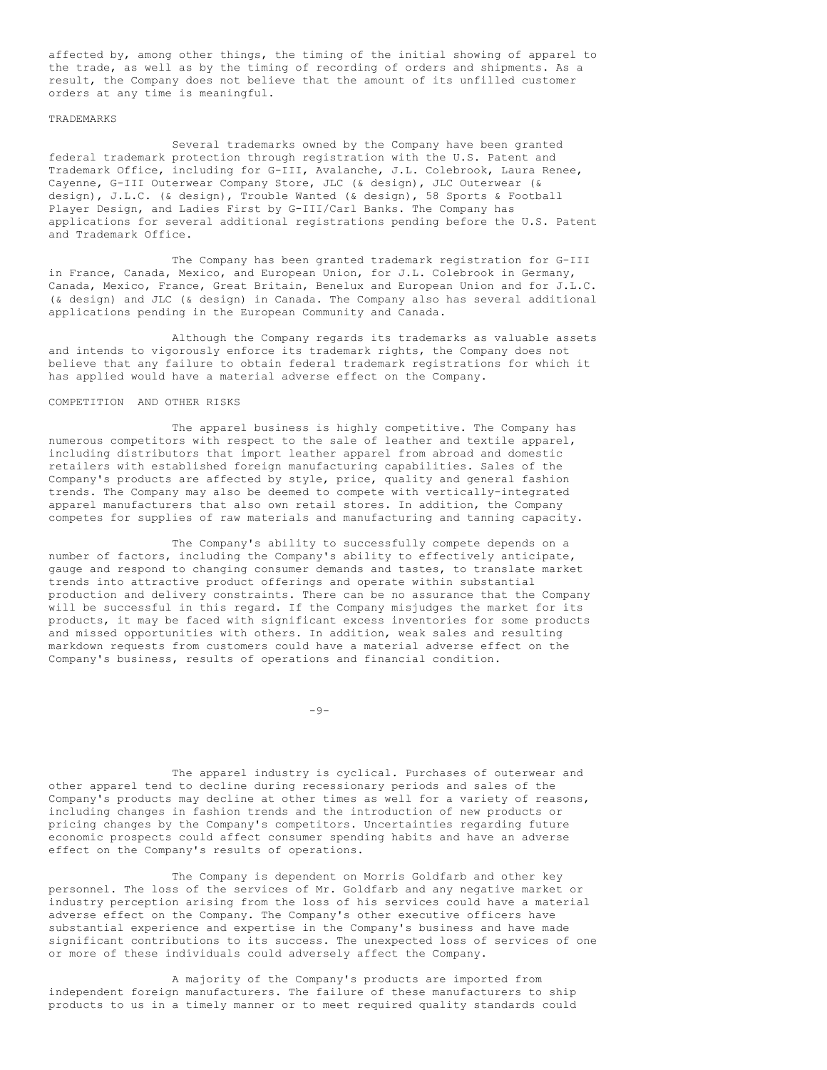affected by, among other things, the timing of the initial showing of apparel to the trade, as well as by the timing of recording of orders and shipments. As a result, the Company does not believe that the amount of its unfilled customer orders at any time is meaningful.

## TRADEMARKS

Several trademarks owned by the Company have been granted federal trademark protection through registration with the U.S. Patent and Trademark Office, including for G-III, Avalanche, J.L. Colebrook, Laura Renee, Cayenne, G-III Outerwear Company Store, JLC (& design), JLC Outerwear (& design), J.L.C. (& design), Trouble Wanted (& design), 58 Sports & Football Player Design, and Ladies First by G-III/Carl Banks. The Company has applications for several additional registrations pending before the U.S. Patent and Trademark Office.

The Company has been granted trademark registration for G-III in France, Canada, Mexico, and European Union, for J.L. Colebrook in Germany, Canada, Mexico, France, Great Britain, Benelux and European Union and for J.L.C. (& design) and JLC (& design) in Canada. The Company also has several additional applications pending in the European Community and Canada.

Although the Company regards its trademarks as valuable assets and intends to vigorously enforce its trademark rights, the Company does not believe that any failure to obtain federal trademark registrations for which it has applied would have a material adverse effect on the Company.

## COMPETITION AND OTHER RISKS

The apparel business is highly competitive. The Company has numerous competitors with respect to the sale of leather and textile apparel, including distributors that import leather apparel from abroad and domestic retailers with established foreign manufacturing capabilities. Sales of the Company's products are affected by style, price, quality and general fashion trends. The Company may also be deemed to compete with vertically-integrated apparel manufacturers that also own retail stores. In addition, the Company competes for supplies of raw materials and manufacturing and tanning capacity.

The Company's ability to successfully compete depends on a number of factors, including the Company's ability to effectively anticipate, gauge and respond to changing consumer demands and tastes, to translate market trends into attractive product offerings and operate within substantial production and delivery constraints. There can be no assurance that the Company will be successful in this regard. If the Company misjudges the market for its products, it may be faced with significant excess inventories for some products and missed opportunities with others. In addition, weak sales and resulting markdown requests from customers could have a material adverse effect on the Company's business, results of operations and financial condition.

The apparel industry is cyclical. Purchases of outerwear and other apparel tend to decline during recessionary periods and sales of the Company's products may decline at other times as well for a variety of reasons, including changes in fashion trends and the introduction of new products or pricing changes by the Company's competitors. Uncertainties regarding future economic prospects could affect consumer spending habits and have an adverse effect on the Company's results of operations.

The Company is dependent on Morris Goldfarb and other key personnel. The loss of the services of Mr. Goldfarb and any negative market or industry perception arising from the loss of his services could have a material adverse effect on the Company. The Company's other executive officers have substantial experience and expertise in the Company's business and have made significant contributions to its success. The unexpected loss of services of one or more of these individuals could adversely affect the Company.

A majority of the Company's products are imported from independent foreign manufacturers. The failure of these manufacturers to ship products to us in a timely manner or to meet required quality standards could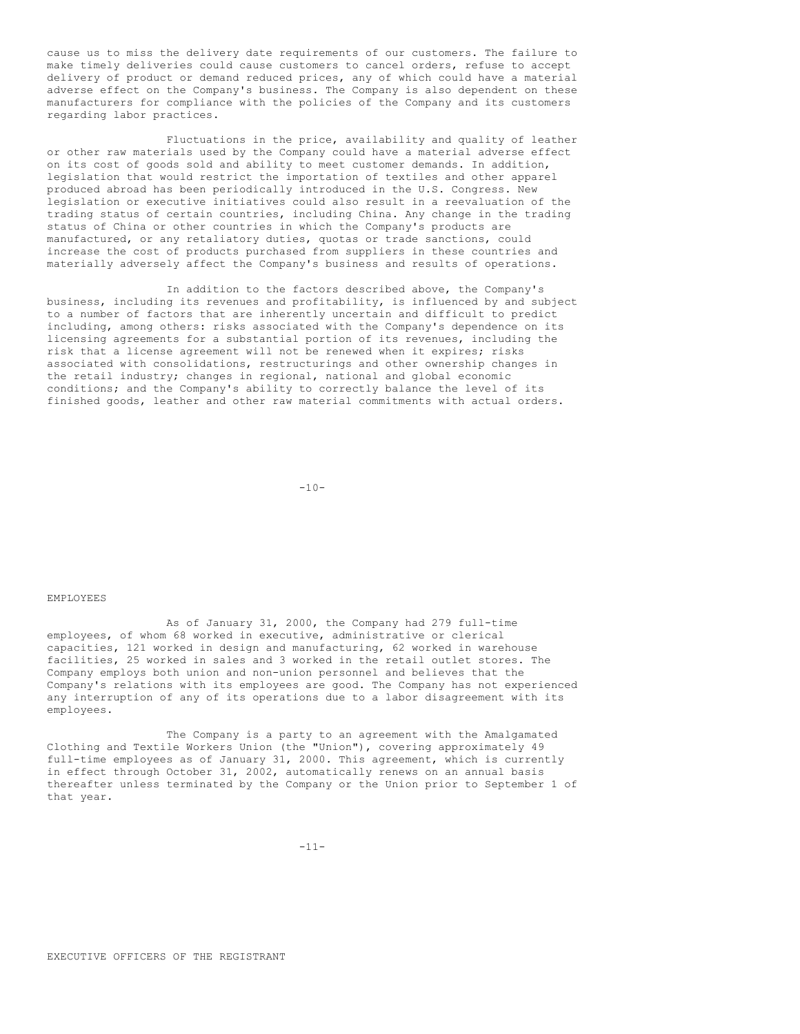cause us to miss the delivery date requirements of our customers. The failure to make timely deliveries could cause customers to cancel orders, refuse to accept delivery of product or demand reduced prices, any of which could have a material adverse effect on the Company's business. The Company is also dependent on these manufacturers for compliance with the policies of the Company and its customers regarding labor practices.

Fluctuations in the price, availability and quality of leather or other raw materials used by the Company could have a material adverse effect on its cost of goods sold and ability to meet customer demands. In addition, legislation that would restrict the importation of textiles and other apparel produced abroad has been periodically introduced in the U.S. Congress. New legislation or executive initiatives could also result in a reevaluation of the trading status of certain countries, including China. Any change in the trading status of China or other countries in which the Company's products are manufactured, or any retaliatory duties, quotas or trade sanctions, could increase the cost of products purchased from suppliers in these countries and materially adversely affect the Company's business and results of operations.

In addition to the factors described above, the Company's business, including its revenues and profitability, is influenced by and subject to a number of factors that are inherently uncertain and difficult to predict including, among others: risks associated with the Company's dependence on its licensing agreements for a substantial portion of its revenues, including the risk that a license agreement will not be renewed when it expires; risks associated with consolidations, restructurings and other ownership changes in the retail industry; changes in regional, national and global economic conditions; and the Company's ability to correctly balance the level of its finished goods, leather and other raw material commitments with actual orders.

## EMPLOYEES

As of January 31, 2000, the Company had 279 full-time employees, of whom 68 worked in executive, administrative or clerical capacities, 121 worked in design and manufacturing, 62 worked in warehouse facilities, 25 worked in sales and 3 worked in the retail outlet stores. The Company employs both union and non-union personnel and believes that the Company's relations with its employees are good. The Company has not experienced any interruption of any of its operations due to a labor disagreement with its employees.

The Company is a party to an agreement with the Amalgamated Clothing and Textile Workers Union (the "Union"), covering approximately 49 full-time employees as of January 31, 2000. This agreement, which is currently in effect through October 31, 2002, automatically renews on an annual basis thereafter unless terminated by the Company or the Union prior to September 1 of that year.

## EXECUTIVE OFFICERS OF THE REGISTRANT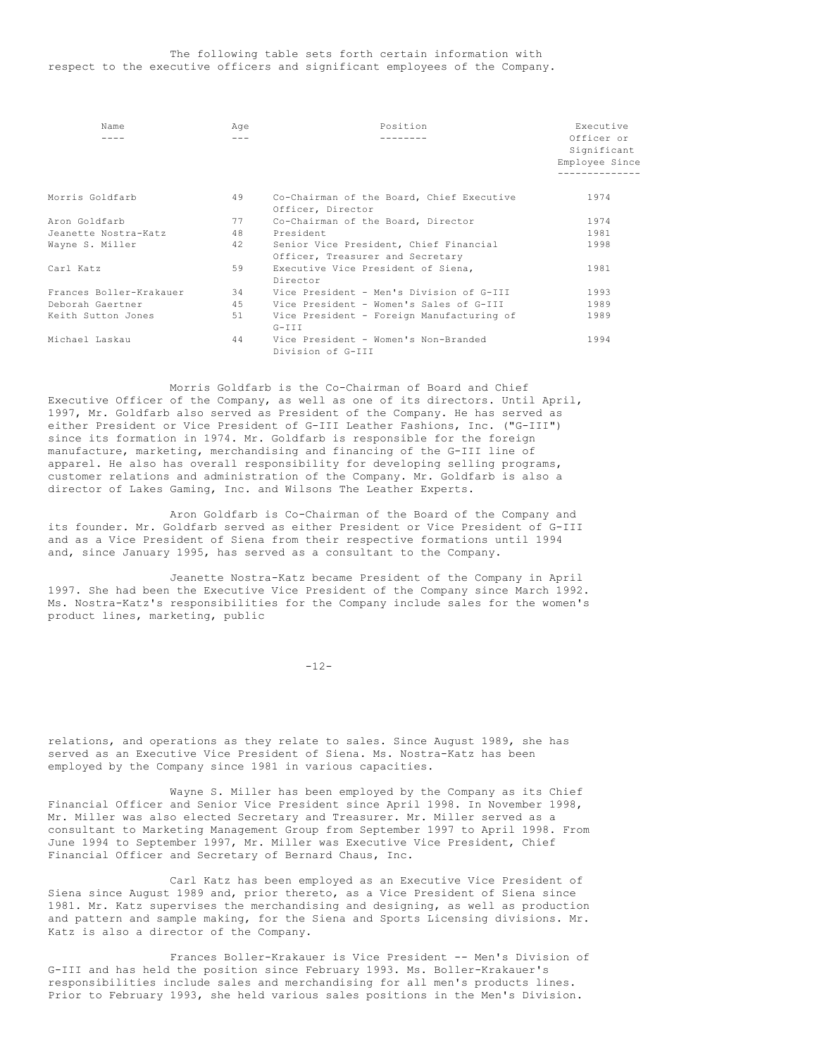The following table sets forth certain information with respect to the executive officers and significant employees of the Company.

| Name | Age | Position | Executive Officer or Significant Employee Since |
|---|---|---|---|
| Morris Goldfarb | 49 | Co-Chairman of the Board, Chief Executive Officer, Director | 1974 |
| Aron Goldfarb | 77 | Co-Chairman of the Board, Director | 1974 |
| Jeanette Nostra-Katz | 48 | President | 1981 |
| Wayne S. Miller | 42 | Senior Vice President, Chief Financial Officer, Treasurer and Secretary | 1998 |
| Carl Katz | 59 | Executive Vice President of Siena, Director | 1981 |
| Frances Boller-Krakauer | 34 | Vice President - Men's Division of G-III | 1993 |
| Deborah Gaertner | 45 | Vice President - Women's Sales of G-III | 1989 |
| Keith Sutton Jones | 51 | Vice President - Foreign Manufacturing of G-III | 1989 |
| Michael Laskau | 44 | Vice President - Women's Non-Branded Division of G-III | 1994 |

Morris Goldfarb is the Co-Chairman of Board and Chief Executive Officer of the Company, as well as one of its directors. Until April, 1997, Mr. Goldfarb also served as President of the Company. He has served as either President or Vice President of G-III Leather Fashions, Inc. ("G-III") since its formation in 1974. Mr. Goldfarb is responsible for the foreign manufacture, marketing, merchandising and financing of the G-III line of apparel. He also has overall responsibility for developing selling programs, customer relations and administration of the Company. Mr. Goldfarb is also a director of Lakes Gaming, Inc. and Wilsons The Leather Experts.

Aron Goldfarb is Co-Chairman of the Board of the Company and its founder. Mr. Goldfarb served as either President or Vice President of G-III and as a Vice President of Siena from their respective formations until 1994 and, since January 1995, has served as a consultant to the Company.

Jeanette Nostra-Katz became President of the Company in April 1997. She had been the Executive Vice President of the Company since March 1992. Ms. Nostra-Katz's responsibilities for the Company include sales for the women's product lines, marketing, public relations, and operations as they relate to sales. Since August 1989, she has served as an Executive Vice President of Siena. Ms. Nostra-Katz has been employed by the Company since 1981 in various capacities.

Wayne S. Miller has been employed by the Company as its Chief Financial Officer and Senior Vice President since April 1998. In November 1998, Mr. Miller was also elected Secretary and Treasurer. Mr. Miller served as a consultant to Marketing Management Group from September 1997 to April 1998. From June 1994 to September 1997, Mr. Miller was Executive Vice President, Chief Financial Officer and Secretary of Bernard Chaus, Inc.

Carl Katz has been employed as an Executive Vice President of Siena since August 1989 and, prior thereto, as a Vice President of Siena since 1981. Mr. Katz supervises the merchandising and designing, as well as production and pattern and sample making, for the Siena and Sports Licensing divisions. Mr. Katz is also a director of the Company.

Frances Boller-Krakauer is Vice President -- Men's Division of G-III and has held the position since February 1993. Ms. Boller-Krakauer's responsibilities include sales and merchandising for all men's products lines. Prior to February 1993, she held various sales positions in the Men's Division.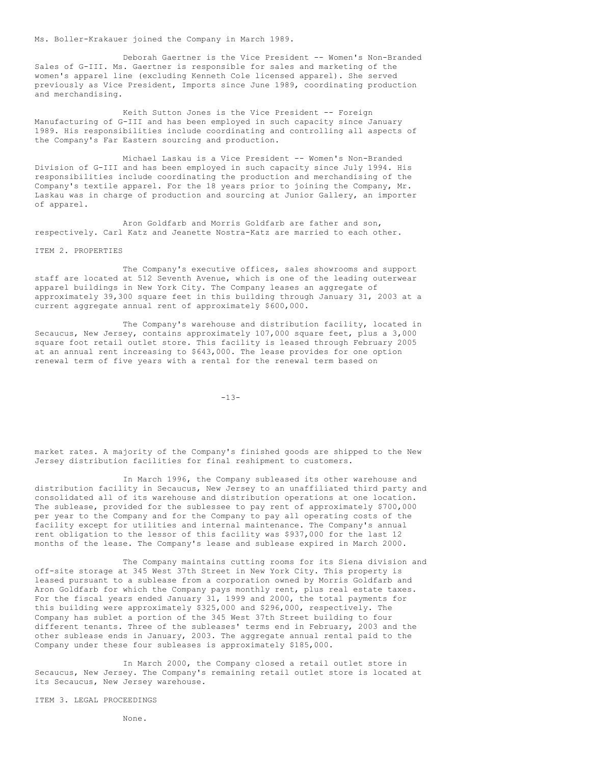Ms. Boller-Krakauer joined the Company in March 1989.

Deborah Gaertner is the Vice President -- Women's Non-Branded Sales of G-III. Ms. Gaertner is responsible for sales and marketing of the women's apparel line (excluding Kenneth Cole licensed apparel). She served previously as Vice President, Imports since June 1989, coordinating production and merchandising.

Keith Sutton Jones is the Vice President -- Foreign Manufacturing of G-III and has been employed in such capacity since January 1989. His responsibilities include coordinating and controlling all aspects of the Company's Far Eastern sourcing and production.

Michael Laskau is a Vice President -- Women's Non-Branded Division of G-III and has been employed in such capacity since July 1994. His responsibilities include coordinating the production and merchandising of the Company's textile apparel. For the 18 years prior to joining the Company, Mr. Laskau was in charge of production and sourcing at Junior Gallery, an importer of apparel.

Aron Goldfarb and Morris Goldfarb are father and son, respectively. Carl Katz and Jeanette Nostra-Katz are married to each other.

## ITEM 2. PROPERTIES

The Company's executive offices, sales showrooms and support staff are located at 512 Seventh Avenue, which is one of the leading outerwear apparel buildings in New York City. The Company leases an aggregate of approximately 39,300 square feet in this building through January 31, 2003 at a current aggregate annual rent of approximately $600,000.

The Company's warehouse and distribution facility, located in Secaucus, New Jersey, contains approximately 107,000 square feet, plus a 3,000 square foot retail outlet store. This facility is leased through February 2005 at an annual rent increasing to $643,000. The lease provides for one option renewal term of five years with a rental for the renewal term based on market rates. A majority of the Company's finished goods are shipped to the New Jersey distribution facilities for final reshipment to customers.

In March 1996, the Company subleased its other warehouse and distribution facility in Secaucus, New Jersey to an unaffiliated third party and consolidated all of its warehouse and distribution operations at one location. The sublease, provided for the sublessee to pay rent of approximately $700,000 per year to the Company and for the Company to pay all operating costs of the facility except for utilities and internal maintenance. The Company's annual rent obligation to the lessor of this facility was $937,000 for the last 12 months of the lease. The Company's lease and sublease expired in March 2000.

The Company maintains cutting rooms for its Siena division and off-site storage at 345 West 37th Street in New York City. This property is leased pursuant to a sublease from a corporation owned by Morris Goldfarb and Aron Goldfarb for which the Company pays monthly rent, plus real estate taxes. For the fiscal years ended January 31, 1999 and 2000, the total payments for this building were approximately $325,000 and $296,000, respectively. The Company has sublet a portion of the 345 West 37th Street building to four different tenants. Three of the subleases' terms end in February, 2003 and the other sublease ends in January, 2003. The aggregate annual rental paid to the Company under these four subleases is approximately $185,000.

In March 2000, the Company closed a retail outlet store in Secaucus, New Jersey. The Company's remaining retail outlet store is located at its Secaucus, New Jersey warehouse.

## ITEM 3. LEGAL PROCEEDINGS

None.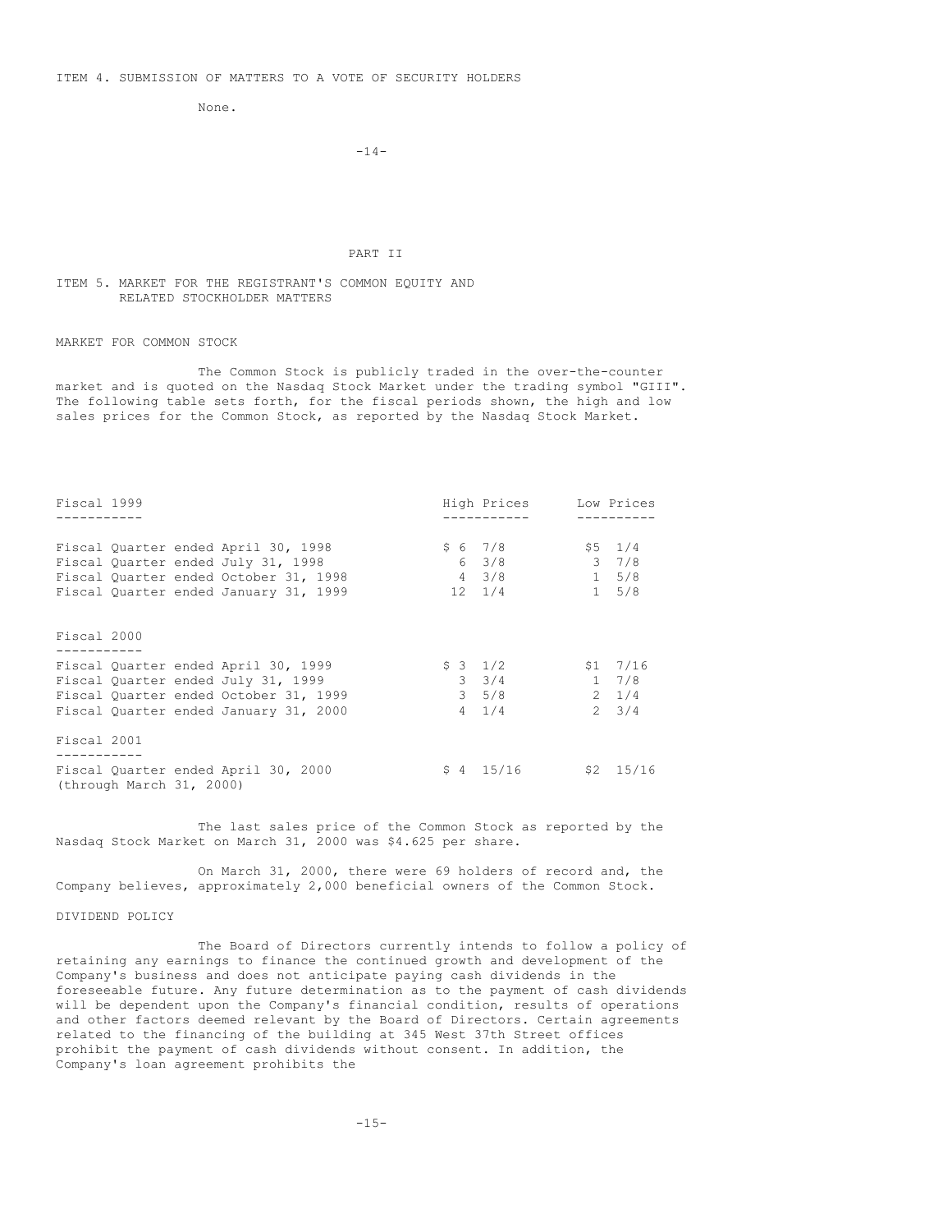ITEM 4. SUBMISSION OF MATTERS TO A VOTE OF SECURITY HOLDERS

None.

# PART II

## ITEM 5. MARKET FOR THE REGISTRANT'S COMMON EQUITY AND RELATED STOCKHOLDER MATTERS

### MARKET FOR COMMON STOCK

The Common Stock is publicly traded in the over-the-counter market and is quoted on the Nasdaq Stock Market under the trading symbol "GIII". The following table sets forth, for the fiscal periods shown, the high and low sales prices for the Common Stock, as reported by the Nasdaq Stock Market.

| | High Prices | Low Prices |
|---|---|---|
| **Fiscal 1999** | | |
| Fiscal Quarter ended April 30, 1998 | $ 6 7/8 | $5 1/4 |
| Fiscal Quarter ended July 31, 1998 | 6 3/8 | 3 7/8 |
| Fiscal Quarter ended October 31, 1998 | 4 3/8 | 1 5/8 |
| Fiscal Quarter ended January 31, 1999 | 12 1/4 | 1 5/8 |
| **Fiscal 2000** | | |
| Fiscal Quarter ended April 30, 1999 | $ 3 1/2 | $1 7/16 |
| Fiscal Quarter ended July 31, 1999 | 3 3/4 | 1 7/8 |
| Fiscal Quarter ended October 31, 1999 | 3 5/8 | 2 1/4 |
| Fiscal Quarter ended January 31, 2000 | 4 1/4 | 2 3/4 |
| **Fiscal 2001** | | |
| Fiscal Quarter ended April 30, 2000 (through March 31, 2000) | $ 4 15/16 | $2 15/16 |

The last sales price of the Common Stock as reported by the Nasdaq Stock Market on March 31, 2000 was $4.625 per share.

On March 31, 2000, there were 69 holders of record and, the Company believes, approximately 2,000 beneficial owners of the Common Stock.

### DIVIDEND POLICY

The Board of Directors currently intends to follow a policy of retaining any earnings to finance the continued growth and development of the Company's business and does not anticipate paying cash dividends in the foreseeable future. Any future determination as to the payment of cash dividends will be dependent upon the Company's financial condition, results of operations and other factors deemed relevant by the Board of Directors. Certain agreements related to the financing of the building at 345 West 37th Street offices prohibit the payment of cash dividends without consent. In addition, the Company's loan agreement prohibits the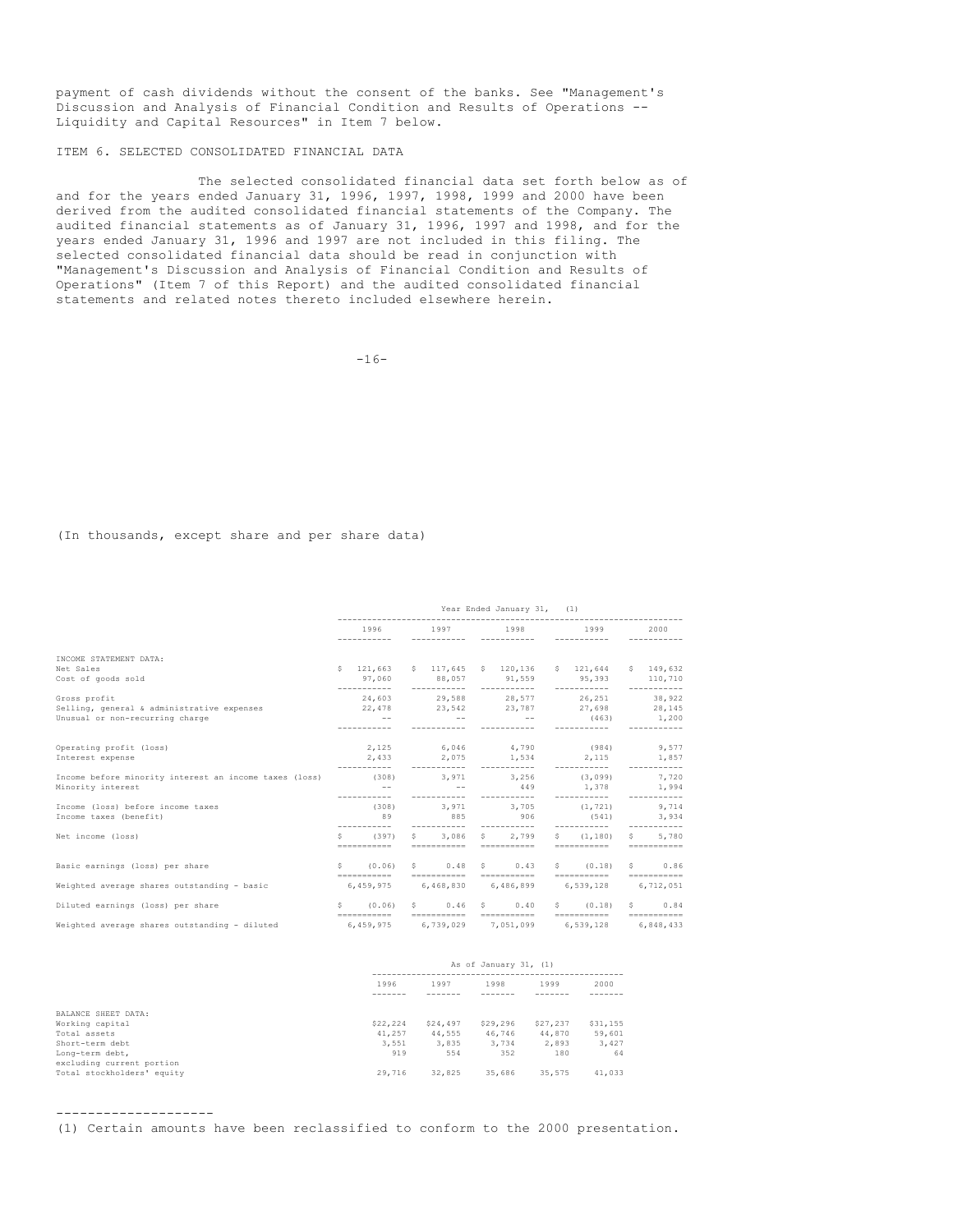payment of cash dividends without the consent of the banks. See "Management's Discussion and Analysis of Financial Condition and Results of Operations -- Liquidity and Capital Resources" in Item 7 below.

## ITEM 6. SELECTED CONSOLIDATED FINANCIAL DATA

The selected consolidated financial data set forth below as of and for the years ended January 31, 1996, 1997, 1998, 1999 and 2000 have been derived from the audited consolidated financial statements of the Company. The audited financial statements as of January 31, 1996, 1997 and 1998, and for the years ended January 31, 1996 and 1997 are not included in this filing. The selected consolidated financial data should be read in conjunction with "Management's Discussion and Analysis of Financial Condition and Results of Operations" (Item 7 of this Report) and the audited consolidated financial statements and related notes thereto included elsewhere herein.

(In thousands, except share and per share data)

| | Year Ended January 31, (1) | | | | |
|---|---|---|---|---|---|
| | 1996 | 1997 | 1998 | 1999 | 2000 |
| INCOME STATEMENT DATA: | | | | | |
| Net Sales | $ 121,663 | $ 117,645 | $ 120,136 | $ 121,644 | $ 149,632 |
| Cost of goods sold | 97,060 | 88,057 | 91,559 | 95,393 | 110,710 |
| Gross profit | 24,603 | 29,588 | 28,577 | 26,251 | 38,922 |
| Selling, general & administrative expenses | 22,478 | 23,542 | 23,787 | 27,698 | 28,145 |
| Unusual or non-recurring charge | -- | -- | -- | (463) | 1,200 |
| Operating profit (loss) | 2,125 | 6,046 | 4,790 | (984) | 9,577 |
| Interest expense | 2,433 | 2,075 | 1,534 | 2,115 | 1,857 |
| Income before minority interest an income taxes (loss) | (308) | 3,971 | 3,256 | (3,099) | 7,720 |
| Minority interest | -- | -- | 449 | 1,378 | 1,994 |
| Income (loss) before income taxes | (308) | 3,971 | 3,705 | (1,721) | 9,714 |
| Income taxes (benefit) | 89 | 885 | 906 | (541) | 3,934 |
| Net income (loss) | $ (397) | $ 3,086 | $ 2,799 | $ (1,180) | $ 5,780 |
| Basic earnings (loss) per share | $ (0.06) | $ 0.48 | $ 0.43 | $ (0.18) | $ 0.86 |
| Weighted average shares outstanding - basic | 6,459,975 | 6,468,830 | 6,486,899 | 6,539,128 | 6,712,051 |
| Diluted earnings (loss) per share | $ (0.06) | $ 0.46 | $ 0.40 | $ (0.18) | $ 0.84 |
| Weighted average shares outstanding - diluted | 6,459,975 | 6,739,029 | 7,051,099 | 6,539,128 | 6,848,433 |

| | As of January 31, (1) | | | | |
|---|---|---|---|---|---|
| | 1996 | 1997 | 1998 | 1999 | 2000 |
| BALANCE SHEET DATA: | | | | | |
| Working capital | $22,224 | $24,497 | $29,296 | $27,237 | $31,155 |
| Total assets | 41,257 | 44,555 | 46,746 | 44,870 | 59,601 |
| Short-term debt | 3,551 | 3,835 | 3,734 | 2,893 | 3,427 |
| Long-term debt, excluding current portion | 919 | 554 | 352 | 180 | 64 |
| Total stockholders' equity | 29,716 | 32,825 | 35,686 | 35,575 | 41,033 |

---

(1) Certain amounts have been reclassified to conform to the 2000 presentation.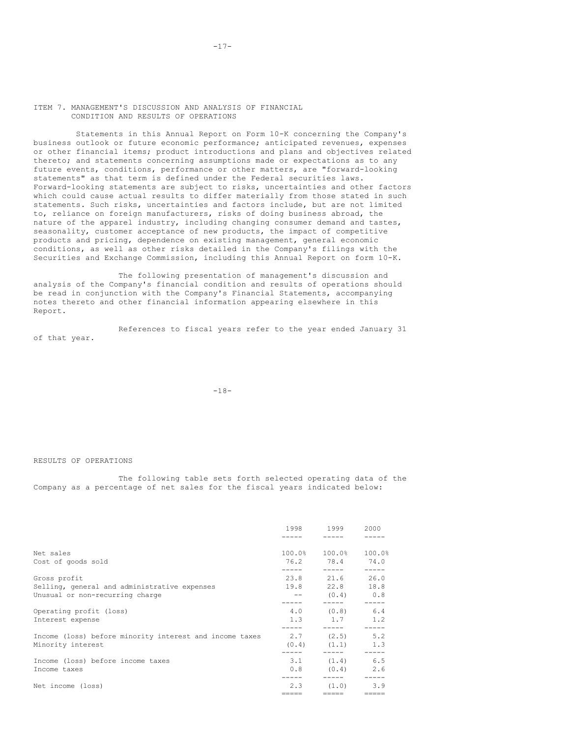## ITEM 7. MANAGEMENT'S DISCUSSION AND ANALYSIS OF FINANCIAL CONDITION AND RESULTS OF OPERATIONS

Statements in this Annual Report on Form 10-K concerning the Company's business outlook or future economic performance; anticipated revenues, expenses or other financial items; product introductions and plans and objectives related thereto; and statements concerning assumptions made or expectations as to any future events, conditions, performance or other matters, are "forward-looking statements" as that term is defined under the Federal securities laws. Forward-looking statements are subject to risks, uncertainties and other factors which could cause actual results to differ materially from those stated in such statements. Such risks, uncertainties and factors include, but are not limited to, reliance on foreign manufacturers, risks of doing business abroad, the nature of the apparel industry, including changing consumer demand and tastes, seasonality, customer acceptance of new products, the impact of competitive products and pricing, dependence on existing management, general economic conditions, as well as other risks detailed in the Company's filings with the Securities and Exchange Commission, including this Annual Report on form 10-K.

The following presentation of management's discussion and analysis of the Company's financial condition and results of operations should be read in conjunction with the Company's Financial Statements, accompanying notes thereto and other financial information appearing elsewhere in this Report.

References to fiscal years refer to the year ended January 31 of that year.

## RESULTS OF OPERATIONS

The following table sets forth selected operating data of the Company as a percentage of net sales for the fiscal years indicated below:

| | 1998 | 1999 | 2000 |
|---|---|---|---|
| Net sales | 100.0% | 100.0% | 100.0% |
| Cost of goods sold | 76.2 | 78.4 | 74.0 |
| Gross profit | 23.8 | 21.6 | 26.0 |
| Selling, general and administrative expenses | 19.8 | 22.8 | 18.8 |
| Unusual or non-recurring charge | -- | (0.4) | 0.8 |
| Operating profit (loss) | 4.0 | (0.8) | 6.4 |
| Interest expense | 1.3 | 1.7 | 1.2 |
| Income (loss) before minority interest and income taxes | 2.7 | (2.5) | 5.2 |
| Minority interest | (0.4) | (1.1) | 1.3 |
| Income (loss) before income taxes | 3.1 | (1.4) | 6.5 |
| Income taxes | 0.8 | (0.4) | 2.6 |
| Net income (loss) | 2.3 | (1.0) | 3.9 |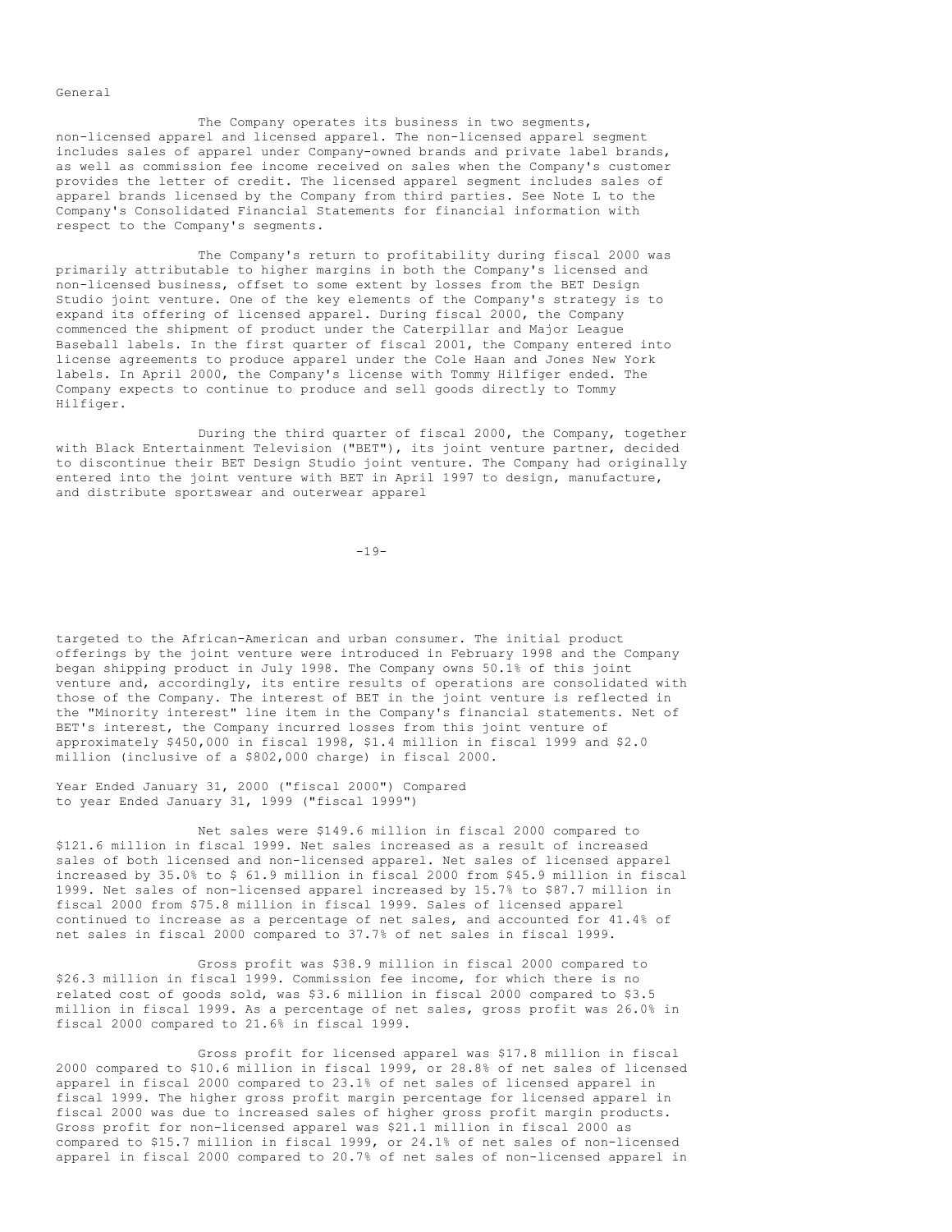General

The Company operates its business in two segments, non-licensed apparel and licensed apparel. The non-licensed apparel segment includes sales of apparel under Company-owned brands and private label brands, as well as commission fee income received on sales when the Company's customer provides the letter of credit. The licensed apparel segment includes sales of apparel brands licensed by the Company from third parties. See Note L to the Company's Consolidated Financial Statements for financial information with respect to the Company's segments.

The Company's return to profitability during fiscal 2000 was primarily attributable to higher margins in both the Company's licensed and non-licensed business, offset to some extent by losses from the BET Design Studio joint venture. One of the key elements of the Company's strategy is to expand its offering of licensed apparel. During fiscal 2000, the Company commenced the shipment of product under the Caterpillar and Major League Baseball labels. In the first quarter of fiscal 2001, the Company entered into license agreements to produce apparel under the Cole Haan and Jones New York labels. In April 2000, the Company's license with Tommy Hilfiger ended. The Company expects to continue to produce and sell goods directly to Tommy Hilfiger.

During the third quarter of fiscal 2000, the Company, together with Black Entertainment Television ("BET"), its joint venture partner, decided to discontinue their BET Design Studio joint venture. The Company had originally entered into the joint venture with BET in April 1997 to design, manufacture, and distribute sportswear and outerwear apparel targeted to the African-American and urban consumer. The initial product offerings by the joint venture were introduced in February 1998 and the Company began shipping product in July 1998. The Company owns 50.1% of this joint venture and, accordingly, its entire results of operations are consolidated with those of the Company. The interest of BET in the joint venture is reflected in the "Minority interest" line item in the Company's financial statements. Net of BET's interest, the Company incurred losses from this joint venture of approximately $450,000 in fiscal 1998, $1.4 million in fiscal 1999 and $2.0 million (inclusive of a $802,000 charge) in fiscal 2000.

Year Ended January 31, 2000 ("fiscal 2000") Compared to year Ended January 31, 1999 ("fiscal 1999")

Net sales were $149.6 million in fiscal 2000 compared to $121.6 million in fiscal 1999. Net sales increased as a result of increased sales of both licensed and non-licensed apparel. Net sales of licensed apparel increased by 35.0% to $ 61.9 million in fiscal 2000 from $45.9 million in fiscal 1999. Net sales of non-licensed apparel increased by 15.7% to $87.7 million in fiscal 2000 from $75.8 million in fiscal 1999. Sales of licensed apparel continued to increase as a percentage of net sales, and accounted for 41.4% of net sales in fiscal 2000 compared to 37.7% of net sales in fiscal 1999.

Gross profit was $38.9 million in fiscal 2000 compared to $26.3 million in fiscal 1999. Commission fee income, for which there is no related cost of goods sold, was $3.6 million in fiscal 2000 compared to $3.5 million in fiscal 1999. As a percentage of net sales, gross profit was 26.0% in fiscal 2000 compared to 21.6% in fiscal 1999.

Gross profit for licensed apparel was $17.8 million in fiscal 2000 compared to $10.6 million in fiscal 1999, or 28.8% of net sales of licensed apparel in fiscal 2000 compared to 23.1% of net sales of licensed apparel in fiscal 1999. The higher gross profit margin percentage for licensed apparel in fiscal 2000 was due to increased sales of higher gross profit margin products. Gross profit for non-licensed apparel was $21.1 million in fiscal 2000 as compared to $15.7 million in fiscal 1999, or 24.1% of net sales of non-licensed apparel in fiscal 2000 compared to 20.7% of net sales of non-licensed apparel in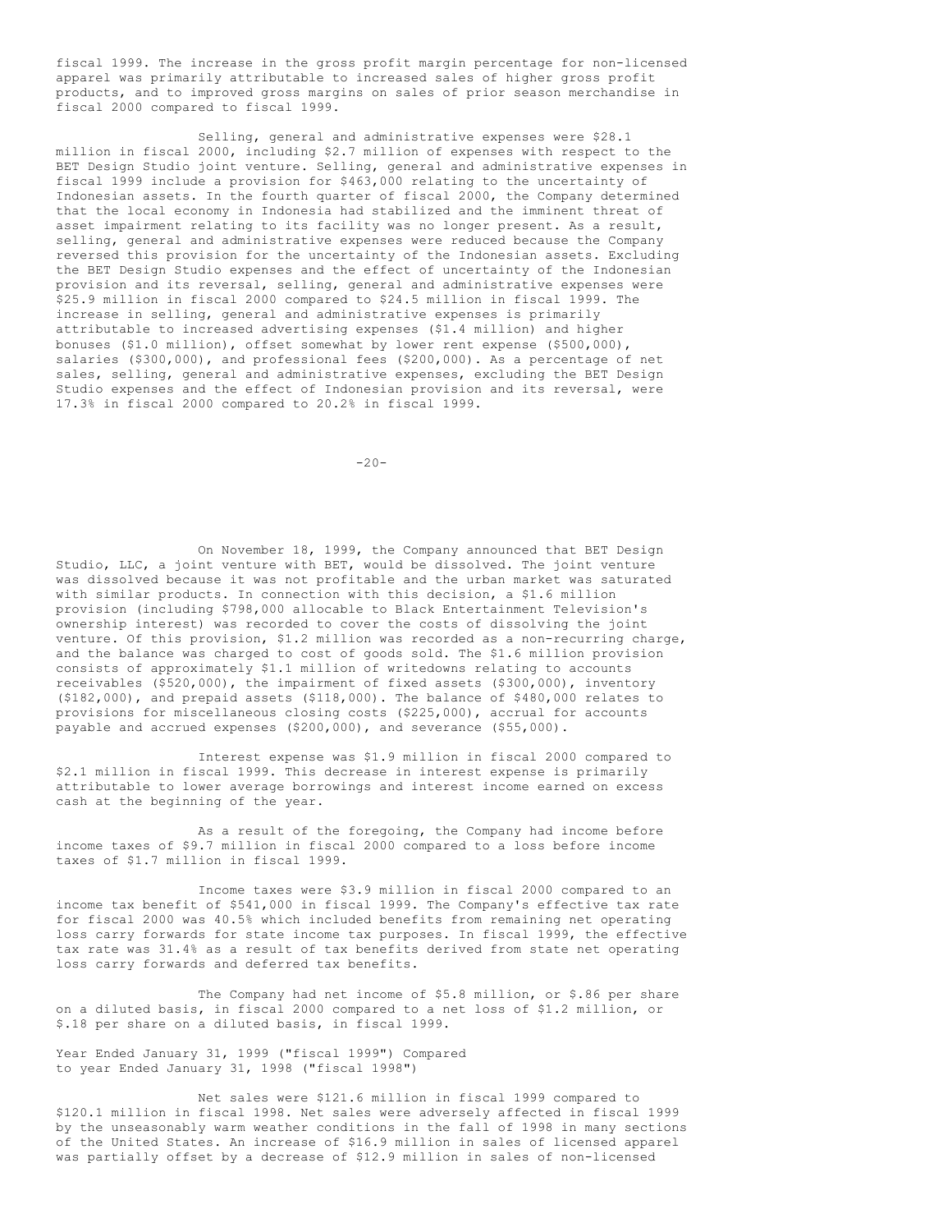fiscal 1999. The increase in the gross profit margin percentage for non-licensed apparel was primarily attributable to increased sales of higher gross profit products, and to improved gross margins on sales of prior season merchandise in fiscal 2000 compared to fiscal 1999.

Selling, general and administrative expenses were $28.1 million in fiscal 2000, including $2.7 million of expenses with respect to the BET Design Studio joint venture. Selling, general and administrative expenses in fiscal 1999 include a provision for $463,000 relating to the uncertainty of Indonesian assets. In the fourth quarter of fiscal 2000, the Company determined that the local economy in Indonesia had stabilized and the imminent threat of asset impairment relating to its facility was no longer present. As a result, selling, general and administrative expenses were reduced because the Company reversed this provision for the uncertainty of the Indonesian assets. Excluding the BET Design Studio expenses and the effect of uncertainty of the Indonesian provision and its reversal, selling, general and administrative expenses were $25.9 million in fiscal 2000 compared to $24.5 million in fiscal 1999. The increase in selling, general and administrative expenses is primarily attributable to increased advertising expenses ($1.4 million) and higher bonuses ($1.0 million), offset somewhat by lower rent expense ($500,000), salaries ($300,000), and professional fees ($200,000). As a percentage of net sales, selling, general and administrative expenses, excluding the BET Design Studio expenses and the effect of Indonesian provision and its reversal, were 17.3% in fiscal 2000 compared to 20.2% in fiscal 1999.

On November 18, 1999, the Company announced that BET Design Studio, LLC, a joint venture with BET, would be dissolved. The joint venture was dissolved because it was not profitable and the urban market was saturated with similar products. In connection with this decision, a $1.6 million provision (including $798,000 allocable to Black Entertainment Television's ownership interest) was recorded to cover the costs of dissolving the joint venture. Of this provision, $1.2 million was recorded as a non-recurring charge, and the balance was charged to cost of goods sold. The $1.6 million provision consists of approximately $1.1 million of writedowns relating to accounts receivables ($520,000), the impairment of fixed assets ($300,000), inventory ($182,000), and prepaid assets ($118,000). The balance of $480,000 relates to provisions for miscellaneous closing costs ($225,000), accrual for accounts payable and accrued expenses ($200,000), and severance ($55,000).

Interest expense was $1.9 million in fiscal 2000 compared to $2.1 million in fiscal 1999. This decrease in interest expense is primarily attributable to lower average borrowings and interest income earned on excess cash at the beginning of the year.

As a result of the foregoing, the Company had income before income taxes of $9.7 million in fiscal 2000 compared to a loss before income taxes of $1.7 million in fiscal 1999.

Income taxes were $3.9 million in fiscal 2000 compared to an income tax benefit of $541,000 in fiscal 1999. The Company's effective tax rate for fiscal 2000 was 40.5% which included benefits from remaining net operating loss carry forwards for state income tax purposes. In fiscal 1999, the effective tax rate was 31.4% as a result of tax benefits derived from state net operating loss carry forwards and deferred tax benefits.

The Company had net income of $5.8 million, or $.86 per share on a diluted basis, in fiscal 2000 compared to a net loss of $1.2 million, or $.18 per share on a diluted basis, in fiscal 1999.

Year Ended January 31, 1999 ("fiscal 1999") Compared to year Ended January 31, 1998 ("fiscal 1998")

Net sales were $121.6 million in fiscal 1999 compared to $120.1 million in fiscal 1998. Net sales were adversely affected in fiscal 1999 by the unseasonably warm weather conditions in the fall of 1998 in many sections of the United States. An increase of $16.9 million in sales of licensed apparel was partially offset by a decrease of $12.9 million in sales of non-licensed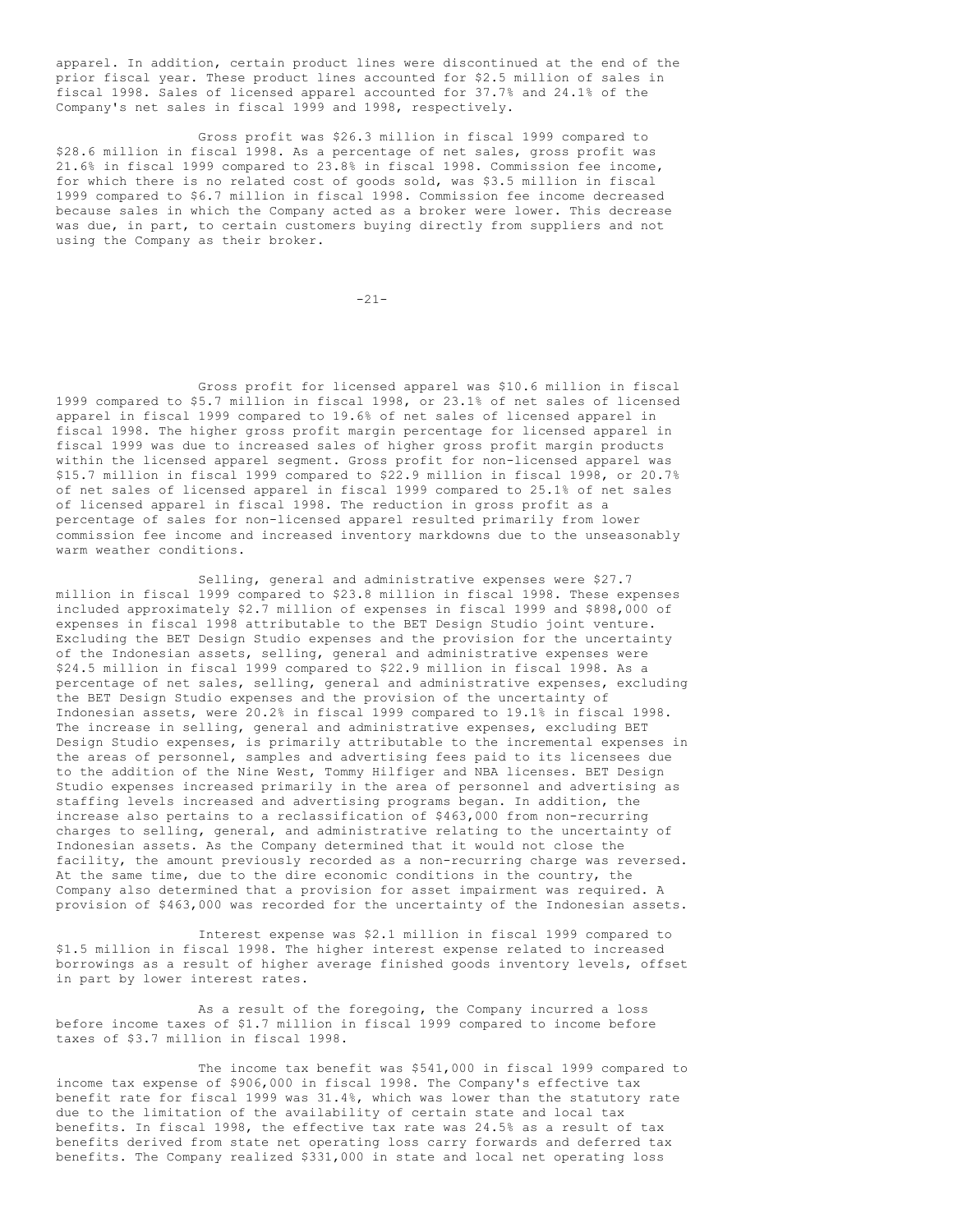apparel. In addition, certain product lines were discontinued at the end of the prior fiscal year. These product lines accounted for $2.5 million of sales in fiscal 1998. Sales of licensed apparel accounted for 37.7% and 24.1% of the Company's net sales in fiscal 1999 and 1998, respectively.

Gross profit was $26.3 million in fiscal 1999 compared to $28.6 million in fiscal 1998. As a percentage of net sales, gross profit was 21.6% in fiscal 1999 compared to 23.8% in fiscal 1998. Commission fee income, for which there is no related cost of goods sold, was $3.5 million in fiscal 1999 compared to $6.7 million in fiscal 1998. Commission fee income decreased because sales in which the Company acted as a broker were lower. This decrease was due, in part, to certain customers buying directly from suppliers and not using the Company as their broker.

Gross profit for licensed apparel was $10.6 million in fiscal 1999 compared to $5.7 million in fiscal 1998, or 23.1% of net sales of licensed apparel in fiscal 1999 compared to 19.6% of net sales of licensed apparel in fiscal 1998. The higher gross profit margin percentage for licensed apparel in fiscal 1999 was due to increased sales of higher gross profit margin products within the licensed apparel segment. Gross profit for non-licensed apparel was $15.7 million in fiscal 1999 compared to $22.9 million in fiscal 1998, or 20.7% of net sales of licensed apparel in fiscal 1999 compared to 25.1% of net sales of licensed apparel in fiscal 1998. The reduction in gross profit as a percentage of sales for non-licensed apparel resulted primarily from lower commission fee income and increased inventory markdowns due to the unseasonably warm weather conditions.

Selling, general and administrative expenses were $27.7 million in fiscal 1999 compared to $23.8 million in fiscal 1998. These expenses included approximately $2.7 million of expenses in fiscal 1999 and $898,000 of expenses in fiscal 1998 attributable to the BET Design Studio joint venture. Excluding the BET Design Studio expenses and the provision for the uncertainty of the Indonesian assets, selling, general and administrative expenses were $24.5 million in fiscal 1999 compared to $22.9 million in fiscal 1998. As a percentage of net sales, selling, general and administrative expenses, excluding the BET Design Studio expenses and the provision of the uncertainty of Indonesian assets, were 20.2% in fiscal 1999 compared to 19.1% in fiscal 1998. The increase in selling, general and administrative expenses, excluding BET Design Studio expenses, is primarily attributable to the incremental expenses in the areas of personnel, samples and advertising fees paid to its licensees due to the addition of the Nine West, Tommy Hilfiger and NBA licenses. BET Design Studio expenses increased primarily in the area of personnel and advertising as staffing levels increased and advertising programs began. In addition, the increase also pertains to a reclassification of $463,000 from non-recurring charges to selling, general, and administrative relating to the uncertainty of Indonesian assets. As the Company determined that it would not close the facility, the amount previously recorded as a non-recurring charge was reversed. At the same time, due to the dire economic conditions in the country, the Company also determined that a provision for asset impairment was required. A provision of $463,000 was recorded for the uncertainty of the Indonesian assets.

Interest expense was $2.1 million in fiscal 1999 compared to $1.5 million in fiscal 1998. The higher interest expense related to increased borrowings as a result of higher average finished goods inventory levels, offset in part by lower interest rates.

As a result of the foregoing, the Company incurred a loss before income taxes of $1.7 million in fiscal 1999 compared to income before taxes of $3.7 million in fiscal 1998.

The income tax benefit was $541,000 in fiscal 1999 compared to income tax expense of $906,000 in fiscal 1998. The Company's effective tax benefit rate for fiscal 1999 was 31.4%, which was lower than the statutory rate due to the limitation of the availability of certain state and local tax benefits. In fiscal 1998, the effective tax rate was 24.5% as a result of tax benefits derived from state net operating loss carry forwards and deferred tax benefits. The Company realized $331,000 in state and local net operating loss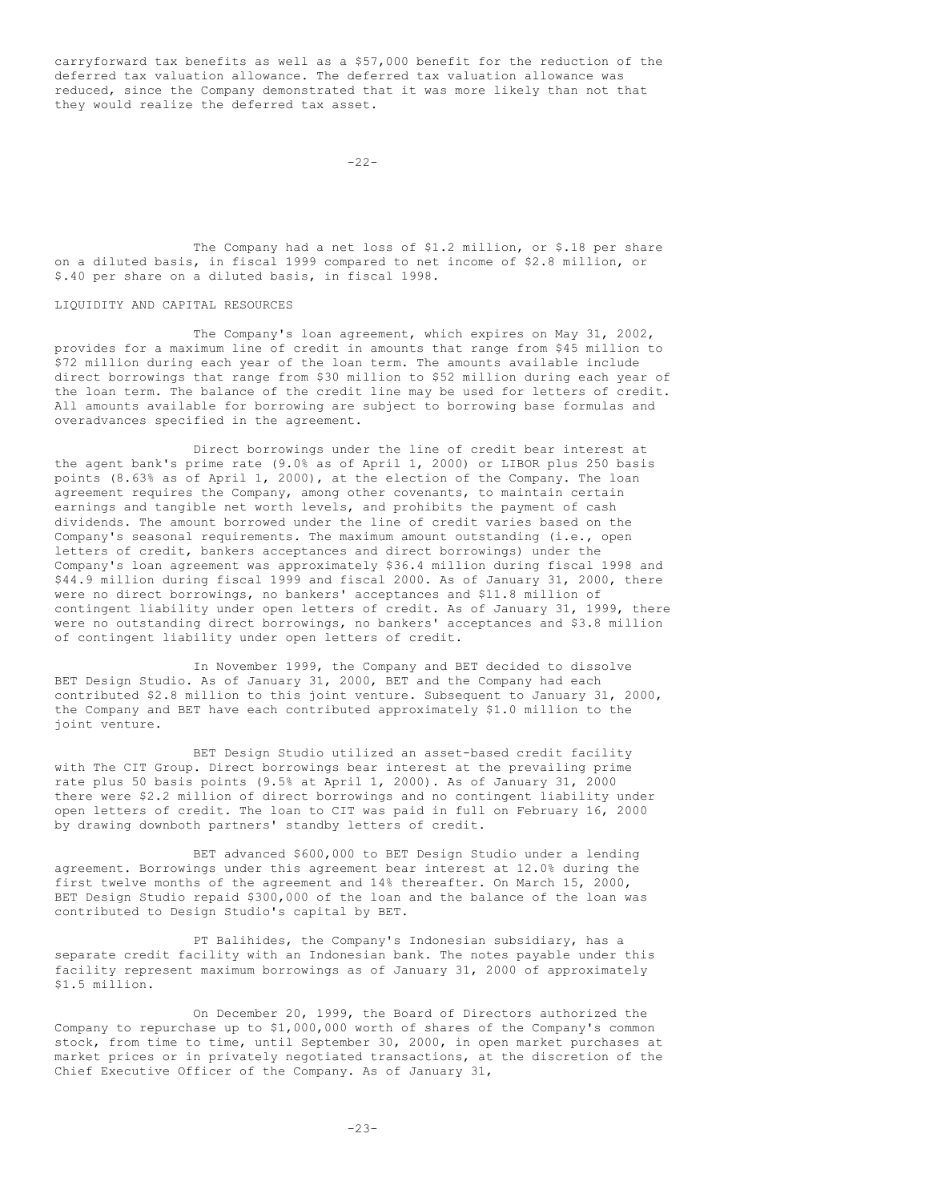carryforward tax benefits as well as a $57,000 benefit for the reduction of the deferred tax valuation allowance. The deferred tax valuation allowance was reduced, since the Company demonstrated that it was more likely than not that they would realize the deferred tax asset.

The Company had a net loss of $1.2 million, or $.18 per share on a diluted basis, in fiscal 1999 compared to net income of $2.8 million, or $.40 per share on a diluted basis, in fiscal 1998.

## LIQUIDITY AND CAPITAL RESOURCES

The Company's loan agreement, which expires on May 31, 2002, provides for a maximum line of credit in amounts that range from $45 million to $72 million during each year of the loan term. The amounts available include direct borrowings that range from $30 million to $52 million during each year of the loan term. The balance of the credit line may be used for letters of credit. All amounts available for borrowing are subject to borrowing base formulas and overadvances specified in the agreement.

Direct borrowings under the line of credit bear interest at the agent bank's prime rate (9.0% as of April 1, 2000) or LIBOR plus 250 basis points (8.63% as of April 1, 2000), at the election of the Company. The loan agreement requires the Company, among other covenants, to maintain certain earnings and tangible net worth levels, and prohibits the payment of cash dividends. The amount borrowed under the line of credit varies based on the Company's seasonal requirements. The maximum amount outstanding (i.e., open letters of credit, bankers acceptances and direct borrowings) under the Company's loan agreement was approximately $36.4 million during fiscal 1998 and $44.9 million during fiscal 1999 and fiscal 2000. As of January 31, 2000, there were no direct borrowings, no bankers' acceptances and $11.8 million of contingent liability under open letters of credit. As of January 31, 1999, there were no outstanding direct borrowings, no bankers' acceptances and $3.8 million of contingent liability under open letters of credit.

In November 1999, the Company and BET decided to dissolve BET Design Studio. As of January 31, 2000, BET and the Company had each contributed $2.8 million to this joint venture. Subsequent to January 31, 2000, the Company and BET have each contributed approximately $1.0 million to the joint venture.

BET Design Studio utilized an asset-based credit facility with The CIT Group. Direct borrowings bear interest at the prevailing prime rate plus 50 basis points (9.5% at April 1, 2000). As of January 31, 2000 there were $2.2 million of direct borrowings and no contingent liability under open letters of credit. The loan to CIT was paid in full on February 16, 2000 by drawing downboth partners' standby letters of credit.

BET advanced $600,000 to BET Design Studio under a lending agreement. Borrowings under this agreement bear interest at 12.0% during the first twelve months of the agreement and 14% thereafter. On March 15, 2000, BET Design Studio repaid $300,000 of the loan and the balance of the loan was contributed to Design Studio's capital by BET.

PT Balihides, the Company's Indonesian subsidiary, has a separate credit facility with an Indonesian bank. The notes payable under this facility represent maximum borrowings as of January 31, 2000 of approximately $1.5 million.

On December 20, 1999, the Board of Directors authorized the Company to repurchase up to $1,000,000 worth of shares of the Company's common stock, from time to time, until September 30, 2000, in open market purchases at market prices or in privately negotiated transactions, at the discretion of the Chief Executive Officer of the Company. As of January 31,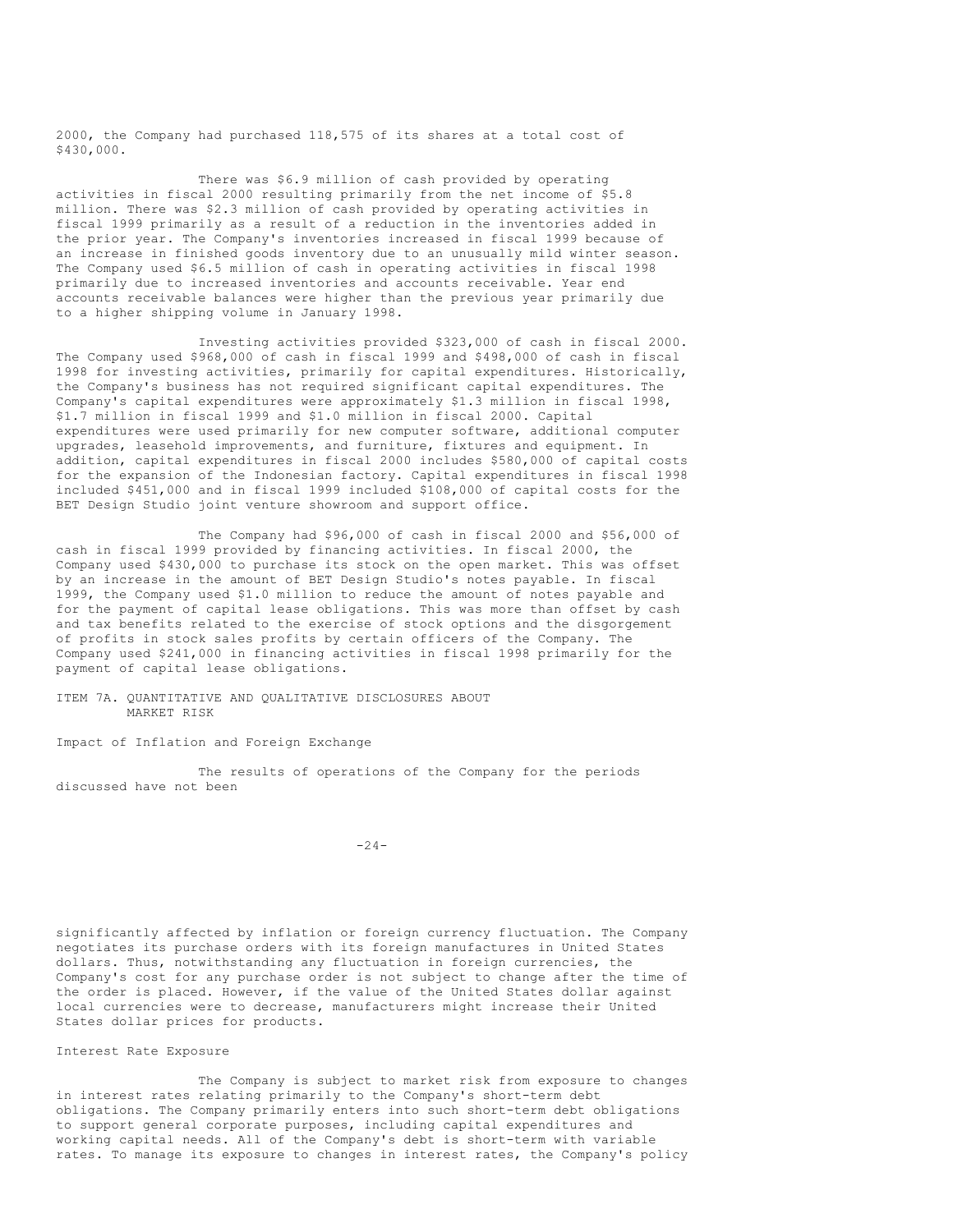2000, the Company had purchased 118,575 of its shares at a total cost of $430,000.

There was $6.9 million of cash provided by operating activities in fiscal 2000 resulting primarily from the net income of $5.8 million. There was $2.3 million of cash provided by operating activities in fiscal 1999 primarily as a result of a reduction in the inventories added in the prior year. The Company's inventories increased in fiscal 1999 because of an increase in finished goods inventory due to an unusually mild winter season. The Company used $6.5 million of cash in operating activities in fiscal 1998 primarily due to increased inventories and accounts receivable. Year end accounts receivable balances were higher than the previous year primarily due to a higher shipping volume in January 1998.

Investing activities provided $323,000 of cash in fiscal 2000. The Company used $968,000 of cash in fiscal 1999 and $498,000 of cash in fiscal 1998 for investing activities, primarily for capital expenditures. Historically, the Company's business has not required significant capital expenditures. The Company's capital expenditures were approximately $1.3 million in fiscal 1998, $1.7 million in fiscal 1999 and $1.0 million in fiscal 2000. Capital expenditures were used primarily for new computer software, additional computer upgrades, leasehold improvements, and furniture, fixtures and equipment. In addition, capital expenditures in fiscal 2000 includes $580,000 of capital costs for the expansion of the Indonesian factory. Capital expenditures in fiscal 1998 included $451,000 and in fiscal 1999 included $108,000 of capital costs for the BET Design Studio joint venture showroom and support office.

The Company had $96,000 of cash in fiscal 2000 and $56,000 of cash in fiscal 1999 provided by financing activities. In fiscal 2000, the Company used $430,000 to purchase its stock on the open market. This was offset by an increase in the amount of BET Design Studio's notes payable. In fiscal 1999, the Company used $1.0 million to reduce the amount of notes payable and for the payment of capital lease obligations. This was more than offset by cash and tax benefits related to the exercise of stock options and the disgorgement of profits in stock sales profits by certain officers of the Company. The Company used $241,000 in financing activities in fiscal 1998 primarily for the payment of capital lease obligations.

## ITEM 7A. QUANTITATIVE AND QUALITATIVE DISCLOSURES ABOUT MARKET RISK

### Impact of Inflation and Foreign Exchange

The results of operations of the Company for the periods discussed have not been significantly affected by inflation or foreign currency fluctuation. The Company negotiates its purchase orders with its foreign manufactures in United States dollars. Thus, notwithstanding any fluctuation in foreign currencies, the Company's cost for any purchase order is not subject to change after the time of the order is placed. However, if the value of the United States dollar against local currencies were to decrease, manufacturers might increase their United States dollar prices for products.

### Interest Rate Exposure

The Company is subject to market risk from exposure to changes in interest rates relating primarily to the Company's short-term debt obligations. The Company primarily enters into such short-term debt obligations to support general corporate purposes, including capital expenditures and working capital needs. All of the Company's debt is short-term with variable rates. To manage its exposure to changes in interest rates, the Company's policy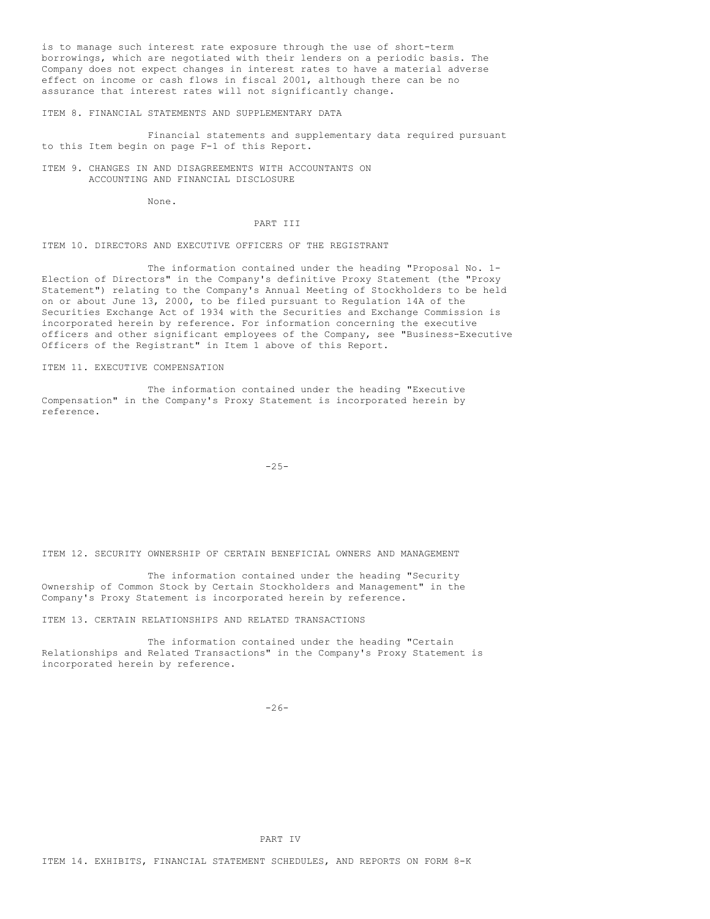is to manage such interest rate exposure through the use of short-term borrowings, which are negotiated with their lenders on a periodic basis. The Company does not expect changes in interest rates to have a material adverse effect on income or cash flows in fiscal 2001, although there can be no assurance that interest rates will not significantly change.

## ITEM 8. FINANCIAL STATEMENTS AND SUPPLEMENTARY DATA

Financial statements and supplementary data required pursuant to this Item begin on page F-1 of this Report.

## ITEM 9. CHANGES IN AND DISAGREEMENTS WITH ACCOUNTANTS ON ACCOUNTING AND FINANCIAL DISCLOSURE

None.

# PART III

## ITEM 10. DIRECTORS AND EXECUTIVE OFFICERS OF THE REGISTRANT

The information contained under the heading "Proposal No. 1-Election of Directors" in the Company's definitive Proxy Statement (the "Proxy Statement") relating to the Company's Annual Meeting of Stockholders to be held on or about June 13, 2000, to be filed pursuant to Regulation 14A of the Securities Exchange Act of 1934 with the Securities and Exchange Commission is incorporated herein by reference. For information concerning the executive officers and other significant employees of the Company, see "Business-Executive Officers of the Registrant" in Item 1 above of this Report.

## ITEM 11. EXECUTIVE COMPENSATION

The information contained under the heading "Executive Compensation" in the Company's Proxy Statement is incorporated herein by reference.

## ITEM 12. SECURITY OWNERSHIP OF CERTAIN BENEFICIAL OWNERS AND MANAGEMENT

The information contained under the heading "Security Ownership of Common Stock by Certain Stockholders and Management" in the Company's Proxy Statement is incorporated herein by reference.

## ITEM 13. CERTAIN RELATIONSHIPS AND RELATED TRANSACTIONS

The information contained under the heading "Certain Relationships and Related Transactions" in the Company's Proxy Statement is incorporated herein by reference.

# PART IV

## ITEM 14. EXHIBITS, FINANCIAL STATEMENT SCHEDULES, AND REPORTS ON FORM 8-K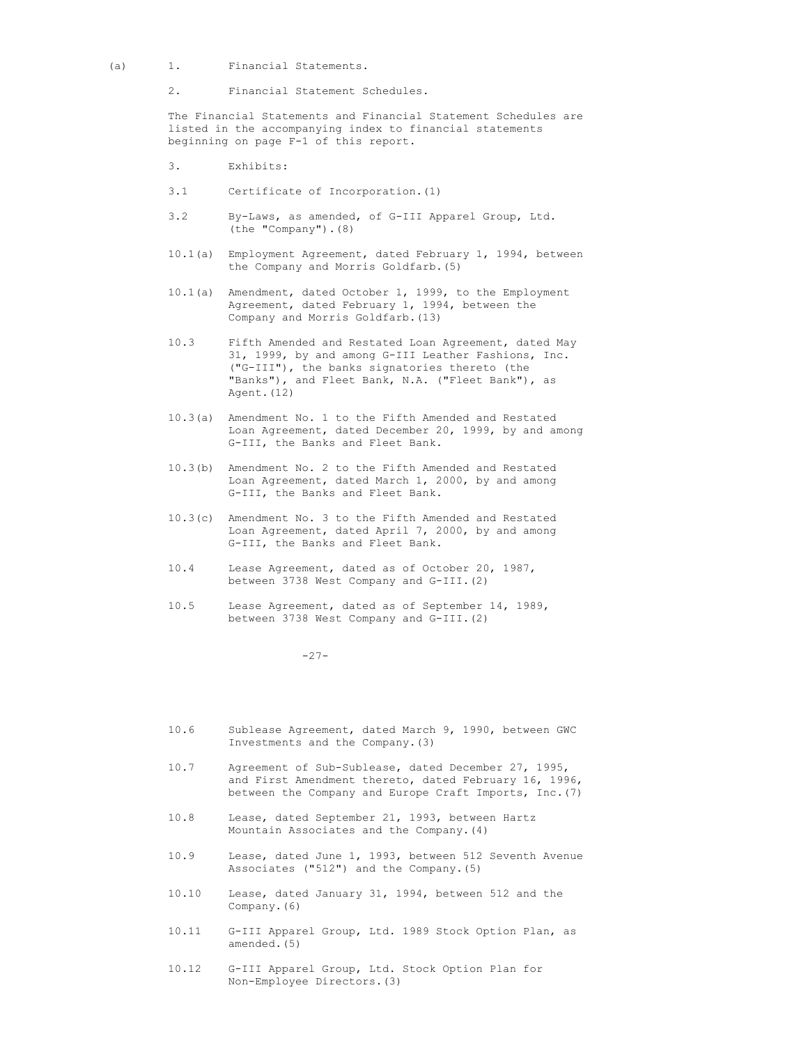(a) 1. Financial Statements.

2. Financial Statement Schedules.

The Financial Statements and Financial Statement Schedules are listed in the accompanying index to financial statements beginning on page F-1 of this report.

3. Exhibits:

3.1 Certificate of Incorporation.(1)

3.2 By-Laws, as amended, of G-III Apparel Group, Ltd. (the "Company").(8)

10.1(a) Employment Agreement, dated February 1, 1994, between the Company and Morris Goldfarb.(5)

10.1(a) Amendment, dated October 1, 1999, to the Employment Agreement, dated February 1, 1994, between the Company and Morris Goldfarb.(13)

10.3 Fifth Amended and Restated Loan Agreement, dated May 31, 1999, by and among G-III Leather Fashions, Inc. ("G-III"), the banks signatories thereto (the "Banks"), and Fleet Bank, N.A. ("Fleet Bank"), as Agent.(12)

10.3(a) Amendment No. 1 to the Fifth Amended and Restated Loan Agreement, dated December 20, 1999, by and among G-III, the Banks and Fleet Bank.

10.3(b) Amendment No. 2 to the Fifth Amended and Restated Loan Agreement, dated March 1, 2000, by and among G-III, the Banks and Fleet Bank.

10.3(c) Amendment No. 3 to the Fifth Amended and Restated Loan Agreement, dated April 7, 2000, by and among G-III, the Banks and Fleet Bank.

10.4 Lease Agreement, dated as of October 20, 1987, between 3738 West Company and G-III.(2)

10.5 Lease Agreement, dated as of September 14, 1989, between 3738 West Company and G-III.(2)

10.6 Sublease Agreement, dated March 9, 1990, between GWC Investments and the Company.(3)

10.7 Agreement of Sub-Sublease, dated December 27, 1995, and First Amendment thereto, dated February 16, 1996, between the Company and Europe Craft Imports, Inc.(7)

10.8 Lease, dated September 21, 1993, between Hartz Mountain Associates and the Company.(4)

10.9 Lease, dated June 1, 1993, between 512 Seventh Avenue Associates ("512") and the Company.(5)

10.10 Lease, dated January 31, 1994, between 512 and the Company.(6)

10.11 G-III Apparel Group, Ltd. 1989 Stock Option Plan, as amended.(5)

10.12 G-III Apparel Group, Ltd. Stock Option Plan for Non-Employee Directors.(3)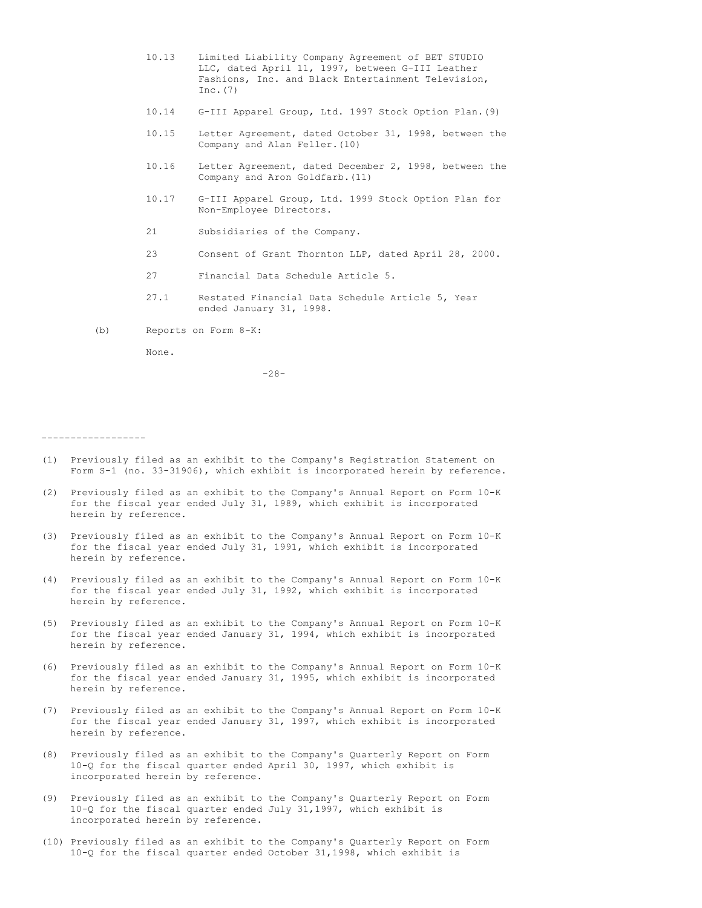| | |
|---|---|
| 10.13 | Limited Liability Company Agreement of BET STUDIO LLC, dated April 11, 1997, between G-III Leather Fashions, Inc. and Black Entertainment Television, Inc.(7) |
| 10.14 | G-III Apparel Group, Ltd. 1997 Stock Option Plan.(9) |
| 10.15 | Letter Agreement, dated October 31, 1998, between the Company and Alan Feller.(10) |
| 10.16 | Letter Agreement, dated December 2, 1998, between the Company and Aron Goldfarb.(11) |
| 10.17 | G-III Apparel Group, Ltd. 1999 Stock Option Plan for Non-Employee Directors. |
| 21 | Subsidiaries of the Company. |
| 23 | Consent of Grant Thornton LLP, dated April 28, 2000. |
| 27 | Financial Data Schedule Article 5. |
| 27.1 | Restated Financial Data Schedule Article 5, Year ended January 31, 1998. |

(b) Reports on Form 8-K:

None.

------------------

(1) Previously filed as an exhibit to the Company's Registration Statement on Form S-1 (no. 33-31906), which exhibit is incorporated herein by reference.

(2) Previously filed as an exhibit to the Company's Annual Report on Form 10-K for the fiscal year ended July 31, 1989, which exhibit is incorporated herein by reference.

(3) Previously filed as an exhibit to the Company's Annual Report on Form 10-K for the fiscal year ended July 31, 1991, which exhibit is incorporated herein by reference.

(4) Previously filed as an exhibit to the Company's Annual Report on Form 10-K for the fiscal year ended July 31, 1992, which exhibit is incorporated herein by reference.

(5) Previously filed as an exhibit to the Company's Annual Report on Form 10-K for the fiscal year ended January 31, 1994, which exhibit is incorporated herein by reference.

(6) Previously filed as an exhibit to the Company's Annual Report on Form 10-K for the fiscal year ended January 31, 1995, which exhibit is incorporated herein by reference.

(7) Previously filed as an exhibit to the Company's Annual Report on Form 10-K for the fiscal year ended January 31, 1997, which exhibit is incorporated herein by reference.

(8) Previously filed as an exhibit to the Company's Quarterly Report on Form 10-Q for the fiscal quarter ended April 30, 1997, which exhibit is incorporated herein by reference.

(9) Previously filed as an exhibit to the Company's Quarterly Report on Form 10-Q for the fiscal quarter ended July 31,1997, which exhibit is incorporated herein by reference.

(10) Previously filed as an exhibit to the Company's Quarterly Report on Form 10-Q for the fiscal quarter ended October 31,1998, which exhibit is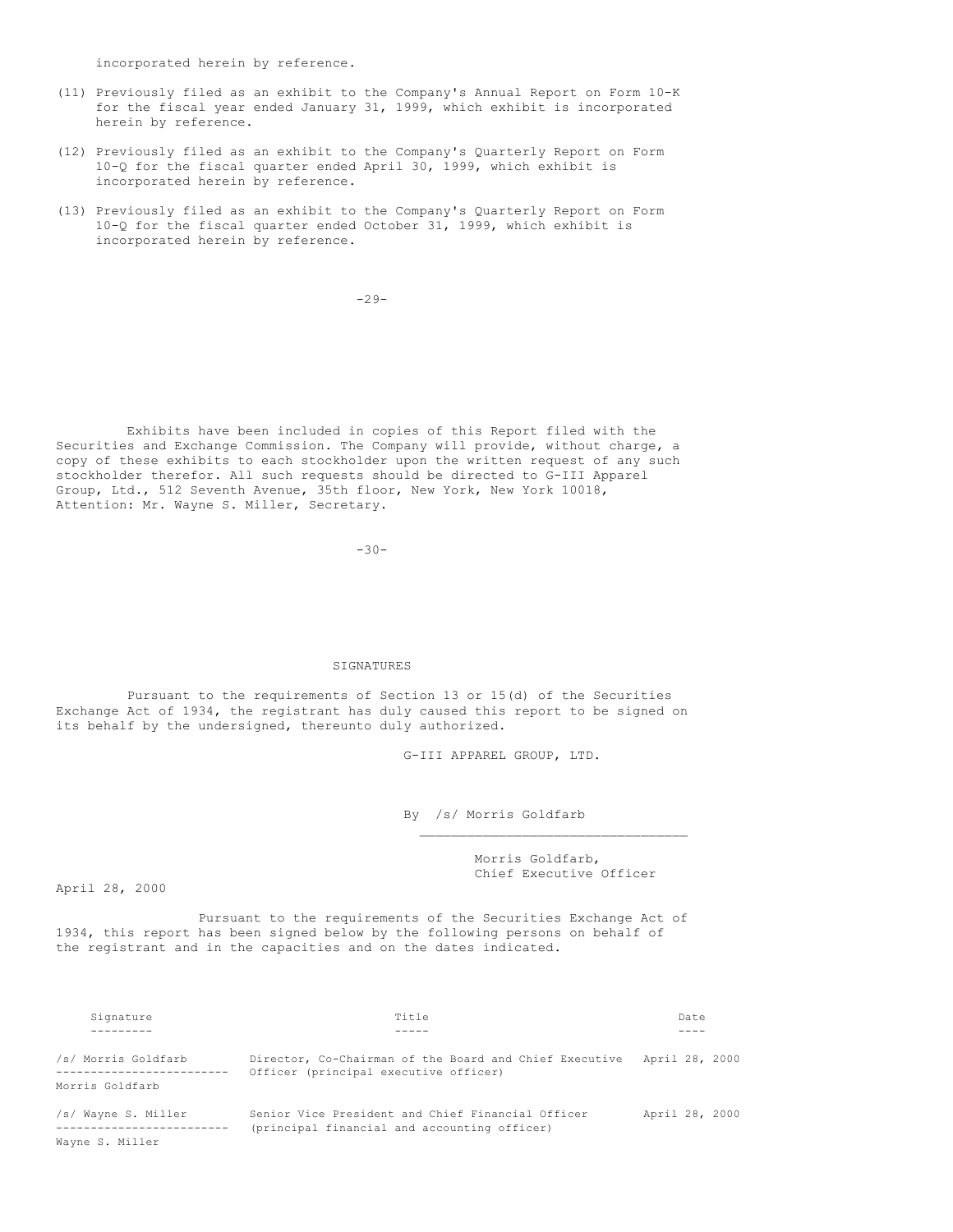incorporated herein by reference.

(11) Previously filed as an exhibit to the Company's Annual Report on Form 10-K for the fiscal year ended January 31, 1999, which exhibit is incorporated herein by reference.

(12) Previously filed as an exhibit to the Company's Quarterly Report on Form 10-Q for the fiscal quarter ended April 30, 1999, which exhibit is incorporated herein by reference.

(13) Previously filed as an exhibit to the Company's Quarterly Report on Form 10-Q for the fiscal quarter ended October 31, 1999, which exhibit is incorporated herein by reference.

Exhibits have been included in copies of this Report filed with the Securities and Exchange Commission. The Company will provide, without charge, a copy of these exhibits to each stockholder upon the written request of any such stockholder therefor. All such requests should be directed to G-III Apparel Group, Ltd., 512 Seventh Avenue, 35th floor, New York, New York 10018, Attention: Mr. Wayne S. Miller, Secretary.

## SIGNATURES

Pursuant to the requirements of Section 13 or 15(d) of the Securities Exchange Act of 1934, the registrant has duly caused this report to be signed on its behalf by the undersigned, thereunto duly authorized.

G-III APPAREL GROUP, LTD.

By /s/ Morris Goldfarb

Morris Goldfarb,
Chief Executive Officer

April 28, 2000

Pursuant to the requirements of the Securities Exchange Act of 1934, this report has been signed below by the following persons on behalf of the registrant and in the capacities and on the dates indicated.

| Signature | Title | Date |
| --- | --- | --- |
| /s/ Morris Goldfarb<br>Morris Goldfarb | Director, Co-Chairman of the Board and Chief Executive Officer (principal executive officer) | April 28, 2000 |
| /s/ Wayne S. Miller<br>Wayne S. Miller | Senior Vice President and Chief Financial Officer (principal financial and accounting officer) | April 28, 2000 |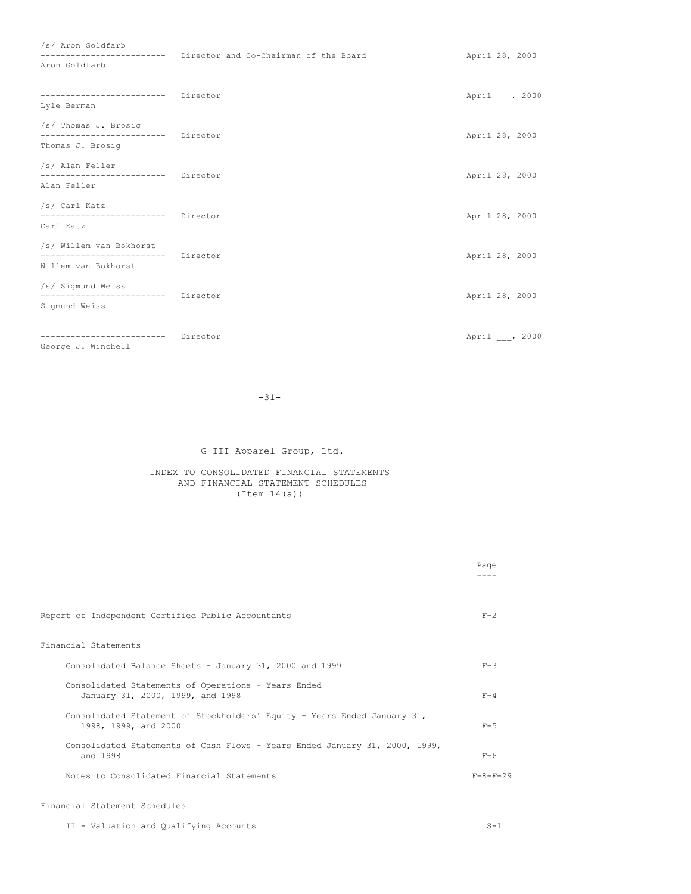| Signature | Title | Date |
| --- | --- | --- |
| /s/ Aron Goldfarb<br>Aron Goldfarb | Director and Co-Chairman of the Board | April 28, 2000 |
| Lyle Berman | Director | April ___, 2000 |
| /s/ Thomas J. Brosig<br>Thomas J. Brosig | Director | April 28, 2000 |
| /s/ Alan Feller<br>Alan Feller | Director | April 28, 2000 |
| /s/ Carl Katz<br>Carl Katz | Director | April 28, 2000 |
| /s/ Willem van Bokhorst<br>Willem van Bokhorst | Director | April 28, 2000 |
| /s/ Sigmund Weiss<br>Sigmund Weiss | Director | April 28, 2000 |
| George J. Winchell | Director | April ___, 2000 |

# G-III Apparel Group, Ltd.

## INDEX TO CONSOLIDATED FINANCIAL STATEMENTS AND FINANCIAL STATEMENT SCHEDULES
(Item 14(a))

| | Page |
| --- | --- |
| Report of Independent Certified Public Accountants | F-2 |
| **Financial Statements** | |
| Consolidated Balance Sheets - January 31, 2000 and 1999 | F-3 |
| Consolidated Statements of Operations - Years Ended January 31, 2000, 1999, and 1998 | F-4 |
| Consolidated Statement of Stockholders' Equity - Years Ended January 31, 1998, 1999, and 2000 | F-5 |
| Consolidated Statements of Cash Flows - Years Ended January 31, 2000, 1999, and 1998 | F-6 |
| Notes to Consolidated Financial Statements | F-8-F-29 |
| **Financial Statement Schedules** | |
| II - Valuation and Qualifying Accounts | S-1 |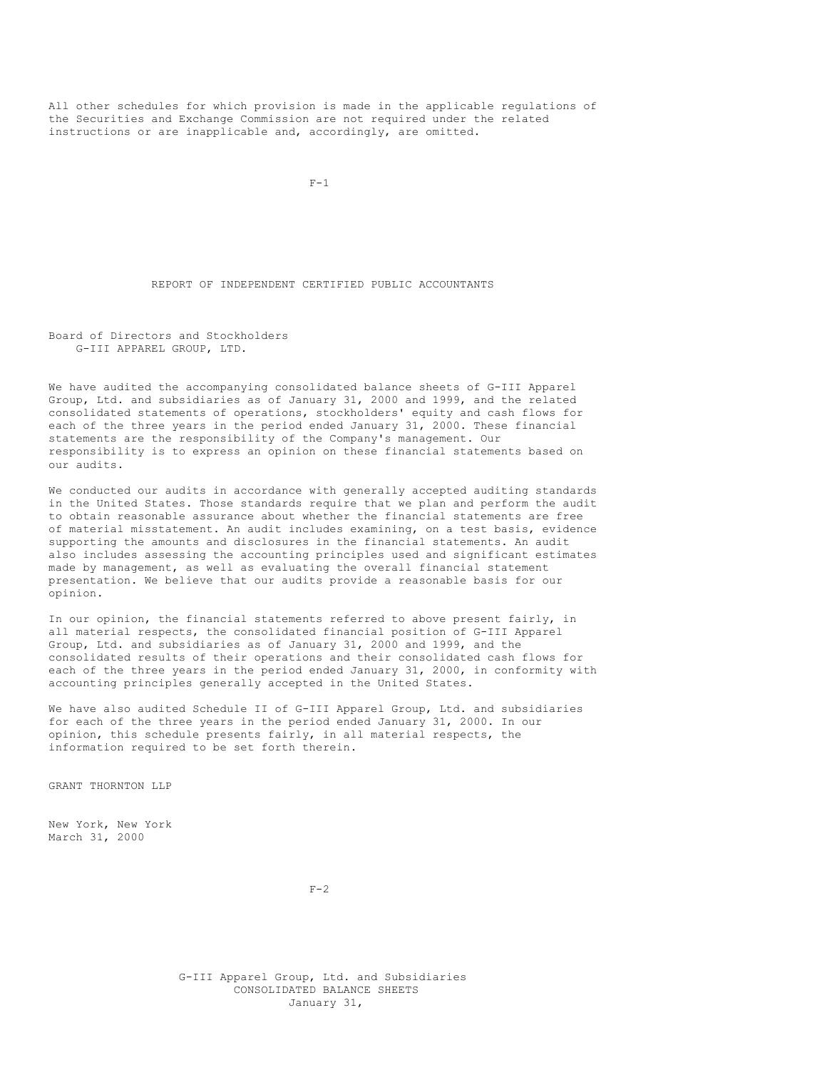All other schedules for which provision is made in the applicable regulations of the Securities and Exchange Commission are not required under the related instructions or are inapplicable and, accordingly, are omitted.

## REPORT OF INDEPENDENT CERTIFIED PUBLIC ACCOUNTANTS

Board of Directors and Stockholders
G-III APPAREL GROUP, LTD.

We have audited the accompanying consolidated balance sheets of G-III Apparel Group, Ltd. and subsidiaries as of January 31, 2000 and 1999, and the related consolidated statements of operations, stockholders' equity and cash flows for each of the three years in the period ended January 31, 2000. These financial statements are the responsibility of the Company's management. Our responsibility is to express an opinion on these financial statements based on our audits.

We conducted our audits in accordance with generally accepted auditing standards in the United States. Those standards require that we plan and perform the audit to obtain reasonable assurance about whether the financial statements are free of material misstatement. An audit includes examining, on a test basis, evidence supporting the amounts and disclosures in the financial statements. An audit also includes assessing the accounting principles used and significant estimates made by management, as well as evaluating the overall financial statement presentation. We believe that our audits provide a reasonable basis for our opinion.

In our opinion, the financial statements referred to above present fairly, in all material respects, the consolidated financial position of G-III Apparel Group, Ltd. and subsidiaries as of January 31, 2000 and 1999, and the consolidated results of their operations and their consolidated cash flows for each of the three years in the period ended January 31, 2000, in conformity with accounting principles generally accepted in the United States.

We have also audited Schedule II of G-III Apparel Group, Ltd. and subsidiaries for each of the three years in the period ended January 31, 2000. In our opinion, this schedule presents fairly, in all material respects, the information required to be set forth therein.

GRANT THORNTON LLP

New York, New York
March 31, 2000

## G-III Apparel Group, Ltd. and Subsidiaries
## CONSOLIDATED BALANCE SHEETS
January 31,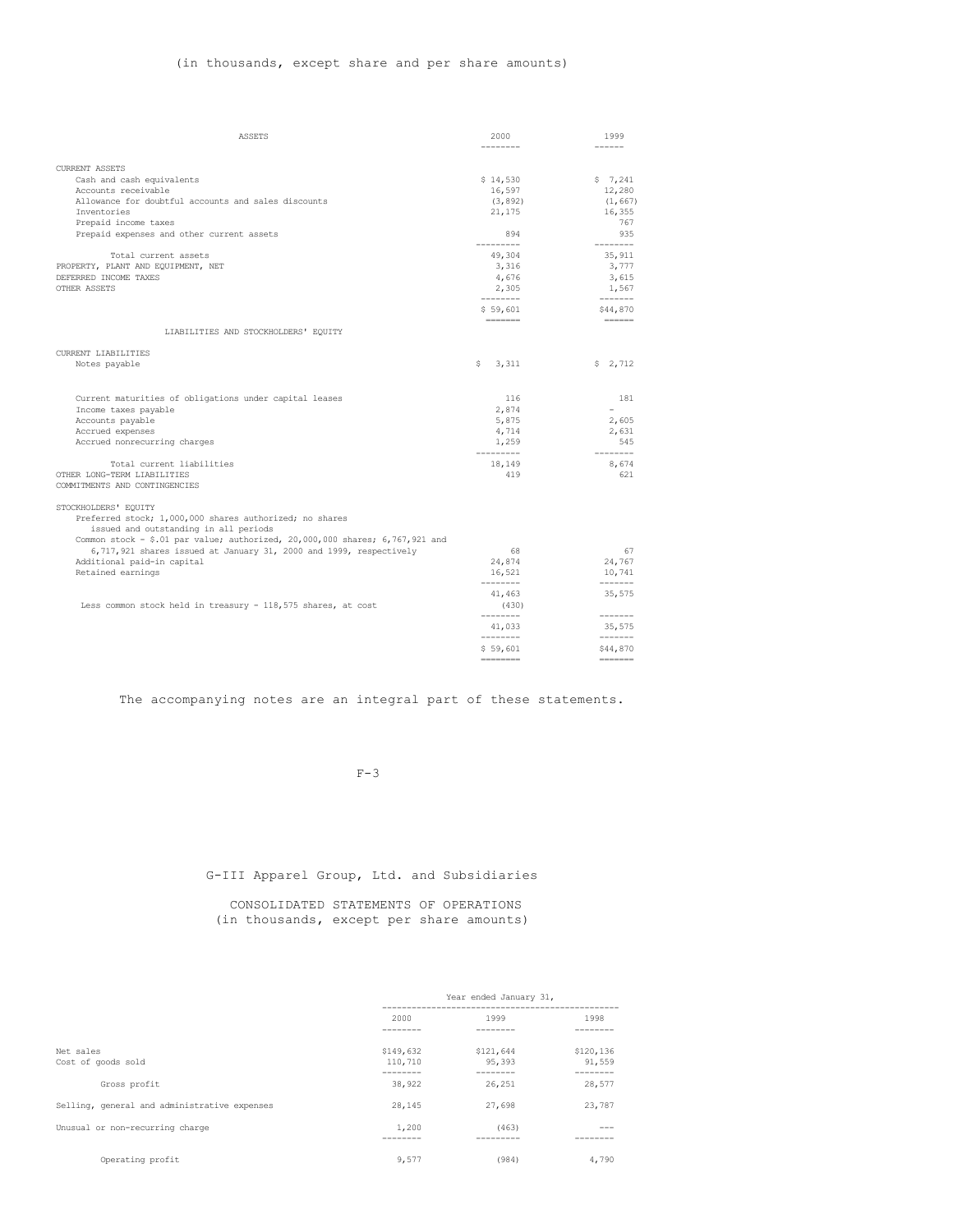(in thousands, except share and per share amounts)

| ASSETS | 2000 | 1999 |
|---|---|---|
| CURRENT ASSETS | | |
| Cash and cash equivalents | $ 14,530 | $ 7,241 |
| Accounts receivable | 16,597 | 12,280 |
| Allowance for doubtful accounts and sales discounts | (3,892) | (1,667) |
| Inventories | 21,175 | 16,355 |
| Prepaid income taxes | | 767 |
| Prepaid expenses and other current assets | 894 | 935 |
| Total current assets | 49,304 | 35,911 |
| PROPERTY, PLANT AND EQUIPMENT, NET | 3,316 | 3,777 |
| DEFERRED INCOME TAXES | 4,676 | 3,615 |
| OTHER ASSETS | 2,305 | 1,567 |
| | $ 59,601 | $44,870 |
| LIABILITIES AND STOCKHOLDERS' EQUITY | | |
| CURRENT LIABILITIES | | |
| Notes payable | $ 3,311 | $ 2,712 |
| Current maturities of obligations under capital leases | 116 | 181 |
| Income taxes payable | 2,874 | - |
| Accounts payable | 5,875 | 2,605 |
| Accrued expenses | 4,714 | 2,631 |
| Accrued nonrecurring charges | 1,259 | 545 |
| Total current liabilities | 18,149 | 8,674 |
| OTHER LONG-TERM LIABILITIES | 419 | 621 |
| COMMITMENTS AND CONTINGENCIES | | |
| STOCKHOLDERS' EQUITY | | |
| Preferred stock; 1,000,000 shares authorized; no shares issued and outstanding in all periods | | |
| Common stock - $.01 par value; authorized, 20,000,000 shares; 6,767,921 and 6,717,921 shares issued at January 31, 2000 and 1999, respectively | 68 | 67 |
| Additional paid-in capital | 24,874 | 24,767 |
| Retained earnings | 16,521 | 10,741 |
| | 41,463 | 35,575 |
| Less common stock held in treasury - 118,575 shares, at cost | (430) | |
| | 41,033 | 35,575 |
| | $ 59,601 | $44,870 |

The accompanying notes are an integral part of these statements.

## G-III Apparel Group, Ltd. and Subsidiaries

### CONSOLIDATED STATEMENTS OF OPERATIONS
(in thousands, except per share amounts)

| | Year ended January 31, | | |
|---|---|---|---|
| | 2000 | 1999 | 1998 |
| Net sales | $149,632 | $121,644 | $120,136 |
| Cost of goods sold | 110,710 | 95,393 | 91,559 |
| Gross profit | 38,922 | 26,251 | 28,577 |
| Selling, general and administrative expenses | 28,145 | 27,698 | 23,787 |
| Unusual or non-recurring charge | 1,200 | (463) | --- |
| Operating profit | 9,577 | (984) | 4,790 |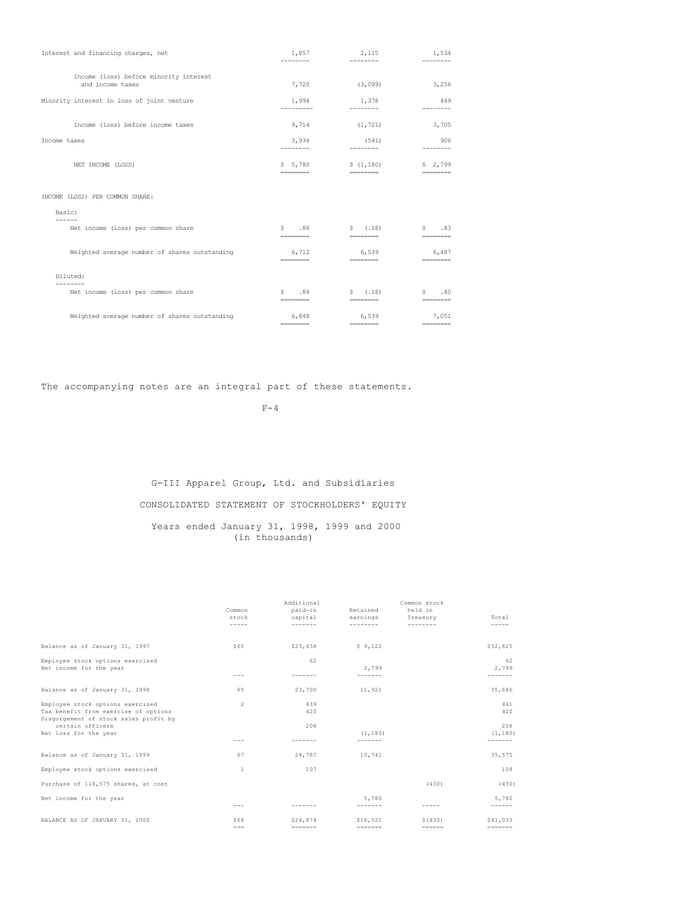| | | | |
|---|---|---|---|
| Interest and financing charges, net | 1,857 | 2,115 | 1,534 |
| Income (loss) before minority interest and income taxes | 7,720 | (3,099) | 3,256 |
| Minority interest in loss of joint venture | 1,994 | 1,378 | 449 |
| Income (loss) before income taxes | 9,714 | (1,721) | 3,705 |
| Income taxes | 3,934 | (541) | 906 |
| NET INCOME (LOSS) | $ 5,780 | $ (1,180) | $ 2,799 |
| INCOME (LOSS) PER COMMON SHARE: | | | |
| Basic: | | | |
| Net income (loss) per common share | $ .86 | $ (.18) | $ .43 |
| Weighted average number of shares outstanding | 6,712 | 6,539 | 6,487 |
| Diluted: | | | |
| Net income (loss) per common share | $ .84 | $ (.18) | $ .40 |
| Weighted average number of shares outstanding | 6,848 | 6,539 | 7,051 |

The accompanying notes are an integral part of these statements.

F-4

G-III Apparel Group, Ltd. and Subsidiaries

CONSOLIDATED STATEMENT OF STOCKHOLDERS' EQUITY

Years ended January 31, 1998, 1999 and 2000
(in thousands)

| | Common stock | Additional paid-in capital | Retained earnings | Common stock held in Treasury | Total |
|---|---|---|---|---|---|
| Balance as of January 31, 1997 | $65 | $23,638 | $ 9,122 | | $32,825 |
| Employee stock options exercised | | 62 | | | 62 |
| Net income for the year | | | 2,799 | | 2,799 |
| Balance as of January 31, 1998 | 65 | 23,700 | 11,921 | | 35,686 |
| Employee stock options exercised | 2 | 439 | | | 441 |
| Tax benefit from exercise of options | | 420 | | | 420 |
| Disgorgement of stock sales profit by certain officers | | 208 | | | 208 |
| Net loss for the year | | | (1,180) | | (1,180) |
| Balance as of January 31, 1999 | 67 | 24,767 | 10,741 | | 35,575 |
| Employee stock options exercised | 1 | 107 | | | 108 |
| Purchase of 118,575 shares, at cost | | | | (430) | (430) |
| Net income for the year | | | 5,780 | | 5,780 |
| BALANCE AS OF JANUARY 31, 2000 | $68 | $24,874 | $16,521 | $(430) | $41,033 |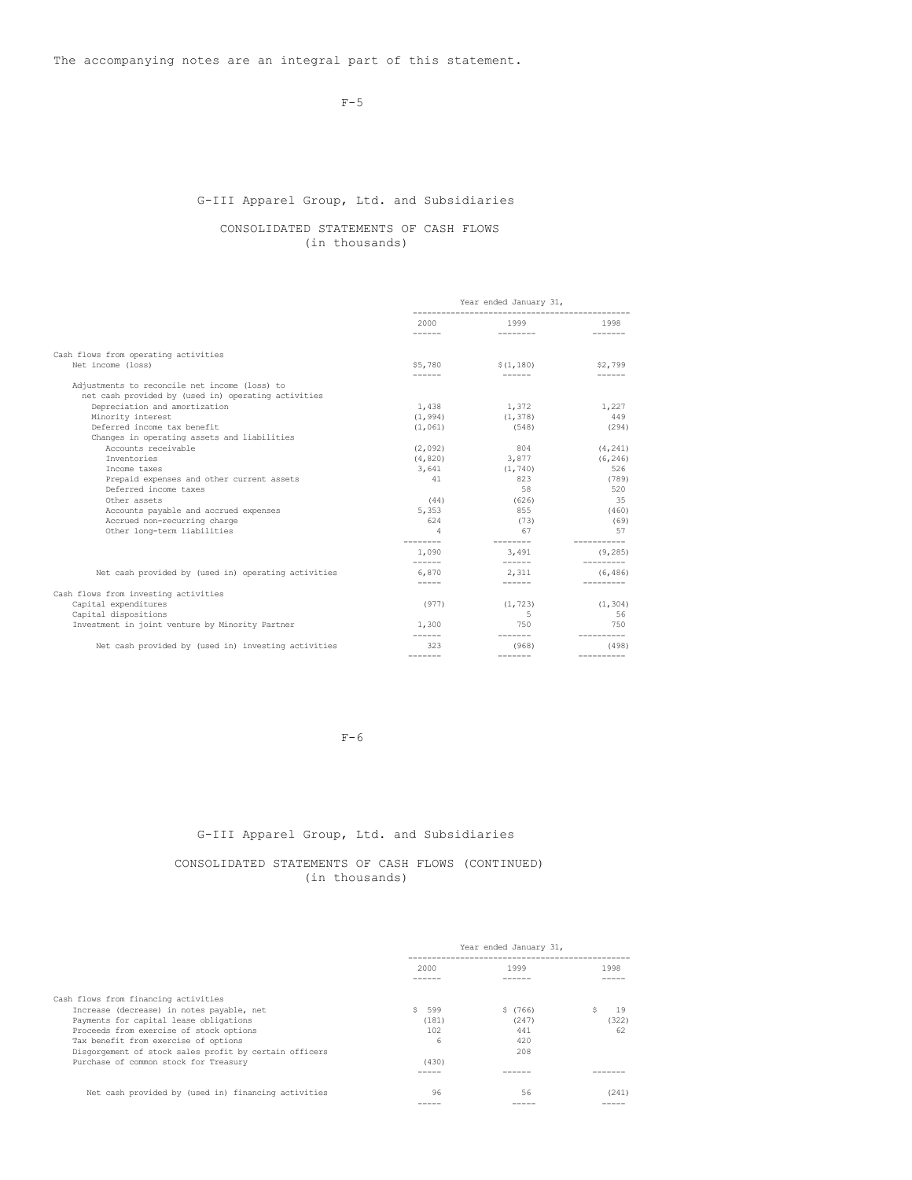The accompanying notes are an integral part of this statement.

## G-III Apparel Group, Ltd. and Subsidiaries

### CONSOLIDATED STATEMENTS OF CASH FLOWS
(in thousands)

| | Year ended January 31, | | |
|---|---|---|---|
| | 2000 | 1999 | 1998 |
| Cash flows from operating activities | | | |
| Net income (loss) | $5,780 | $(1,180) | $2,799 |
| Adjustments to reconcile net income (loss) to net cash provided by (used in) operating activities | | | |
| Depreciation and amortization | 1,438 | 1,372 | 1,227 |
| Minority interest | (1,994) | (1,378) | 449 |
| Deferred income tax benefit | (1,061) | (548) | (294) |
| Changes in operating assets and liabilities | | | |
| Accounts receivable | (2,092) | 804 | (4,241) |
| Inventories | (4,820) | 3,877 | (6,246) |
| Income taxes | 3,641 | (1,740) | 526 |
| Prepaid expenses and other current assets | 41 | 823 | (789) |
| Deferred income taxes | | 58 | 520 |
| Other assets | (44) | (626) | 35 |
| Accounts payable and accrued expenses | 5,353 | 855 | (460) |
| Accrued non-recurring charge | 624 | (73) | (69) |
| Other long-term liabilities | 4 | 67 | 57 |
| | 1,090 | 3,491 | (9,285) |
| Net cash provided by (used in) operating activities | 6,870 | 2,311 | (6,486) |
| Cash flows from investing activities | | | |
| Capital expenditures | (977) | (1,723) | (1,304) |
| Capital dispositions | | 5 | 56 |
| Investment in joint venture by Minority Partner | 1,300 | 750 | 750 |
| Net cash provided by (used in) investing activities | 323 | (968) | (498) |

## G-III Apparel Group, Ltd. and Subsidiaries

### CONSOLIDATED STATEMENTS OF CASH FLOWS (CONTINUED)
(in thousands)

| | Year ended January 31, | | |
|---|---|---|---|
| | 2000 | 1999 | 1998 |
| Cash flows from financing activities | | | |
| Increase (decrease) in notes payable, net | $ 599 | $ (766) | $ 19 |
| Payments for capital lease obligations | (181) | (247) | (322) |
| Proceeds from exercise of stock options | 102 | 441 | 62 |
| Tax benefit from exercise of options | 6 | 420 | |
| Disgorgement of stock sales profit by certain officers | | 208 | |
| Purchase of common stock for Treasury | (430) | | |
| Net cash provided by (used in) financing activities | 96 | 56 | (241) |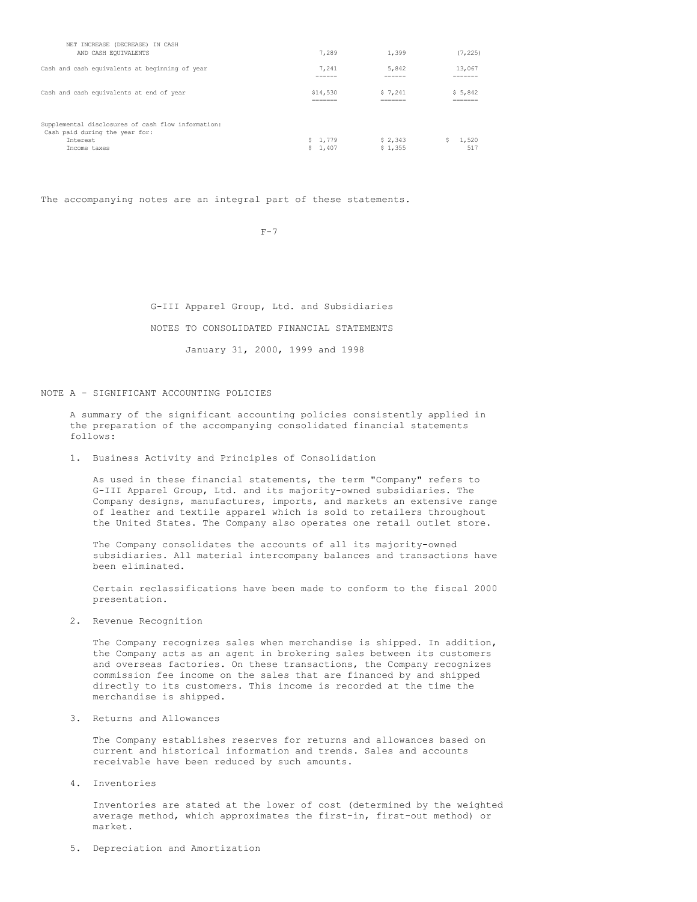| | | | |
|---|---|---|---|
| NET INCREASE (DECREASE) IN CASH AND CASH EQUIVALENTS | 7,289 | 1,399 | (7,225) |
| Cash and cash equivalents at beginning of year | 7,241 | 5,842 | 13,067 |
| Cash and cash equivalents at end of year | $14,530 | $ 7,241 | $ 5,842 |
| Supplemental disclosures of cash flow information: | | | |
| Cash paid during the year for: | | | |
| Interest | $ 1,779 | $ 2,343 | $ 1,520 |
| Income taxes | $ 1,407 | $ 1,355 | 517 |

The accompanying notes are an integral part of these statements.

G-III Apparel Group, Ltd. and Subsidiaries

NOTES TO CONSOLIDATED FINANCIAL STATEMENTS

January 31, 2000, 1999 and 1998

NOTE A - SIGNIFICANT ACCOUNTING POLICIES

A summary of the significant accounting policies consistently applied in the preparation of the accompanying consolidated financial statements follows:

1. Business Activity and Principles of Consolidation

   As used in these financial statements, the term "Company" refers to G-III Apparel Group, Ltd. and its majority-owned subsidiaries. The Company designs, manufactures, imports, and markets an extensive range of leather and textile apparel which is sold to retailers throughout the United States. The Company also operates one retail outlet store.

   The Company consolidates the accounts of all its majority-owned subsidiaries. All material intercompany balances and transactions have been eliminated.

   Certain reclassifications have been made to conform to the fiscal 2000 presentation.

2. Revenue Recognition

   The Company recognizes sales when merchandise is shipped. In addition, the Company acts as an agent in brokering sales between its customers and overseas factories. On these transactions, the Company recognizes commission fee income on the sales that are financed by and shipped directly to its customers. This income is recorded at the time the merchandise is shipped.

3. Returns and Allowances

   The Company establishes reserves for returns and allowances based on current and historical information and trends. Sales and accounts receivable have been reduced by such amounts.

4. Inventories

   Inventories are stated at the lower of cost (determined by the weighted average method, which approximates the first-in, first-out method) or market.

5. Depreciation and Amortization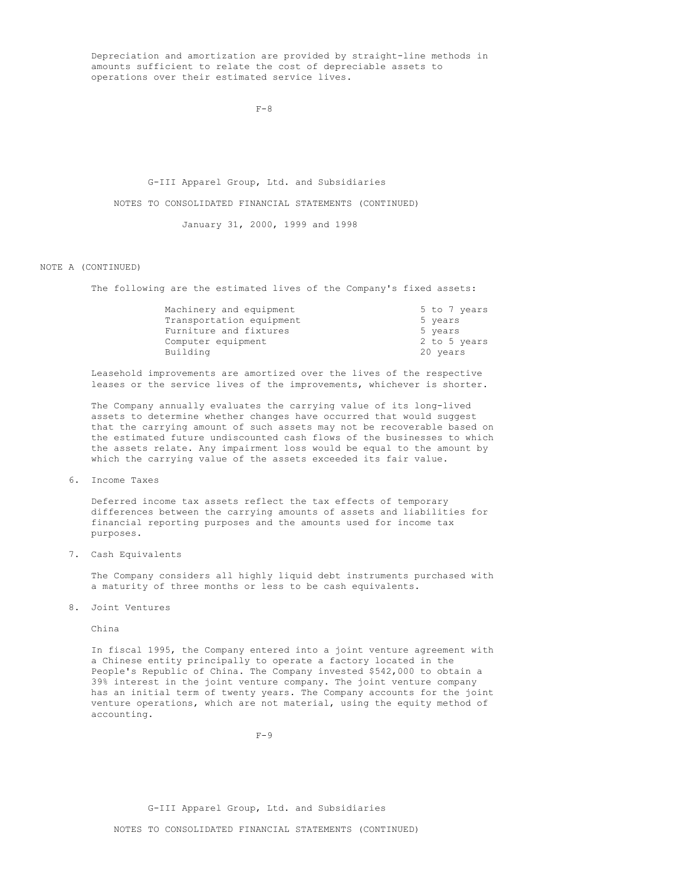Depreciation and amortization are provided by straight-line methods in amounts sufficient to relate the cost of depreciable assets to operations over their estimated service lives.

G-III Apparel Group, Ltd. and Subsidiaries

NOTES TO CONSOLIDATED FINANCIAL STATEMENTS (CONTINUED)

January 31, 2000, 1999 and 1998

NOTE A (CONTINUED)

The following are the estimated lives of the Company's fixed assets:

| | |
|---|---|
| Machinery and equipment | 5 to 7 years |
| Transportation equipment | 5 years |
| Furniture and fixtures | 5 years |
| Computer equipment | 2 to 5 years |
| Building | 20 years |

Leasehold improvements are amortized over the lives of the respective leases or the service lives of the improvements, whichever is shorter.

The Company annually evaluates the carrying value of its long-lived assets to determine whether changes have occurred that would suggest that the carrying amount of such assets may not be recoverable based on the estimated future undiscounted cash flows of the businesses to which the assets relate. Any impairment loss would be equal to the amount by which the carrying value of the assets exceeded its fair value.

6. Income Taxes

Deferred income tax assets reflect the tax effects of temporary differences between the carrying amounts of assets and liabilities for financial reporting purposes and the amounts used for income tax purposes.

7. Cash Equivalents

The Company considers all highly liquid debt instruments purchased with a maturity of three months or less to be cash equivalents.

8. Joint Ventures

China

In fiscal 1995, the Company entered into a joint venture agreement with a Chinese entity principally to operate a factory located in the People's Republic of China. The Company invested $542,000 to obtain a 39% interest in the joint venture company. The joint venture company has an initial term of twenty years. The Company accounts for the joint venture operations, which are not material, using the equity method of accounting.

G-III Apparel Group, Ltd. and Subsidiaries

NOTES TO CONSOLIDATED FINANCIAL STATEMENTS (CONTINUED)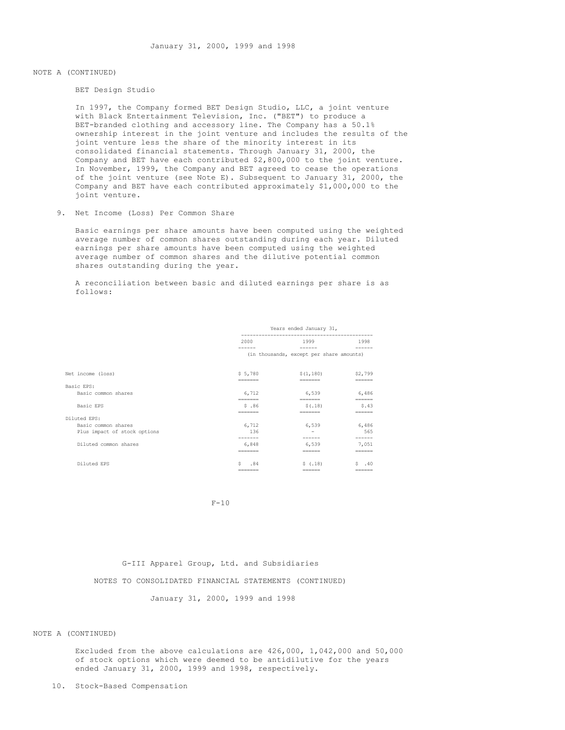NOTE A (CONTINUED)

BET Design Studio

In 1997, the Company formed BET Design Studio, LLC, a joint venture with Black Entertainment Television, Inc. ("BET") to produce a BET-branded clothing and accessory line. The Company has a 50.1% ownership interest in the joint venture and includes the results of the joint venture less the share of the minority interest in its consolidated financial statements. Through January 31, 2000, the Company and BET have each contributed $2,800,000 to the joint venture. In November, 1999, the Company and BET agreed to cease the operations of the joint venture (see Note E). Subsequent to January 31, 2000, the Company and BET have each contributed approximately $1,000,000 to the joint venture.

9. Net Income (Loss) Per Common Share

Basic earnings per share amounts have been computed using the weighted average number of common shares outstanding during each year. Diluted earnings per share amounts have been computed using the weighted average number of common shares and the dilutive potential common shares outstanding during the year.

A reconciliation between basic and diluted earnings per share is as follows:

| | Years ended January 31, | | |
|---|---|---|---|
| | 2000 | 1999 | 1998 |
| | (in thousands, except per share amounts) | | |
| Net income (loss) | $ 5,780 | $(1,180) | $2,799 |
| Basic EPS: | | | |
| Basic common shares | 6,712 | 6,539 | 6,486 |
| Basic EPS | $ .86 | $(.18) | $.43 |
| Diluted EPS: | | | |
| Basic common shares | 6,712 | 6,539 | 6,486 |
| Plus impact of stock options | 136 | - | 565 |
| Diluted common shares | 6,848 | 6,539 | 7,051 |
| Diluted EPS | $ .84 | $ (.18) | $ .40 |

G-III Apparel Group, Ltd. and Subsidiaries

NOTES TO CONSOLIDATED FINANCIAL STATEMENTS (CONTINUED)

January 31, 2000, 1999 and 1998

NOTE A (CONTINUED)

Excluded from the above calculations are 426,000, 1,042,000 and 50,000 of stock options which were deemed to be antidilutive for the years ended January 31, 2000, 1999 and 1998, respectively.

10. Stock-Based Compensation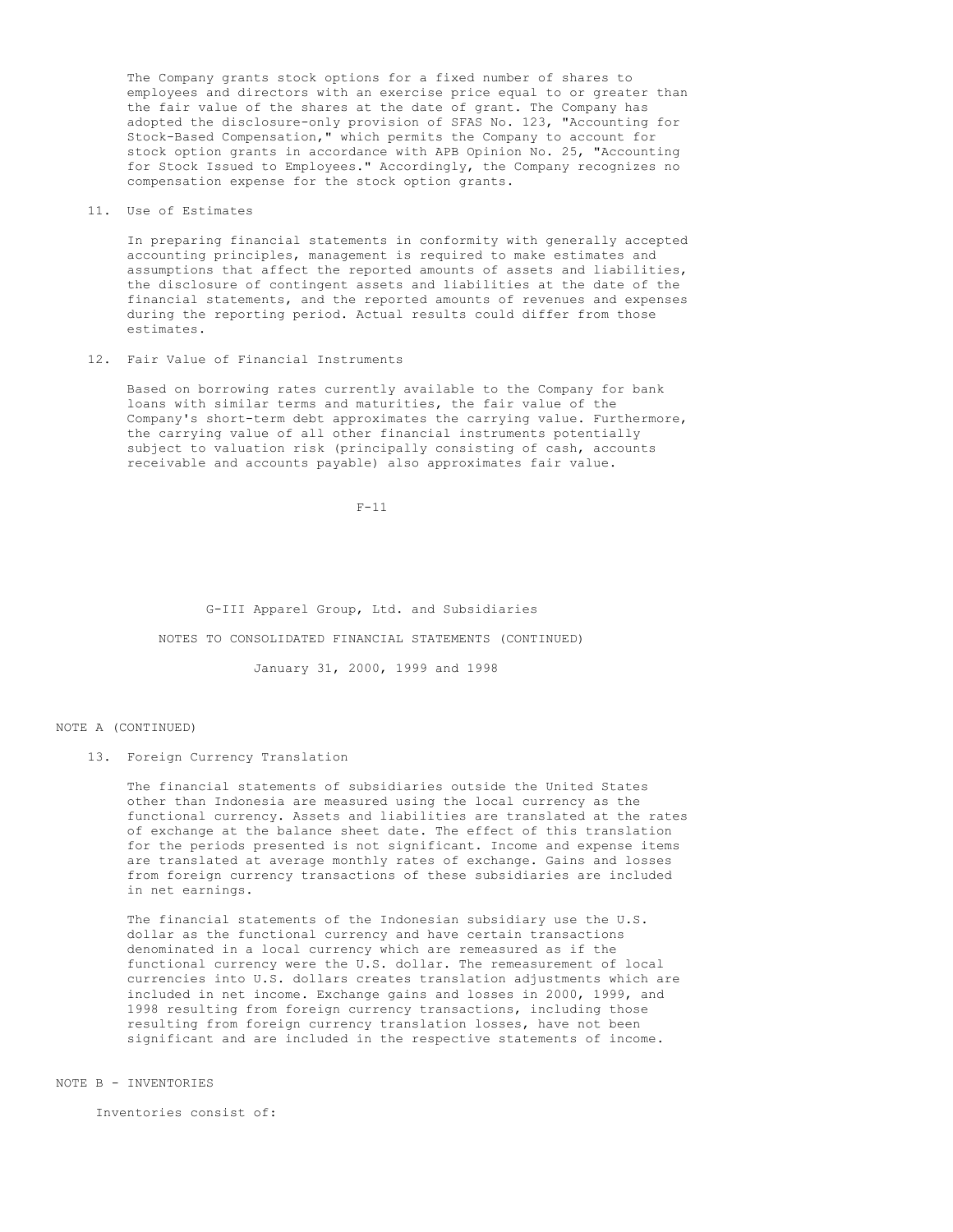The Company grants stock options for a fixed number of shares to employees and directors with an exercise price equal to or greater than the fair value of the shares at the date of grant. The Company has adopted the disclosure-only provision of SFAS No. 123, "Accounting for Stock-Based Compensation," which permits the Company to account for stock option grants in accordance with APB Opinion No. 25, "Accounting for Stock Issued to Employees." Accordingly, the Company recognizes no compensation expense for the stock option grants.

11. Use of Estimates

In preparing financial statements in conformity with generally accepted accounting principles, management is required to make estimates and assumptions that affect the reported amounts of assets and liabilities, the disclosure of contingent assets and liabilities at the date of the financial statements, and the reported amounts of revenues and expenses during the reporting period. Actual results could differ from those estimates.

12. Fair Value of Financial Instruments

Based on borrowing rates currently available to the Company for bank loans with similar terms and maturities, the fair value of the Company's short-term debt approximates the carrying value. Furthermore, the carrying value of all other financial instruments potentially subject to valuation risk (principally consisting of cash, accounts receivable and accounts payable) also approximates fair value.

G-III Apparel Group, Ltd. and Subsidiaries

NOTES TO CONSOLIDATED FINANCIAL STATEMENTS (CONTINUED)

January 31, 2000, 1999 and 1998

NOTE A (CONTINUED)

13. Foreign Currency Translation

The financial statements of subsidiaries outside the United States other than Indonesia are measured using the local currency as the functional currency. Assets and liabilities are translated at the rates of exchange at the balance sheet date. The effect of this translation for the periods presented is not significant. Income and expense items are translated at average monthly rates of exchange. Gains and losses from foreign currency transactions of these subsidiaries are included in net earnings.

The financial statements of the Indonesian subsidiary use the U.S. dollar as the functional currency and have certain transactions denominated in a local currency which are remeasured as if the functional currency were the U.S. dollar. The remeasurement of local currencies into U.S. dollars creates translation adjustments which are included in net income. Exchange gains and losses in 2000, 1999, and 1998 resulting from foreign currency transactions, including those resulting from foreign currency translation losses, have not been significant and are included in the respective statements of income.

NOTE B - INVENTORIES

Inventories consist of: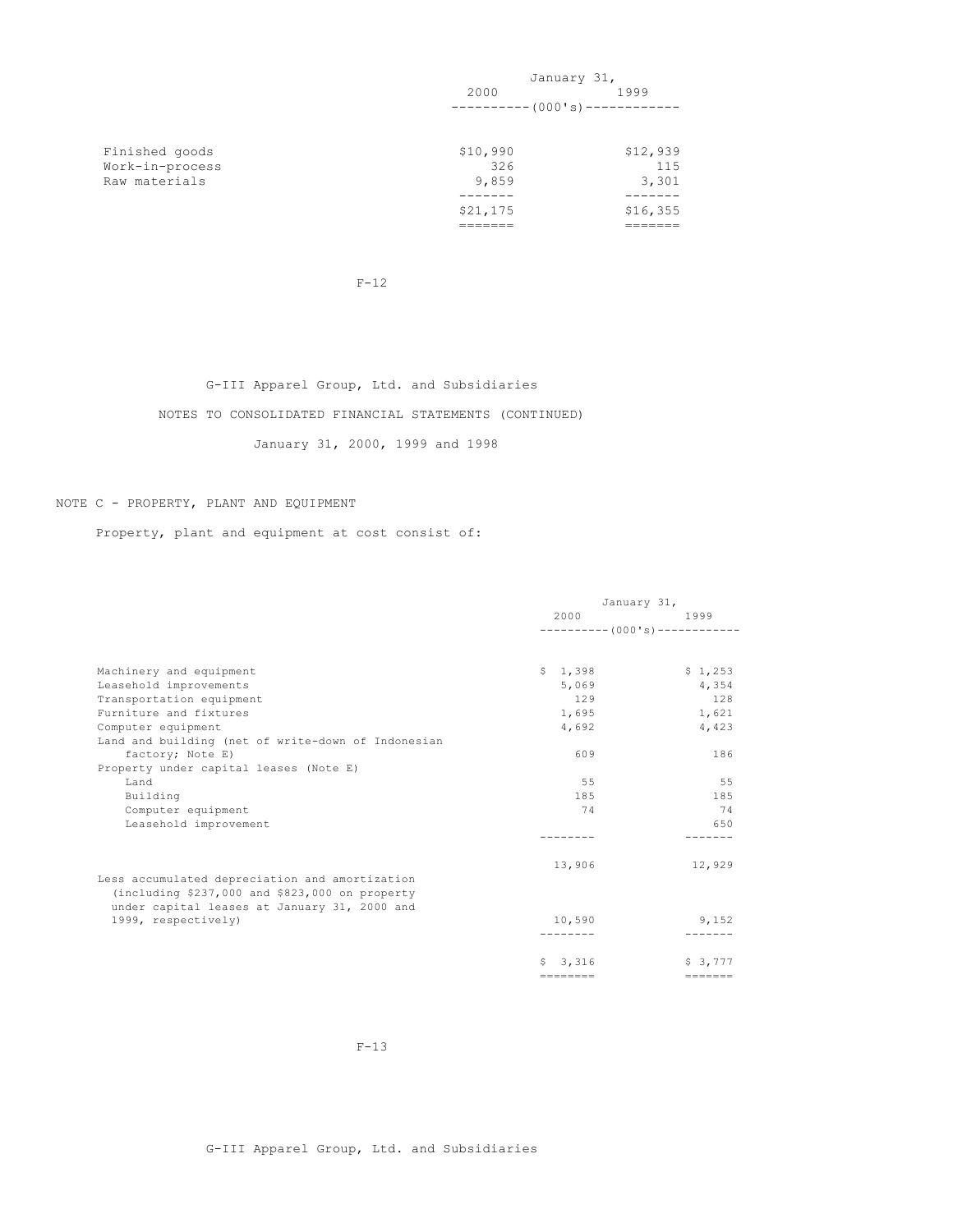| | January 31, | |
|---|---|---|
| | 2000 | 1999 |
| | (000's) | |
| Finished goods | $10,990 | $12,939 |
| Work-in-process | 326 | 115 |
| Raw materials | 9,859 | 3,301 |
| | $21,175 | $16,355 |

G-III Apparel Group, Ltd. and Subsidiaries

NOTES TO CONSOLIDATED FINANCIAL STATEMENTS (CONTINUED)

January 31, 2000, 1999 and 1998

## NOTE C - PROPERTY, PLANT AND EQUIPMENT

Property, plant and equipment at cost consist of:

| | January 31, | |
|---|---|---|
| | 2000 | 1999 |
| | (000's) | |
| Machinery and equipment | $ 1,398 | $ 1,253 |
| Leasehold improvements | 5,069 | 4,354 |
| Transportation equipment | 129 | 128 |
| Furniture and fixtures | 1,695 | 1,621 |
| Computer equipment | 4,692 | 4,423 |
| Land and building (net of write-down of Indonesian factory; Note E) | 609 | 186 |
| Property under capital leases (Note E) | | |
| Land | 55 | 55 |
| Building | 185 | 185 |
| Computer equipment | 74 | 74 |
| Leasehold improvement | | 650 |
| | 13,906 | 12,929 |
| Less accumulated depreciation and amortization (including $237,000 and $823,000 on property under capital leases at January 31, 2000 and 1999, respectively) | 10,590 | 9,152 |
| | $ 3,316 | $ 3,777 |

G-III Apparel Group, Ltd. and Subsidiaries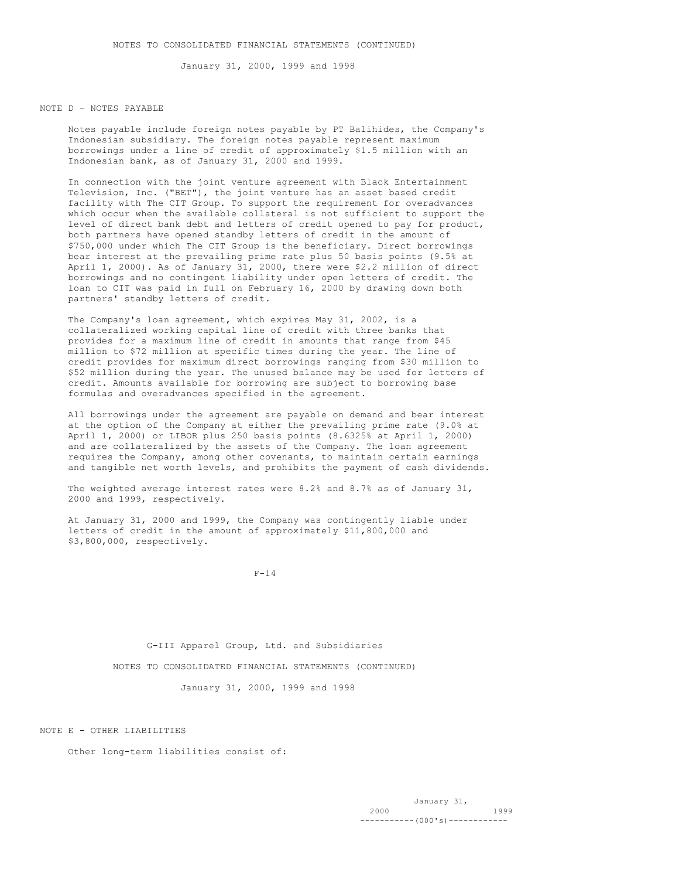## NOTE D - NOTES PAYABLE

Notes payable include foreign notes payable by PT Balihides, the Company's Indonesian subsidiary. The foreign notes payable represent maximum borrowings under a line of credit of approximately $1.5 million with an Indonesian bank, as of January 31, 2000 and 1999.

In connection with the joint venture agreement with Black Entertainment Television, Inc. ("BET"), the joint venture has an asset based credit facility with The CIT Group. To support the requirement for overadvances which occur when the available collateral is not sufficient to support the level of direct bank debt and letters of credit opened to pay for product, both partners have opened standby letters of credit in the amount of $750,000 under which The CIT Group is the beneficiary. Direct borrowings bear interest at the prevailing prime rate plus 50 basis points (9.5% at April 1, 2000). As of January 31, 2000, there were $2.2 million of direct borrowings and no contingent liability under open letters of credit. The loan to CIT was paid in full on February 16, 2000 by drawing down both partners' standby letters of credit.

The Company's loan agreement, which expires May 31, 2002, is a collateralized working capital line of credit with three banks that provides for a maximum line of credit in amounts that range from $45 million to $72 million at specific times during the year. The line of credit provides for maximum direct borrowings ranging from $30 million to $52 million during the year. The unused balance may be used for letters of credit. Amounts available for borrowing are subject to borrowing base formulas and overadvances specified in the agreement.

All borrowings under the agreement are payable on demand and bear interest at the option of the Company at either the prevailing prime rate (9.0% at April 1, 2000) or LIBOR plus 250 basis points (8.6325% at April 1, 2000) and are collateralized by the assets of the Company. The loan agreement requires the Company, among other covenants, to maintain certain earnings and tangible net worth levels, and prohibits the payment of cash dividends.

The weighted average interest rates were 8.2% and 8.7% as of January 31, 2000 and 1999, respectively.

At January 31, 2000 and 1999, the Company was contingently liable under letters of credit in the amount of approximately $11,800,000 and $3,800,000, respectively.

G-III Apparel Group, Ltd. and Subsidiaries

NOTES TO CONSOLIDATED FINANCIAL STATEMENTS (CONTINUED)

January 31, 2000, 1999 and 1998

## NOTE E - OTHER LIABILITIES

Other long-term liabilities consist of:

| | January 31, 2000 | January 31, 1999 |
|---|---|---|
| | (000's) | |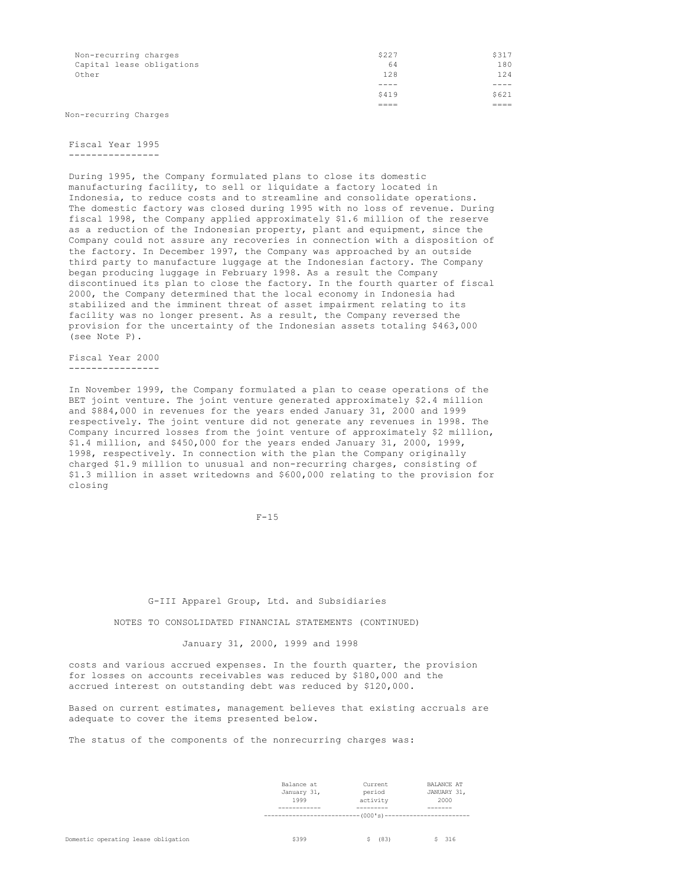| | | |
|---|---|---|
| Non-recurring charges | $227 | $317 |
| Capital lease obligations | 64 | 180 |
| Other | 128 | 124 |
| | $419 | $621 |

Non-recurring Charges

### Fiscal Year 1995

During 1995, the Company formulated plans to close its domestic manufacturing facility, to sell or liquidate a factory located in Indonesia, to reduce costs and to streamline and consolidate operations. The domestic factory was closed during 1995 with no loss of revenue. During fiscal 1998, the Company applied approximately $1.6 million of the reserve as a reduction of the Indonesian property, plant and equipment, since the Company could not assure any recoveries in connection with a disposition of the factory. In December 1997, the Company was approached by an outside third party to manufacture luggage at the Indonesian factory. The Company began producing luggage in February 1998. As a result the Company discontinued its plan to close the factory. In the fourth quarter of fiscal 2000, the Company determined that the local economy in Indonesia had stabilized and the imminent threat of asset impairment relating to its facility was no longer present. As a result, the Company reversed the provision for the uncertainty of the Indonesian assets totaling $463,000 (see Note P).

### Fiscal Year 2000

In November 1999, the Company formulated a plan to cease operations of the BET joint venture. The joint venture generated approximately $2.4 million and $884,000 in revenues for the years ended January 31, 2000 and 1999 respectively. The joint venture did not generate any revenues in 1998. The Company incurred losses from the joint venture of approximately $2 million, $1.4 million, and $450,000 for the years ended January 31, 2000, 1999, 1998, respectively. In connection with the plan the Company originally charged $1.9 million to unusual and non-recurring charges, consisting of $1.3 million in asset writedowns and $600,000 relating to the provision for closing costs and various accrued expenses. In the fourth quarter, the provision for losses on accounts receivables was reduced by $180,000 and the accrued interest on outstanding debt was reduced by $120,000.

Based on current estimates, management believes that existing accruals are adequate to cover the items presented below.

The status of the components of the nonrecurring charges was:

| | Balance at January 31, 1999 | Current period activity | BALANCE AT JANUARY 31, 2000 |
|---|---|---|---|
| | (000's) | | |
| Domestic operating lease obligation | $399 | $ (83) | $ 316 |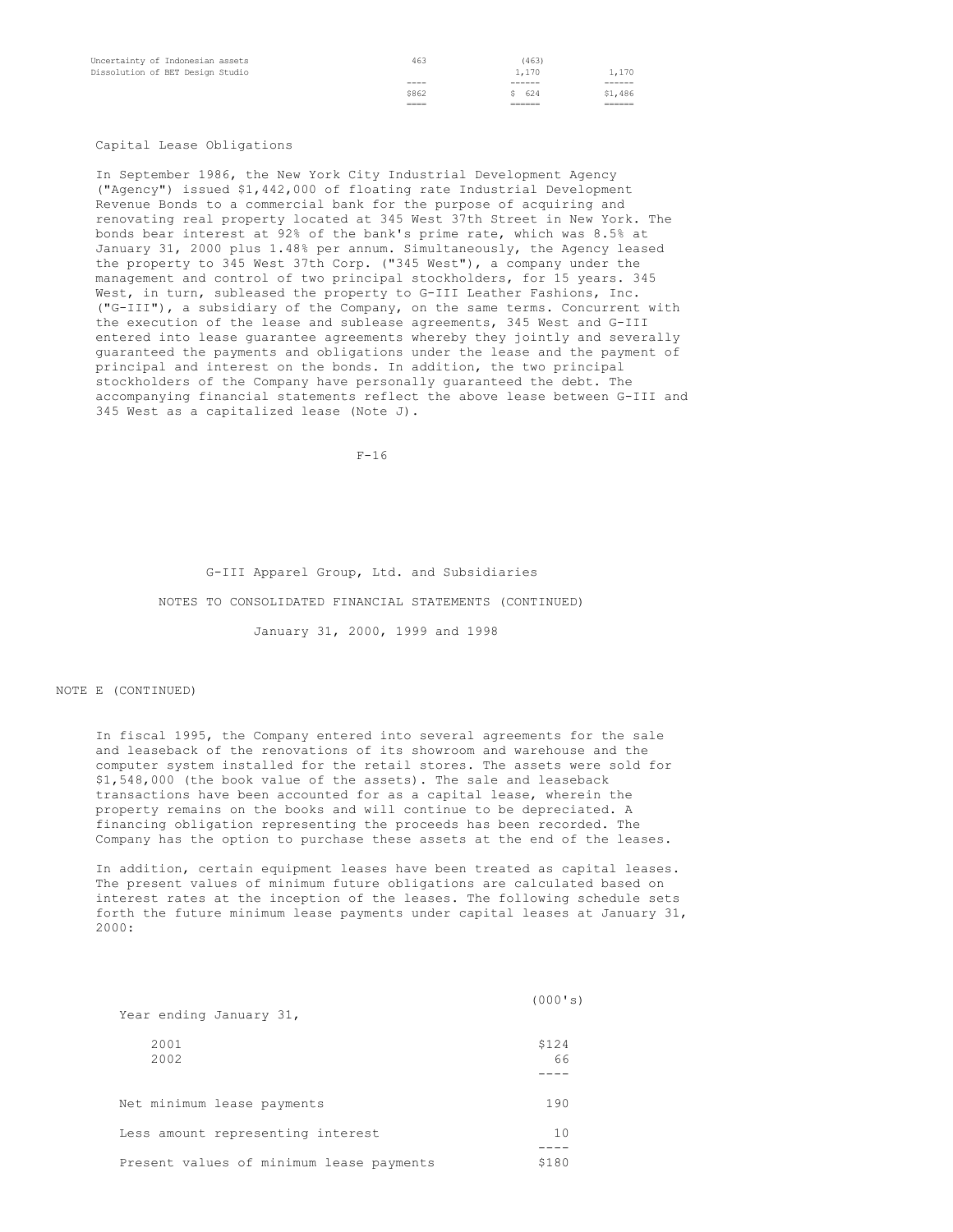| | | | |
|---|---|---|---|
| Uncertainty of Indonesian assets | 463 | (463) | |
| Dissolution of BET Design Studio | | 1,170 | 1,170 |
| | $862 | $ 624 | $1,486 |

Capital Lease Obligations

In September 1986, the New York City Industrial Development Agency ("Agency") issued $1,442,000 of floating rate Industrial Development Revenue Bonds to a commercial bank for the purpose of acquiring and renovating real property located at 345 West 37th Street in New York. The bonds bear interest at 92% of the bank's prime rate, which was 8.5% at January 31, 2000 plus 1.48% per annum. Simultaneously, the Agency leased the property to 345 West 37th Corp. ("345 West"), a company under the management and control of two principal stockholders, for 15 years. 345 West, in turn, subleased the property to G-III Leather Fashions, Inc. ("G-III"), a subsidiary of the Company, on the same terms. Concurrent with the execution of the lease and sublease agreements, 345 West and G-III entered into lease guarantee agreements whereby they jointly and severally guaranteed the payments and obligations under the lease and the payment of principal and interest on the bonds. In addition, the two principal stockholders of the Company have personally guaranteed the debt. The accompanying financial statements reflect the above lease between G-III and 345 West as a capitalized lease (Note J).

G-III Apparel Group, Ltd. and Subsidiaries

NOTES TO CONSOLIDATED FINANCIAL STATEMENTS (CONTINUED)

January 31, 2000, 1999 and 1998

NOTE E (CONTINUED)

In fiscal 1995, the Company entered into several agreements for the sale and leaseback of the renovations of its showroom and warehouse and the computer system installed for the retail stores. The assets were sold for $1,548,000 (the book value of the assets). The sale and leaseback transactions have been accounted for as a capital lease, wherein the property remains on the books and will continue to be depreciated. A financing obligation representing the proceeds has been recorded. The Company has the option to purchase these assets at the end of the leases.

In addition, certain equipment leases have been treated as capital leases. The present values of minimum future obligations are calculated based on interest rates at the inception of the leases. The following schedule sets forth the future minimum lease payments under capital leases at January 31, 2000:

| Year ending January 31, | (000's) |
|---|---|
| 2001 | $124 |
| 2002 | 66 |
| Net minimum lease payments | 190 |
| Less amount representing interest | 10 |
| Present values of minimum lease payments | $180 |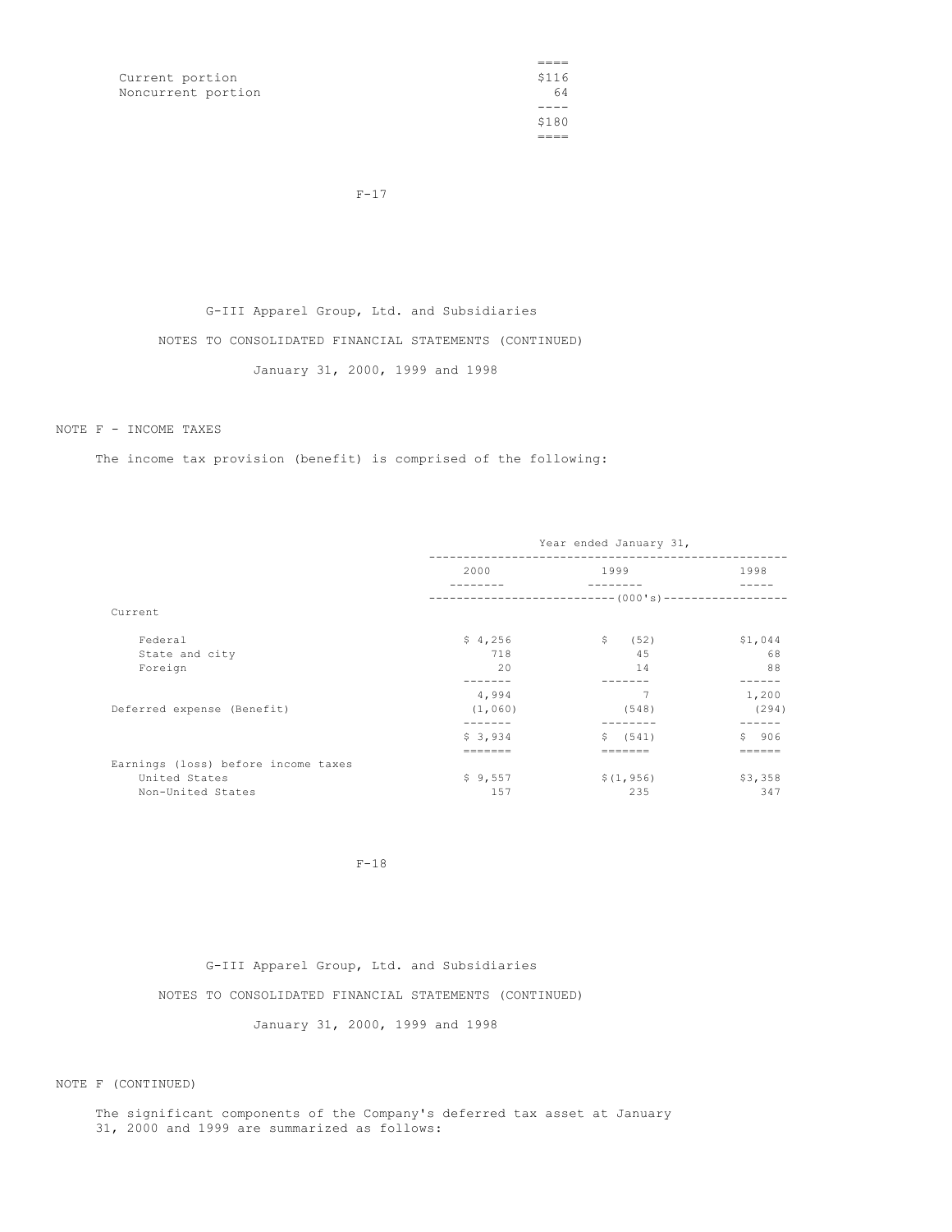| | |
|---|---|
| Current portion | $116 |
| Noncurrent portion | 64 |
| | $180 |

G-III Apparel Group, Ltd. and Subsidiaries

NOTES TO CONSOLIDATED FINANCIAL STATEMENTS (CONTINUED)

January 31, 2000, 1999 and 1998

NOTE F - INCOME TAXES

The income tax provision (benefit) is comprised of the following:

| | Year ended January 31, | | |
|---|---|---|---|
| | 2000 | 1999 | 1998 |
| | (000's) | | |
| Current | | | |
| Federal | $ 4,256 | $ (52) | $1,044 |
| State and city | 718 | 45 | 68 |
| Foreign | 20 | 14 | 88 |
| | 4,994 | 7 | 1,200 |
| Deferred expense (Benefit) | (1,060) | (548) | (294) |
| | $ 3,934 | $ (541) | $ 906 |
| Earnings (loss) before income taxes | | | |
| United States | $ 9,557 | $(1,956) | $3,358 |
| Non-United States | 157 | 235 | 347 |

G-III Apparel Group, Ltd. and Subsidiaries

NOTES TO CONSOLIDATED FINANCIAL STATEMENTS (CONTINUED)

January 31, 2000, 1999 and 1998

NOTE F (CONTINUED)

The significant components of the Company's deferred tax asset at January 31, 2000 and 1999 are summarized as follows: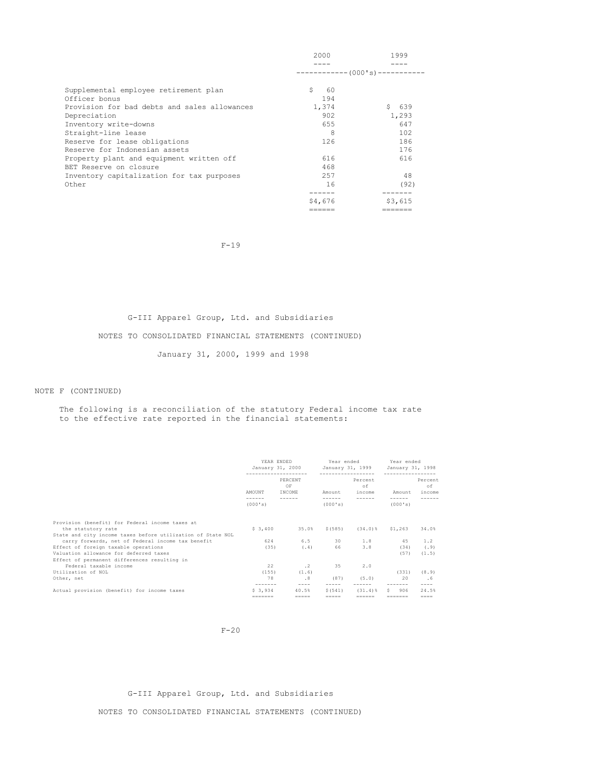| | 2000 | 1999 |
|---|---|---|
| | (000's) | |
| Supplemental employee retirement plan | $ 60 | |
| Officer bonus | 194 | |
| Provision for bad debts and sales allowances | 1,374 | $ 639 |
| Depreciation | 902 | 1,293 |
| Inventory write-downs | 655 | 647 |
| Straight-line lease | 8 | 102 |
| Reserve for lease obligations | 126 | 186 |
| Reserve for Indonesian assets | | 176 |
| Property plant and equipment written off | 616 | 616 |
| BET Reserve on closure | 468 | |
| Inventory capitalization for tax purposes | 257 | 48 |
| Other | 16 | (92) |
| | $4,676 | $3,615 |

G-III Apparel Group, Ltd. and Subsidiaries

NOTES TO CONSOLIDATED FINANCIAL STATEMENTS (CONTINUED)

January 31, 2000, 1999 and 1998

NOTE F (CONTINUED)

The following is a reconciliation of the statutory Federal income tax rate to the effective rate reported in the financial statements:

| | YEAR ENDED January 31, 2000 | | Year ended January 31, 1999 | | Year ended January 31, 1998 | |
|---|---|---|---|---|---|---|
| | AMOUNT (000's) | PERCENT OF INCOME | Amount (000's) | Percent of income | Amount (000's) | Percent of income |
| Provision (benefit) for Federal income taxes at the statutory rate | $ 3,400 | 35.0% | $(585) | (34.0)% | $1,263 | 34.0% |
| State and city income taxes before utilization of State NOL carry forwards, net of Federal income tax benefit | 624 | 6.5 | 30 | 1.8 | 45 | 1.2 |
| Effect of foreign taxable operations | (35) | (.4) | 66 | 3.8 | (34) | (.9) |
| Valuation allowance for deferred taxes | | | | | (57) | (1.5) |
| Effect of permanent differences resulting in Federal taxable income | 22 | .2 | 35 | 2.0 | | |
| Utilization of NOL | (155) | (1.6) | | | (331) | (8.9) |
| Other, net | 78 | .8 | (87) | (5.0) | 20 | .6 |
| Actual provision (benefit) for income taxes | $ 3,934 | 40.5% | $(541) | (31.4)% | $ 906 | 24.5% |

G-III Apparel Group, Ltd. and Subsidiaries

NOTES TO CONSOLIDATED FINANCIAL STATEMENTS (CONTINUED)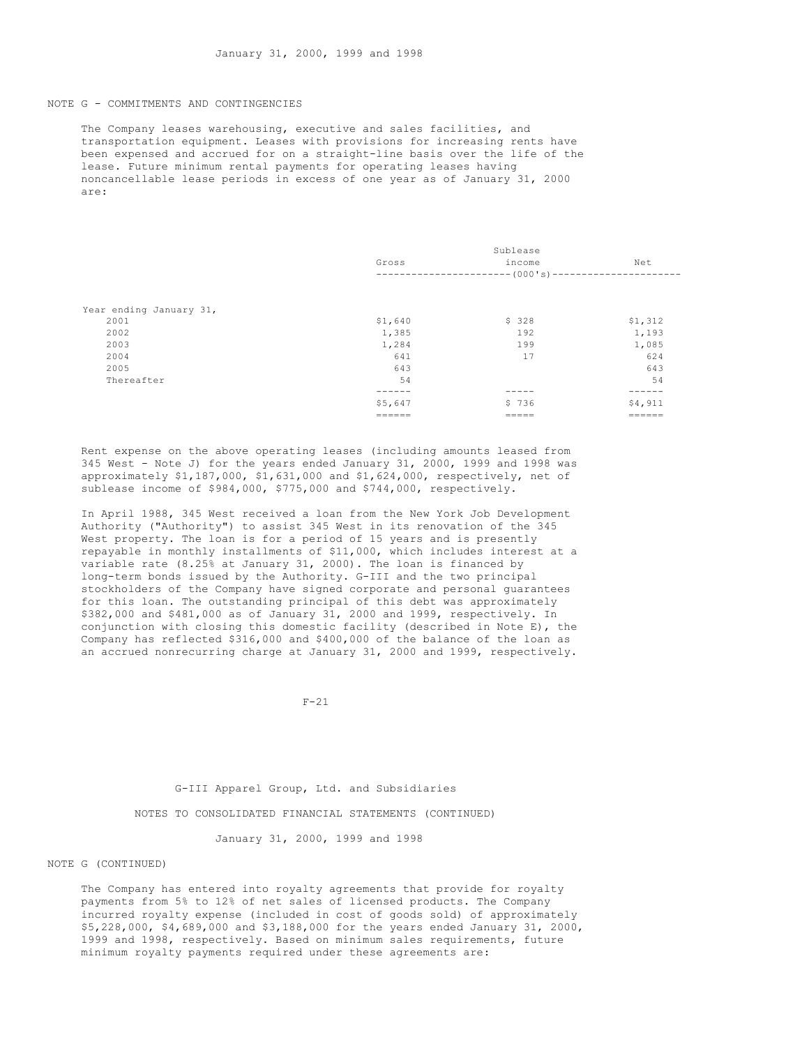## NOTE G - COMMITMENTS AND CONTINGENCIES

The Company leases warehousing, executive and sales facilities, and transportation equipment. Leases with provisions for increasing rents have been expensed and accrued for on a straight-line basis over the life of the lease. Future minimum rental payments for operating leases having noncancellable lease periods in excess of one year as of January 31, 2000 are:

| | Gross | Sublease income | Net |
|---|---|---|---|
| | | (000's) | |
| Year ending January 31, | | | |
| 2001 | $1,640 | $ 328 | $1,312 |
| 2002 | 1,385 | 192 | 1,193 |
| 2003 | 1,284 | 199 | 1,085 |
| 2004 | 641 | 17 | 624 |
| 2005 | 643 | | 643 |
| Thereafter | 54 | | 54 |
| | $5,647 | $ 736 | $4,911 |

Rent expense on the above operating leases (including amounts leased from 345 West - Note J) for the years ended January 31, 2000, 1999 and 1998 was approximately $1,187,000, $1,631,000 and $1,624,000, respectively, net of sublease income of $984,000, $775,000 and $744,000, respectively.

In April 1988, 345 West received a loan from the New York Job Development Authority ("Authority") to assist 345 West in its renovation of the 345 West property. The loan is for a period of 15 years and is presently repayable in monthly installments of $11,000, which includes interest at a variable rate (8.25% at January 31, 2000). The loan is financed by long-term bonds issued by the Authority. G-III and the two principal stockholders of the Company have signed corporate and personal guarantees for this loan. The outstanding principal of this debt was approximately $382,000 and $481,000 as of January 31, 2000 and 1999, respectively. In conjunction with closing this domestic facility (described in Note E), the Company has reflected $316,000 and $400,000 of the balance of the loan as an accrued nonrecurring charge at January 31, 2000 and 1999, respectively.

G-III Apparel Group, Ltd. and Subsidiaries

NOTES TO CONSOLIDATED FINANCIAL STATEMENTS (CONTINUED)

January 31, 2000, 1999 and 1998

NOTE G (CONTINUED)

The Company has entered into royalty agreements that provide for royalty payments from 5% to 12% of net sales of licensed products. The Company incurred royalty expense (included in cost of goods sold) of approximately $5,228,000, $4,689,000 and $3,188,000 for the years ended January 31, 2000, 1999 and 1998, respectively. Based on minimum sales requirements, future minimum royalty payments required under these agreements are: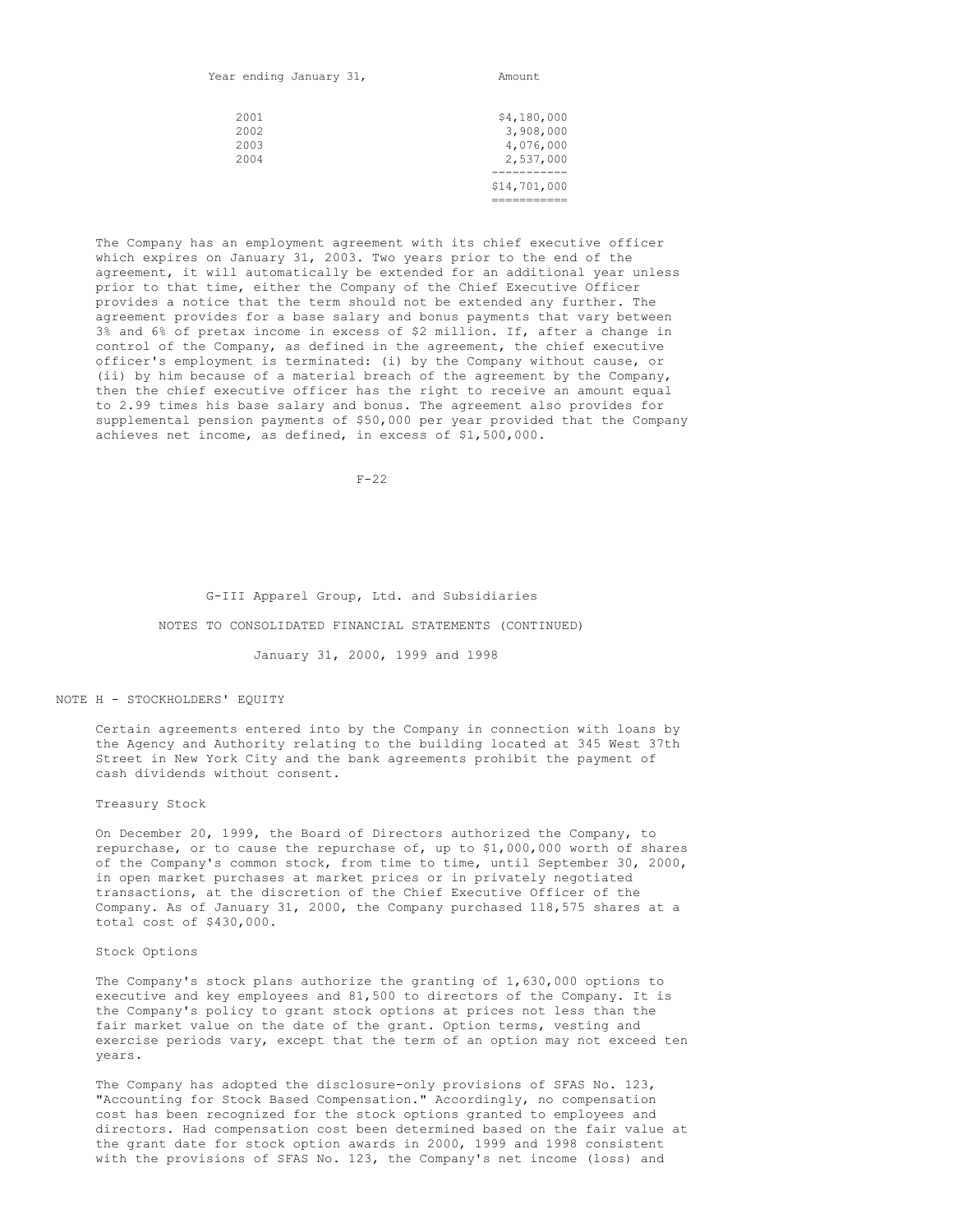| Year ending January 31, | Amount |
|---|---|
| 2001 | $4,180,000 |
| 2002 | 3,908,000 |
| 2003 | 4,076,000 |
| 2004 | 2,537,000 |
| | $14,701,000 |

The Company has an employment agreement with its chief executive officer which expires on January 31, 2003. Two years prior to the end of the agreement, it will automatically be extended for an additional year unless prior to that time, either the Company of the Chief Executive Officer provides a notice that the term should not be extended any further. The agreement provides for a base salary and bonus payments that vary between 3% and 6% of pretax income in excess of $2 million. If, after a change in control of the Company, as defined in the agreement, the chief executive officer's employment is terminated: (i) by the Company without cause, or (ii) by him because of a material breach of the agreement by the Company, then the chief executive officer has the right to receive an amount equal to 2.99 times his base salary and bonus. The agreement also provides for supplemental pension payments of $50,000 per year provided that the Company achieves net income, as defined, in excess of $1,500,000.

G-III Apparel Group, Ltd. and Subsidiaries

NOTES TO CONSOLIDATED FINANCIAL STATEMENTS (CONTINUED)

January 31, 2000, 1999 and 1998

## NOTE H - STOCKHOLDERS' EQUITY

Certain agreements entered into by the Company in connection with loans by the Agency and Authority relating to the building located at 345 West 37th Street in New York City and the bank agreements prohibit the payment of cash dividends without consent.

### Treasury Stock

On December 20, 1999, the Board of Directors authorized the Company, to repurchase, or to cause the repurchase of, up to $1,000,000 worth of shares of the Company's common stock, from time to time, until September 30, 2000, in open market purchases at market prices or in privately negotiated transactions, at the discretion of the Chief Executive Officer of the Company. As of January 31, 2000, the Company purchased 118,575 shares at a total cost of $430,000.

### Stock Options

The Company's stock plans authorize the granting of 1,630,000 options to executive and key employees and 81,500 to directors of the Company. It is the Company's policy to grant stock options at prices not less than the fair market value on the date of the grant. Option terms, vesting and exercise periods vary, except that the term of an option may not exceed ten years.

The Company has adopted the disclosure-only provisions of SFAS No. 123, "Accounting for Stock Based Compensation." Accordingly, no compensation cost has been recognized for the stock options granted to employees and directors. Had compensation cost been determined based on the fair value at the grant date for stock option awards in 2000, 1999 and 1998 consistent with the provisions of SFAS No. 123, the Company's net income (loss) and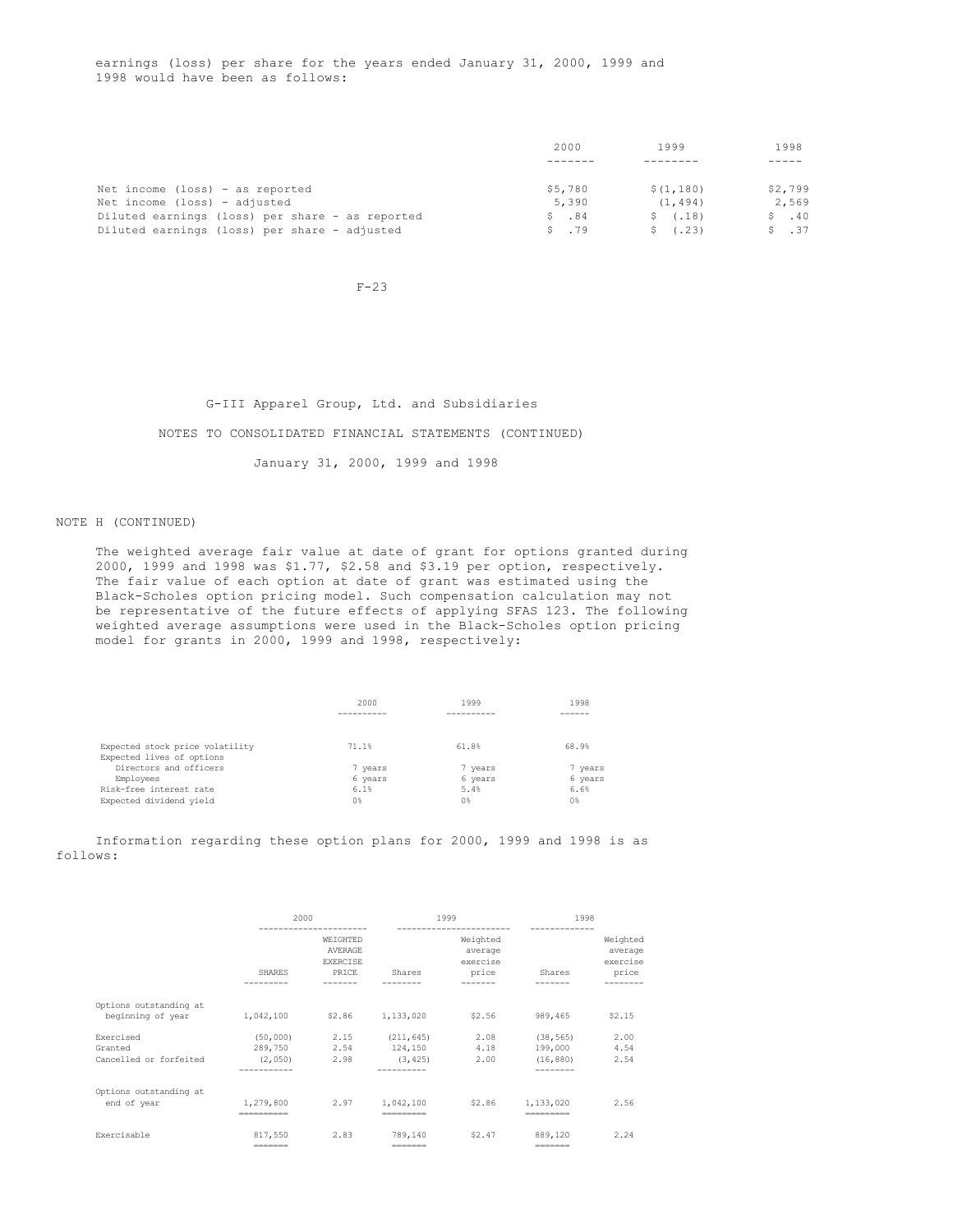earnings (loss) per share for the years ended January 31, 2000, 1999 and 1998 would have been as follows:

| | 2000 | 1999 | 1998 |
|---|---|---|---|
| Net income (loss) - as reported | $5,780 | $(1,180) | $2,799 |
| Net income (loss) - adjusted | 5,390 | (1,494) | 2,569 |
| Diluted earnings (loss) per share - as reported | $ .84 | $ (.18) | $ .40 |
| Diluted earnings (loss) per share - adjusted | $ .79 | $ (.23) | $ .37 |

G-III Apparel Group, Ltd. and Subsidiaries

NOTES TO CONSOLIDATED FINANCIAL STATEMENTS (CONTINUED)

January 31, 2000, 1999 and 1998

NOTE H (CONTINUED)

The weighted average fair value at date of grant for options granted during 2000, 1999 and 1998 was $1.77, $2.58 and $3.19 per option, respectively. The fair value of each option at date of grant was estimated using the Black-Scholes option pricing model. Such compensation calculation may not be representative of the future effects of applying SFAS 123. The following weighted average assumptions were used in the Black-Scholes option pricing model for grants in 2000, 1999 and 1998, respectively:

| | 2000 | 1999 | 1998 |
|---|---|---|---|
| Expected stock price volatility | 71.1% | 61.8% | 68.9% |
| Expected lives of options | | | |
| Directors and officers | 7 years | 7 years | 7 years |
| Employees | 6 years | 6 years | 6 years |
| Risk-free interest rate | 6.1% | 5.4% | 6.6% |
| Expected dividend yield | 0% | 0% | 0% |

Information regarding these option plans for 2000, 1999 and 1998 is as follows:

| | 2000 | | 1999 | | 1998 | |
|---|---|---|---|---|---|---|
| | SHARES | WEIGHTED AVERAGE EXERCISE PRICE | Shares | Weighted average exercise price | Shares | Weighted average exercise price |
| Options outstanding at beginning of year | 1,042,100 | $2.86 | 1,133,020 | $2.56 | 989,465 | $2.15 |
| Exercised | (50,000) | 2.15 | (211,645) | 2.08 | (38,565) | 2.00 |
| Granted | 289,750 | 2.54 | 124,150 | 4.18 | 199,000 | 4.54 |
| Cancelled or forfeited | (2,050) | 2.98 | (3,425) | 2.00 | (16,880) | 2.54 |
| Options outstanding at end of year | 1,279,800 | 2.97 | 1,042,100 | $2.86 | 1,133,020 | 2.56 |
| Exercisable | 817,550 | 2.83 | 789,140 | $2.47 | 889,120 | 2.24 |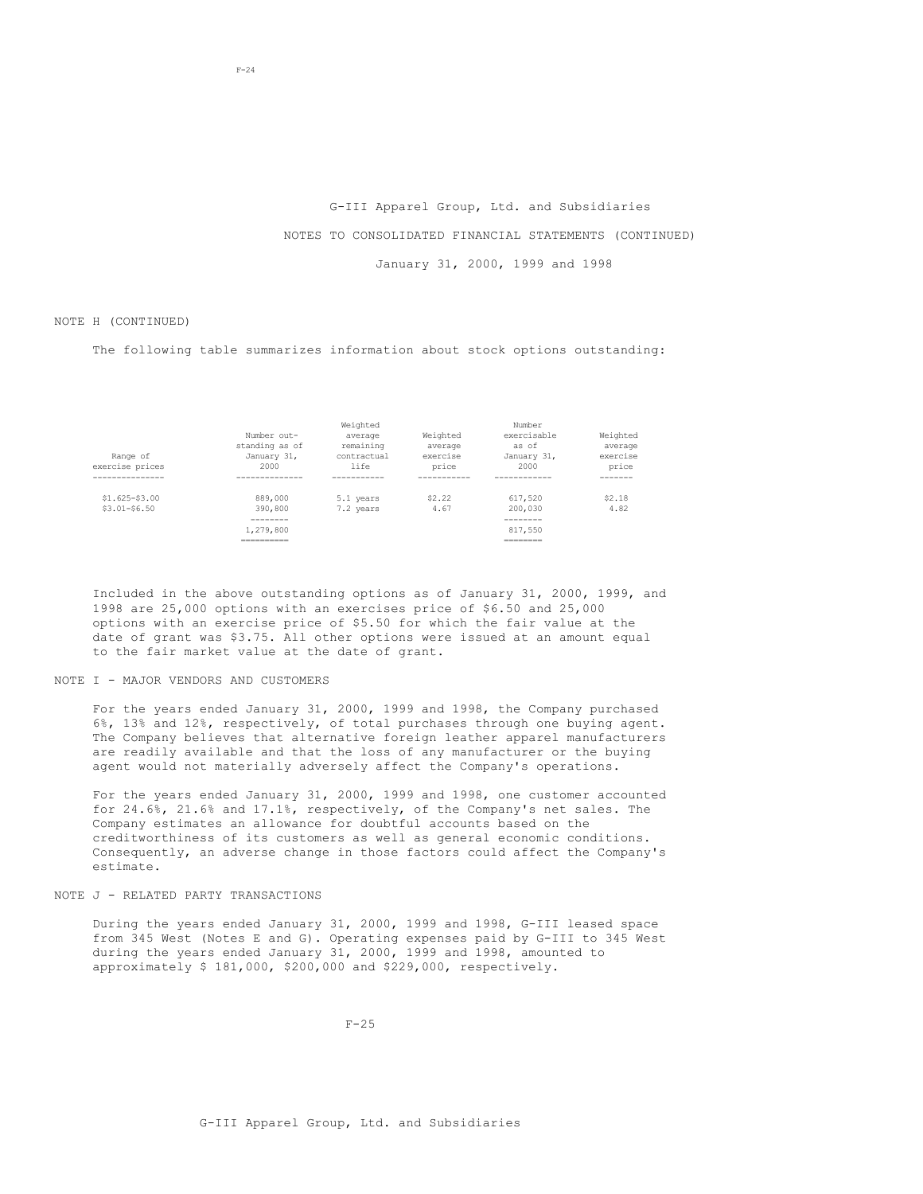G-III Apparel Group, Ltd. and Subsidiaries

NOTES TO CONSOLIDATED FINANCIAL STATEMENTS (CONTINUED)

January 31, 2000, 1999 and 1998

NOTE H (CONTINUED)

The following table summarizes information about stock options outstanding:

| Range of exercise prices | Number out-standing as of January 31, 2000 | Weighted average remaining contractual life | Weighted average exercise price | Number exercisable as of January 31, 2000 | Weighted average exercise price |
|---|---|---|---|---|---|
| \$1.625-\$3.00 | 889,000 | 5.1 years | \$2.22 | 617,520 | \$2.18 |
| \$3.01-\$6.50 | 390,800 | 7.2 years | 4.67 | 200,030 | 4.82 |
| | 1,279,800 | | | 817,550 | |

Included in the above outstanding options as of January 31, 2000, 1999, and 1998 are 25,000 options with an exercises price of \$6.50 and 25,000 options with an exercise price of \$5.50 for which the fair value at the date of grant was \$3.75. All other options were issued at an amount equal to the fair market value at the date of grant.

NOTE I - MAJOR VENDORS AND CUSTOMERS

For the years ended January 31, 2000, 1999 and 1998, the Company purchased 6%, 13% and 12%, respectively, of total purchases through one buying agent. The Company believes that alternative foreign leather apparel manufacturers are readily available and that the loss of any manufacturer or the buying agent would not materially adversely affect the Company's operations.

For the years ended January 31, 2000, 1999 and 1998, one customer accounted for 24.6%, 21.6% and 17.1%, respectively, of the Company's net sales. The Company estimates an allowance for doubtful accounts based on the creditworthiness of its customers as well as general economic conditions. Consequently, an adverse change in those factors could affect the Company's estimate.

NOTE J - RELATED PARTY TRANSACTIONS

During the years ended January 31, 2000, 1999 and 1998, G-III leased space from 345 West (Notes E and G). Operating expenses paid by G-III to 345 West during the years ended January 31, 2000, 1999 and 1998, amounted to approximately \$ 181,000, \$200,000 and \$229,000, respectively.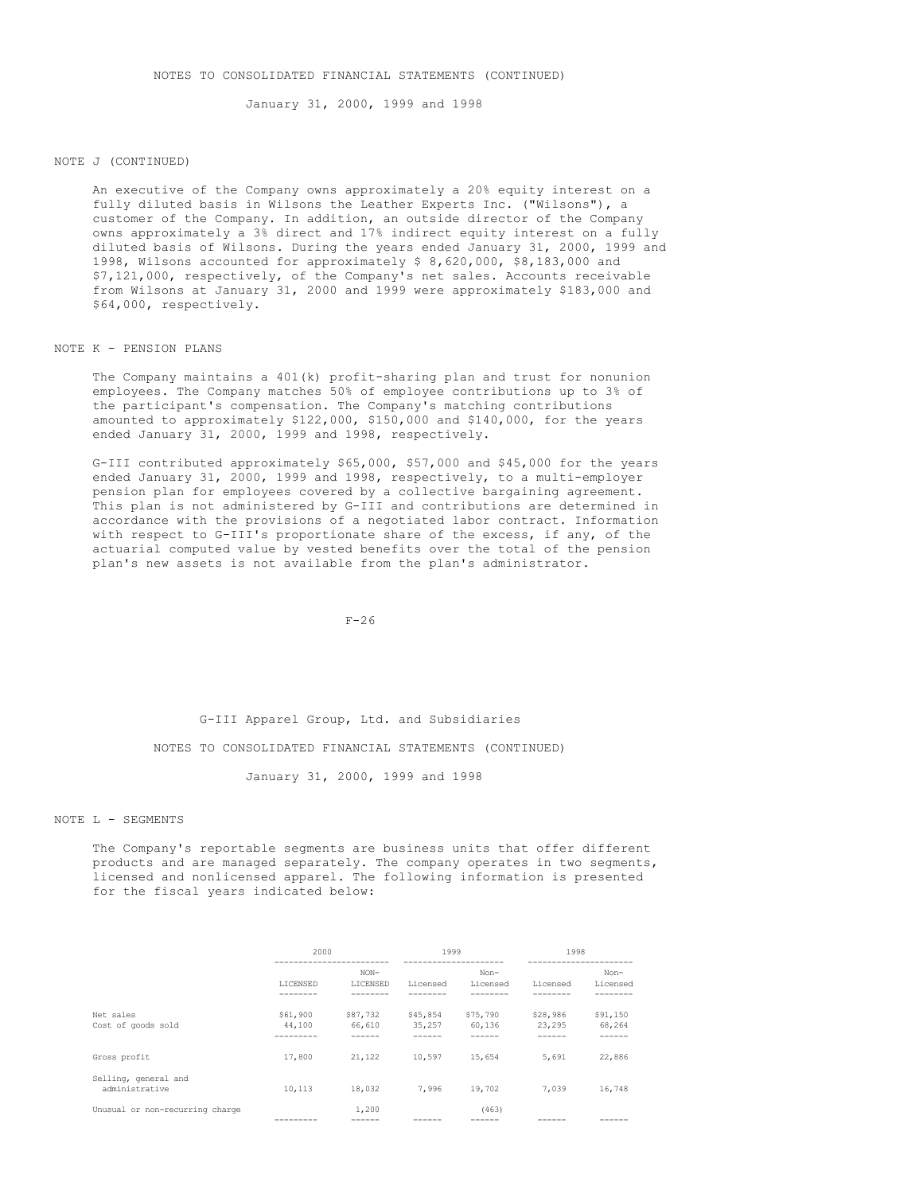NOTES TO CONSOLIDATED FINANCIAL STATEMENTS (CONTINUED)

January 31, 2000, 1999 and 1998

NOTE J (CONTINUED)

An executive of the Company owns approximately a 20% equity interest on a fully diluted basis in Wilsons the Leather Experts Inc. ("Wilsons"), a customer of the Company. In addition, an outside director of the Company owns approximately a 3% direct and 17% indirect equity interest on a fully diluted basis of Wilsons. During the years ended January 31, 2000, 1999 and 1998, Wilsons accounted for approximately $ 8,620,000, $8,183,000 and $7,121,000, respectively, of the Company's net sales. Accounts receivable from Wilsons at January 31, 2000 and 1999 were approximately $183,000 and $64,000, respectively.

## NOTE K - PENSION PLANS

The Company maintains a 401(k) profit-sharing plan and trust for nonunion employees. The Company matches 50% of employee contributions up to 3% of the participant's compensation. The Company's matching contributions amounted to approximately $122,000, $150,000 and $140,000, for the years ended January 31, 2000, 1999 and 1998, respectively.

G-III contributed approximately $65,000, $57,000 and $45,000 for the years ended January 31, 2000, 1999 and 1998, respectively, to a multi-employer pension plan for employees covered by a collective bargaining agreement. This plan is not administered by G-III and contributions are determined in accordance with the provisions of a negotiated labor contract. Information with respect to G-III's proportionate share of the excess, if any, of the actuarial computed value by vested benefits over the total of the pension plan's new assets is not available from the plan's administrator.

G-III Apparel Group, Ltd. and Subsidiaries

NOTES TO CONSOLIDATED FINANCIAL STATEMENTS (CONTINUED)

January 31, 2000, 1999 and 1998

## NOTE L - SEGMENTS

The Company's reportable segments are business units that offer different products and are managed separately. The company operates in two segments, licensed and nonlicensed apparel. The following information is presented for the fiscal years indicated below:

| | 2000 | | 1999 | | 1998 | |
|---|---|---|---|---|---|---|
| | LICENSED | NON-LICENSED | Licensed | Non-Licensed | Licensed | Non-Licensed |
| Net sales | $61,900 | $87,732 | $45,854 | $75,790 | $28,986 | $91,150 |
| Cost of goods sold | 44,100 | 66,610 | 35,257 | 60,136 | 23,295 | 68,264 |
| Gross profit | 17,800 | 21,122 | 10,597 | 15,654 | 5,691 | 22,886 |
| Selling, general and administrative | 10,113 | 18,032 | 7,996 | 19,702 | 7,039 | 16,748 |
| Unusual or non-recurring charge | | 1,200 | | (463) | | |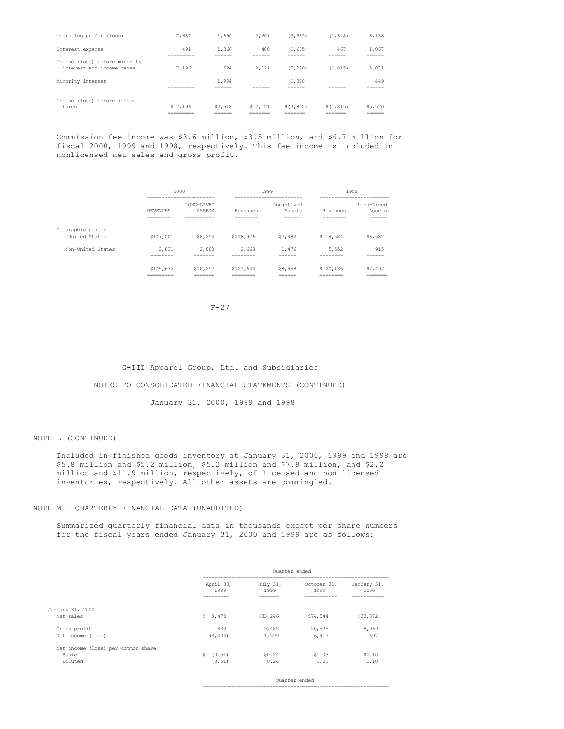| | | | | | | |
|---|---|---|---|---|---|---|
| Operating profit (loss) | 7,687 | 1,890 | 2,601 | (3,585) | (1,348) | 6,138 |
| Interest expense | 491 | 1,366 | 480 | 1,635 | 467 | 1,067 |
| Income (loss) before minority interest and income taxes | 7,196 | 524 | 2,121 | (5,220) | (1,815) | 5,071 |
| Minority interest | | 1,994 | | 1,378 | | 449 |
| Income (loss) before income taxes | $ 7,196 | $2,518 | $ 2,121 | $(3,842) | $(1,815) | $5,520 |

Commission fee income was $3.6 million, $3.5 million, and $6.7 million for fiscal 2000, 1999 and 1998, respectively. This fee income is included in nonlicensed net sales and gross profit.

| | 2000 | | 1999 | | 1998 | |
|---|---|---|---|---|---|---|
| | REVENUES | LONG-LIVED ASSETS | Revenues | Long-Lived Assets | Revenues | Long-Lived Assets |
| Geographic region | | | | | | |
| United States | $147,001 | $8,294 | $118,976 | $7,482 | $114,584 | $6,582 |
| Non-United States | 2,631 | 2,003 | 2,668 | 1,476 | 5,552 | 915 |
| | $149,632 | $10,297 | $121,644 | $8,958 | $120,136 | $7,497 |

G-III Apparel Group, Ltd. and Subsidiaries

NOTES TO CONSOLIDATED FINANCIAL STATEMENTS (CONTINUED)

January 31, 2000, 1999 and 1998

NOTE L (CONTINUED)

Included in finished goods inventory at January 31, 2000, 1999 and 1998 are $5.8 million and $5.2 million, $5.2 million and $7.8 million, and $2.2 million and $11.9 million, respectively, of licensed and non-licensed inventories, respectively. All other assets are commingled.

NOTE M - QUARTERLY FINANCIAL DATA (UNAUDITED)

Summarized quarterly financial data in thousands except per share numbers for the fiscal years ended January 31, 2000 and 1999 are as follows:

| | Quarter ended | | | |
|---|---|---|---|---|
| | April 30, 1999 | July 31, 1999 | October 31, 1999 | January 31, 2000 |
| January 31, 2000 | | | | |
| Net sales | $ 8,470 | $33,246 | $74,544 | $33,372 |
| Gross profit | 833 | 9,485 | 20,535 | 8,069 |
| Net income (loss) | (3,433) | 1,599 | 6,917 | 697 |
| Net income (loss) per common share | | | | |
| Basic | $ (0.51) | $0.24 | $1.03 | $0.10 |
| Diluted | (0.51) | 0.24 | 1.01 | 0.10 |

Quarter ended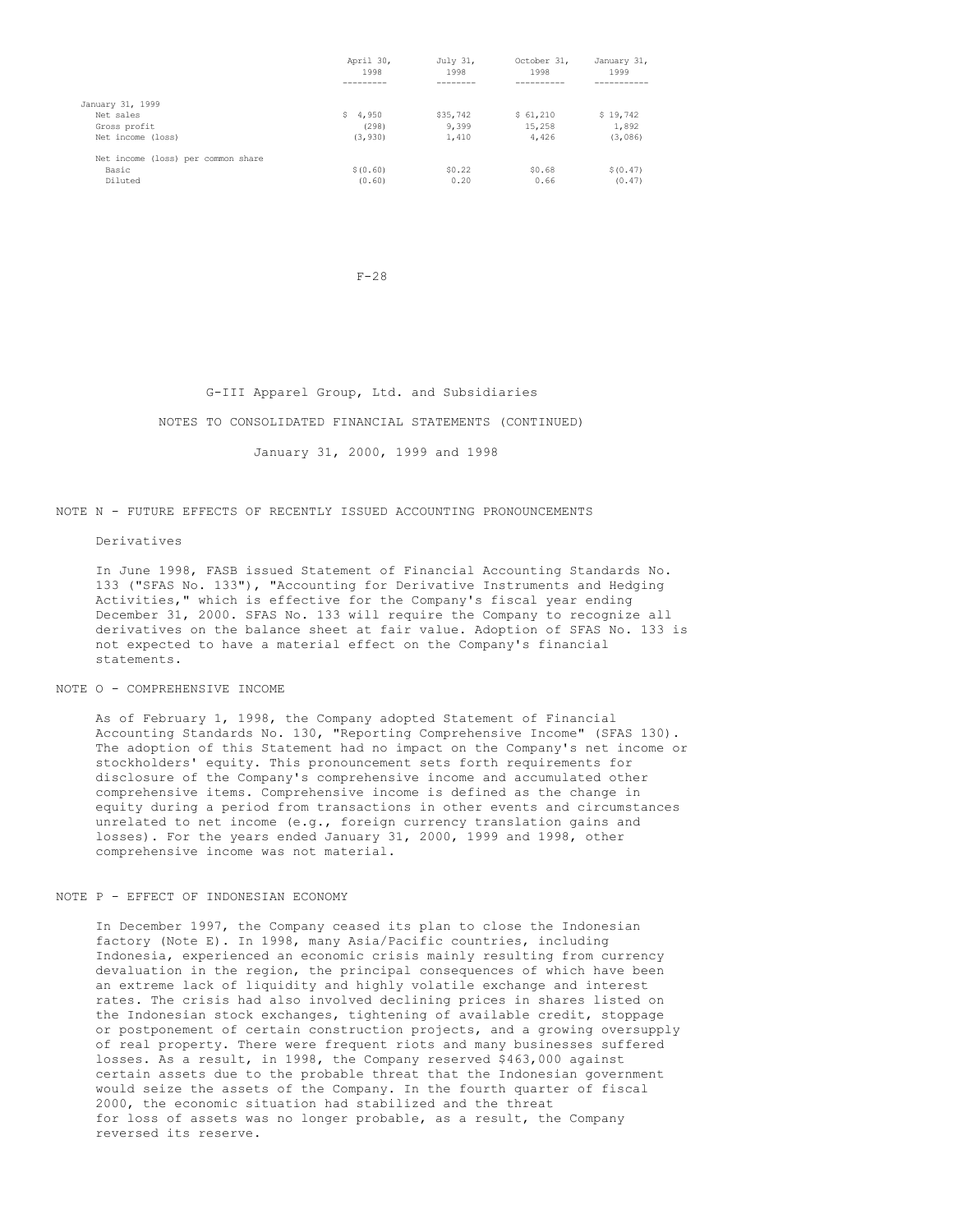| | April 30, 1998 | July 31, 1998 | October 31, 1998 | January 31, 1999 |
|---|---|---|---|---|
| January 31, 1999 | | | | |
| Net sales | $ 4,950 | $35,742 | $ 61,210 | $ 19,742 |
| Gross profit | (298) | 9,399 | 15,258 | 1,892 |
| Net income (loss) | (3,930) | 1,410 | 4,426 | (3,086) |
| Net income (loss) per common share | | | | |
| Basic | $(0.60) | $0.22 | $0.68 | $(0.47) |
| Diluted | (0.60) | 0.20 | 0.66 | (0.47) |

G-III Apparel Group, Ltd. and Subsidiaries

NOTES TO CONSOLIDATED FINANCIAL STATEMENTS (CONTINUED)

January 31, 2000, 1999 and 1998

## NOTE N - FUTURE EFFECTS OF RECENTLY ISSUED ACCOUNTING PRONOUNCEMENTS

Derivatives

In June 1998, FASB issued Statement of Financial Accounting Standards No. 133 ("SFAS No. 133"), "Accounting for Derivative Instruments and Hedging Activities," which is effective for the Company's fiscal year ending December 31, 2000. SFAS No. 133 will require the Company to recognize all derivatives on the balance sheet at fair value. Adoption of SFAS No. 133 is not expected to have a material effect on the Company's financial statements.

## NOTE O - COMPREHENSIVE INCOME

As of February 1, 1998, the Company adopted Statement of Financial Accounting Standards No. 130, "Reporting Comprehensive Income" (SFAS 130). The adoption of this Statement had no impact on the Company's net income or stockholders' equity. This pronouncement sets forth requirements for disclosure of the Company's comprehensive income and accumulated other comprehensive items. Comprehensive income is defined as the change in equity during a period from transactions in other events and circumstances unrelated to net income (e.g., foreign currency translation gains and losses). For the years ended January 31, 2000, 1999 and 1998, other comprehensive income was not material.

## NOTE P - EFFECT OF INDONESIAN ECONOMY

In December 1997, the Company ceased its plan to close the Indonesian factory (Note E). In 1998, many Asia/Pacific countries, including Indonesia, experienced an economic crisis mainly resulting from currency devaluation in the region, the principal consequences of which have been an extreme lack of liquidity and highly volatile exchange and interest rates. The crisis had also involved declining prices in shares listed on the Indonesian stock exchanges, tightening of available credit, stoppage or postponement of certain construction projects, and a growing oversupply of real property. There were frequent riots and many businesses suffered losses. As a result, in 1998, the Company reserved $463,000 against certain assets due to the probable threat that the Indonesian government would seize the assets of the Company. In the fourth quarter of fiscal 2000, the economic situation had stabilized and the threat for loss of assets was no longer probable, as a result, the Company reversed its reserve.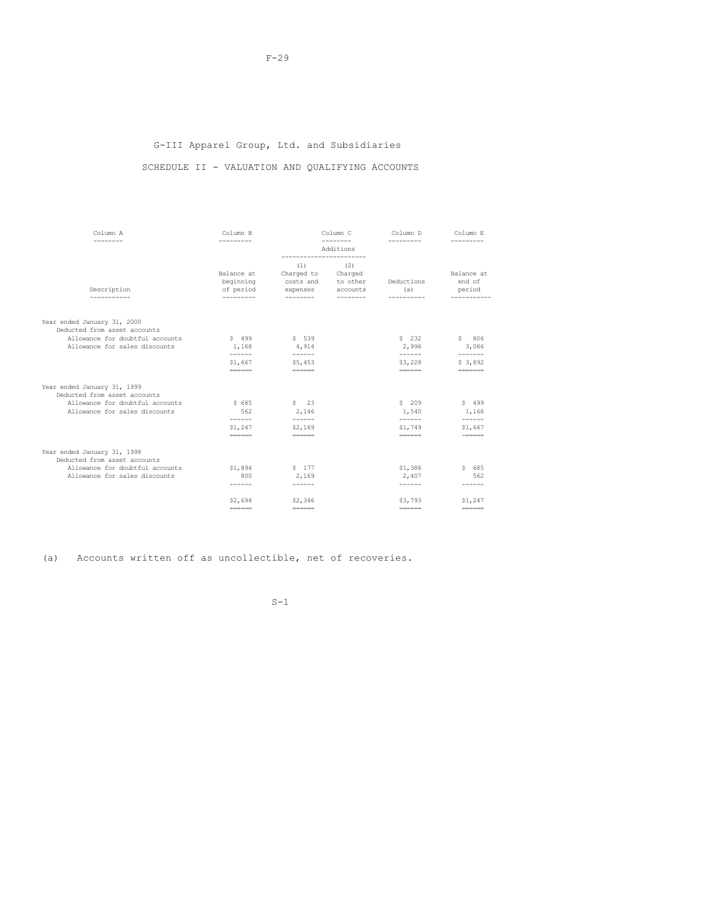# G-III Apparel Group, Ltd. and Subsidiaries

## SCHEDULE II - VALUATION AND QUALIFYING ACCOUNTS

| Column A | Column B | Column C | | Column D | Column E |
|---|---|---|---|---|---|
| | | Additions | | | |
| Description | Balance at beginning of period | (1) Charged to costs and expenses | (2) Charged to other accounts | Deductions (a) | Balance at end of period |
| Year ended January 31, 2000 | | | | | |
| Deducted from asset accounts | | | | | |
| Allowance for doubtful accounts | $ 499 | $ 539 | | $ 232 | $ 806 |
| Allowance for sales discounts | 1,168 | 4,914 | | 2,996 | 3,086 |
| | $1,667 | $5,453 | | $3,228 | $ 3,892 |
| Year ended January 31, 1999 | | | | | |
| Deducted from asset accounts | | | | | |
| Allowance for doubtful accounts | $ 685 | $ 23 | | $ 209 | $ 499 |
| Allowance for sales discounts | 562 | 2,146 | | 1,540 | 1,168 |
| | $1,247 | $2,169 | | $1,749 | $1,667 |
| Year ended January 31, 1998 | | | | | |
| Deducted from asset accounts | | | | | |
| Allowance for doubtful accounts | $1,894 | $ 177 | | $1,386 | $ 685 |
| Allowance for sales discounts | 800 | 2,169 | | 2,407 | 562 |
| | $2,694 | $2,346 | | $3,793 | $1,247 |

(a) Accounts written off as uncollectible, net of recoveries.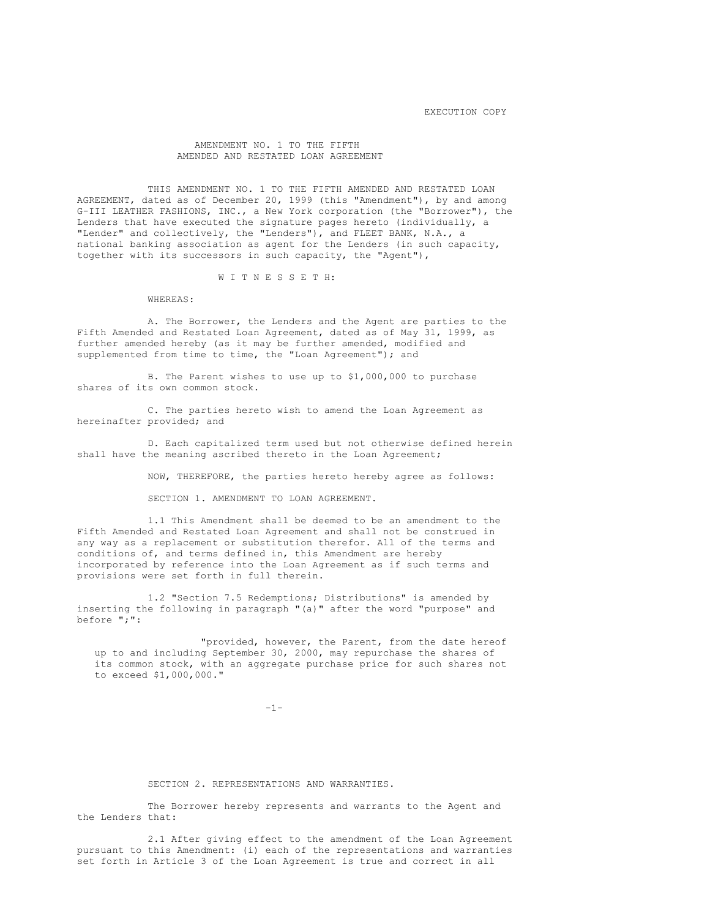EXECUTION COPY

# AMENDMENT NO. 1 TO THE FIFTH AMENDED AND RESTATED LOAN AGREEMENT

THIS AMENDMENT NO. 1 TO THE FIFTH AMENDED AND RESTATED LOAN AGREEMENT, dated as of December 20, 1999 (this "Amendment"), by and among G-III LEATHER FASHIONS, INC., a New York corporation (the "Borrower"), the Lenders that have executed the signature pages hereto (individually, a "Lender" and collectively, the "Lenders"), and FLEET BANK, N.A., a national banking association as agent for the Lenders (in such capacity, together with its successors in such capacity, the "Agent"),

W I T N E S S E T H:

WHEREAS:

A. The Borrower, the Lenders and the Agent are parties to the Fifth Amended and Restated Loan Agreement, dated as of May 31, 1999, as further amended hereby (as it may be further amended, modified and supplemented from time to time, the "Loan Agreement"); and

B. The Parent wishes to use up to $1,000,000 to purchase shares of its own common stock.

C. The parties hereto wish to amend the Loan Agreement as hereinafter provided; and

D. Each capitalized term used but not otherwise defined herein shall have the meaning ascribed thereto in the Loan Agreement;

NOW, THEREFORE, the parties hereto hereby agree as follows:

SECTION 1. AMENDMENT TO LOAN AGREEMENT.

1.1 This Amendment shall be deemed to be an amendment to the Fifth Amended and Restated Loan Agreement and shall not be construed in any way as a replacement or substitution therefor. All of the terms and conditions of, and terms defined in, this Amendment are hereby incorporated by reference into the Loan Agreement as if such terms and provisions were set forth in full therein.

1.2 "Section 7.5 Redemptions; Distributions" is amended by inserting the following in paragraph "(a)" after the word "purpose" and before ";":

> "provided, however, the Parent, from the date hereof up to and including September 30, 2000, may repurchase the shares of its common stock, with an aggregate purchase price for such shares not to exceed $1,000,000."

SECTION 2. REPRESENTATIONS AND WARRANTIES.

The Borrower hereby represents and warrants to the Agent and the Lenders that:

2.1 After giving effect to the amendment of the Loan Agreement pursuant to this Amendment: (i) each of the representations and warranties set forth in Article 3 of the Loan Agreement is true and correct in all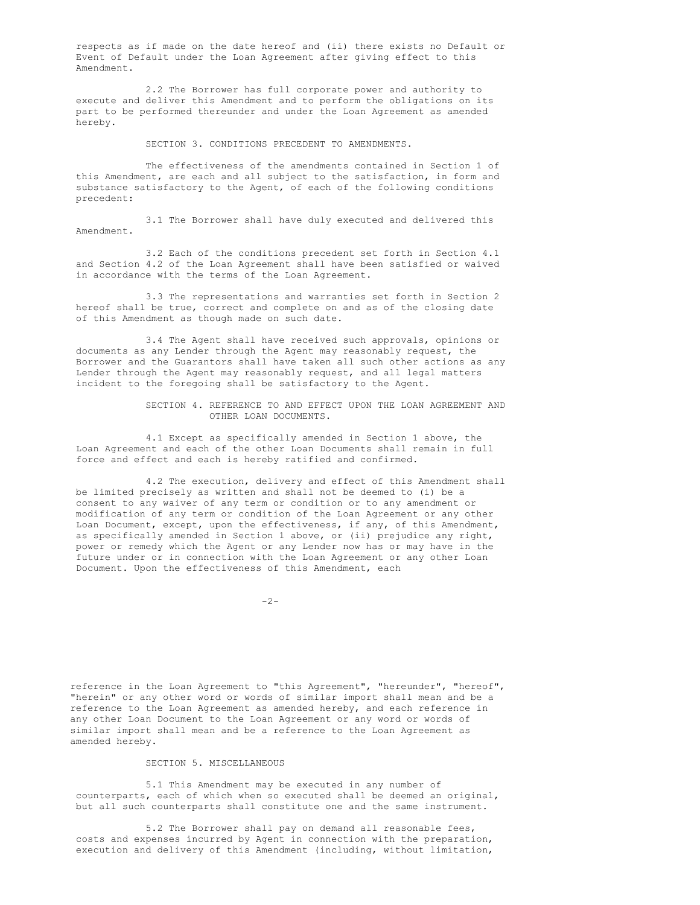respects as if made on the date hereof and (ii) there exists no Default or Event of Default under the Loan Agreement after giving effect to this Amendment.

2.2 The Borrower has full corporate power and authority to execute and deliver this Amendment and to perform the obligations on its part to be performed thereunder and under the Loan Agreement as amended hereby.

SECTION 3. CONDITIONS PRECEDENT TO AMENDMENTS.

The effectiveness of the amendments contained in Section 1 of this Amendment, are each and all subject to the satisfaction, in form and substance satisfactory to the Agent, of each of the following conditions precedent:

3.1 The Borrower shall have duly executed and delivered this Amendment.

3.2 Each of the conditions precedent set forth in Section 4.1 and Section 4.2 of the Loan Agreement shall have been satisfied or waived in accordance with the terms of the Loan Agreement.

3.3 The representations and warranties set forth in Section 2 hereof shall be true, correct and complete on and as of the closing date of this Amendment as though made on such date.

3.4 The Agent shall have received such approvals, opinions or documents as any Lender through the Agent may reasonably request, the Borrower and the Guarantors shall have taken all such other actions as any Lender through the Agent may reasonably request, and all legal matters incident to the foregoing shall be satisfactory to the Agent.

SECTION 4. REFERENCE TO AND EFFECT UPON THE LOAN AGREEMENT AND OTHER LOAN DOCUMENTS.

4.1 Except as specifically amended in Section 1 above, the Loan Agreement and each of the other Loan Documents shall remain in full force and effect and each is hereby ratified and confirmed.

4.2 The execution, delivery and effect of this Amendment shall be limited precisely as written and shall not be deemed to (i) be a consent to any waiver of any term or condition or to any amendment or modification of any term or condition of the Loan Agreement or any other Loan Document, except, upon the effectiveness, if any, of this Amendment, as specifically amended in Section 1 above, or (ii) prejudice any right, power or remedy which the Agent or any Lender now has or may have in the future under or in connection with the Loan Agreement or any other Loan Document. Upon the effectiveness of this Amendment, each reference in the Loan Agreement to "this Agreement", "hereunder", "hereof", "herein" or any other word or words of similar import shall mean and be a reference to the Loan Agreement as amended hereby, and each reference in any other Loan Document to the Loan Agreement or any word or words of similar import shall mean and be a reference to the Loan Agreement as amended hereby.

SECTION 5. MISCELLANEOUS

5.1 This Amendment may be executed in any number of counterparts, each of which when so executed shall be deemed an original, but all such counterparts shall constitute one and the same instrument.

5.2 The Borrower shall pay on demand all reasonable fees, costs and expenses incurred by Agent in connection with the preparation, execution and delivery of this Amendment (including, without limitation,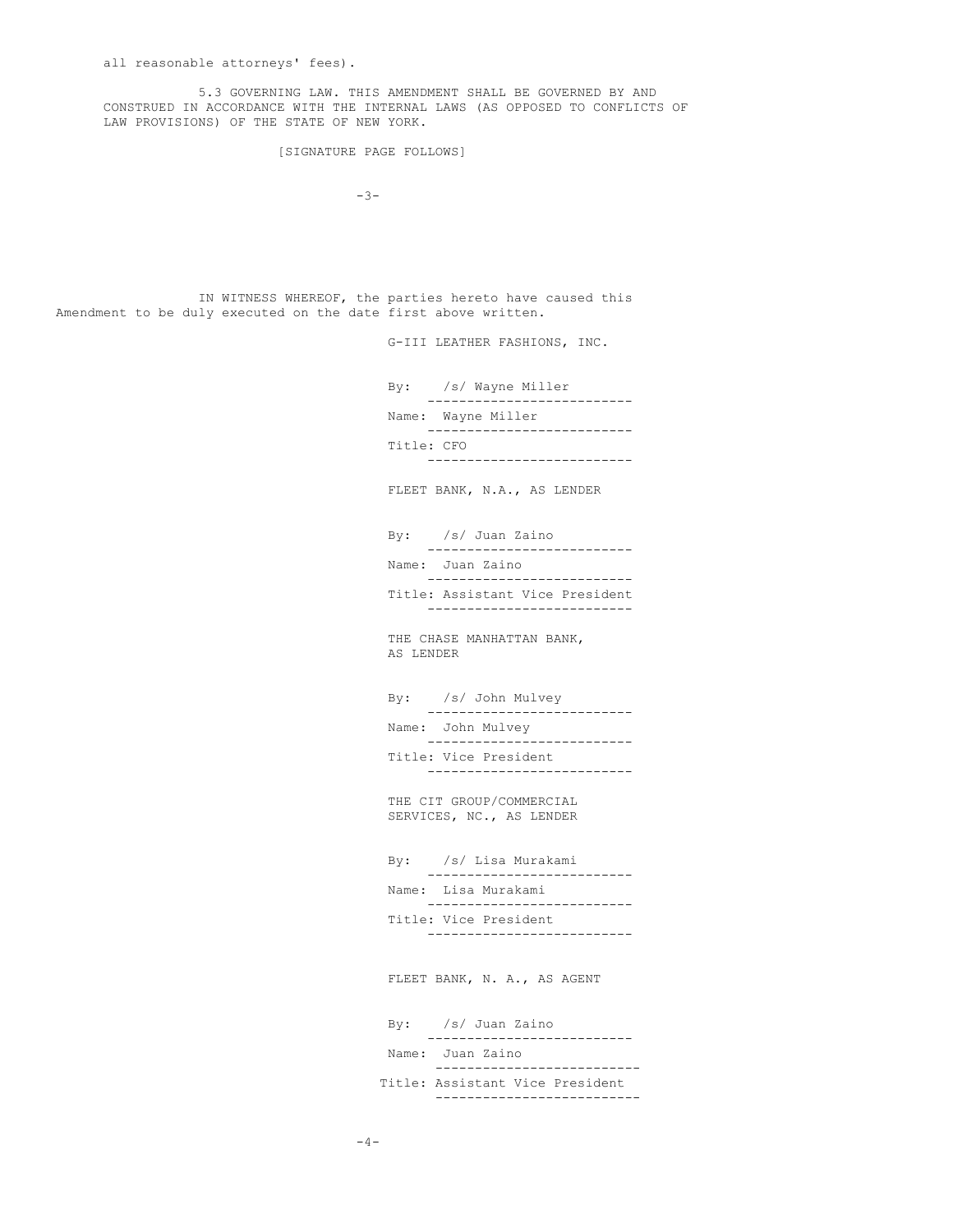all reasonable attorneys' fees).

5.3 GOVERNING LAW. THIS AMENDMENT SHALL BE GOVERNED BY AND CONSTRUED IN ACCORDANCE WITH THE INTERNAL LAWS (AS OPPOSED TO CONFLICTS OF LAW PROVISIONS) OF THE STATE OF NEW YORK.

[SIGNATURE PAGE FOLLOWS]

IN WITNESS WHEREOF, the parties hereto have caused this Amendment to be duly executed on the date first above written.

G-III LEATHER FASHIONS, INC.

By: /s/ Wayne Miller
Name: Wayne Miller
Title: CFO

FLEET BANK, N.A., AS LENDER

By: /s/ Juan Zaino
Name: Juan Zaino
Title: Assistant Vice President

THE CHASE MANHATTAN BANK, AS LENDER

By: /s/ John Mulvey
Name: John Mulvey
Title: Vice President

THE CIT GROUP/COMMERCIAL SERVICES, NC., AS LENDER

By: /s/ Lisa Murakami
Name: Lisa Murakami
Title: Vice President

FLEET BANK, N. A., AS AGENT

By: /s/ Juan Zaino
Name: Juan Zaino
Title: Assistant Vice President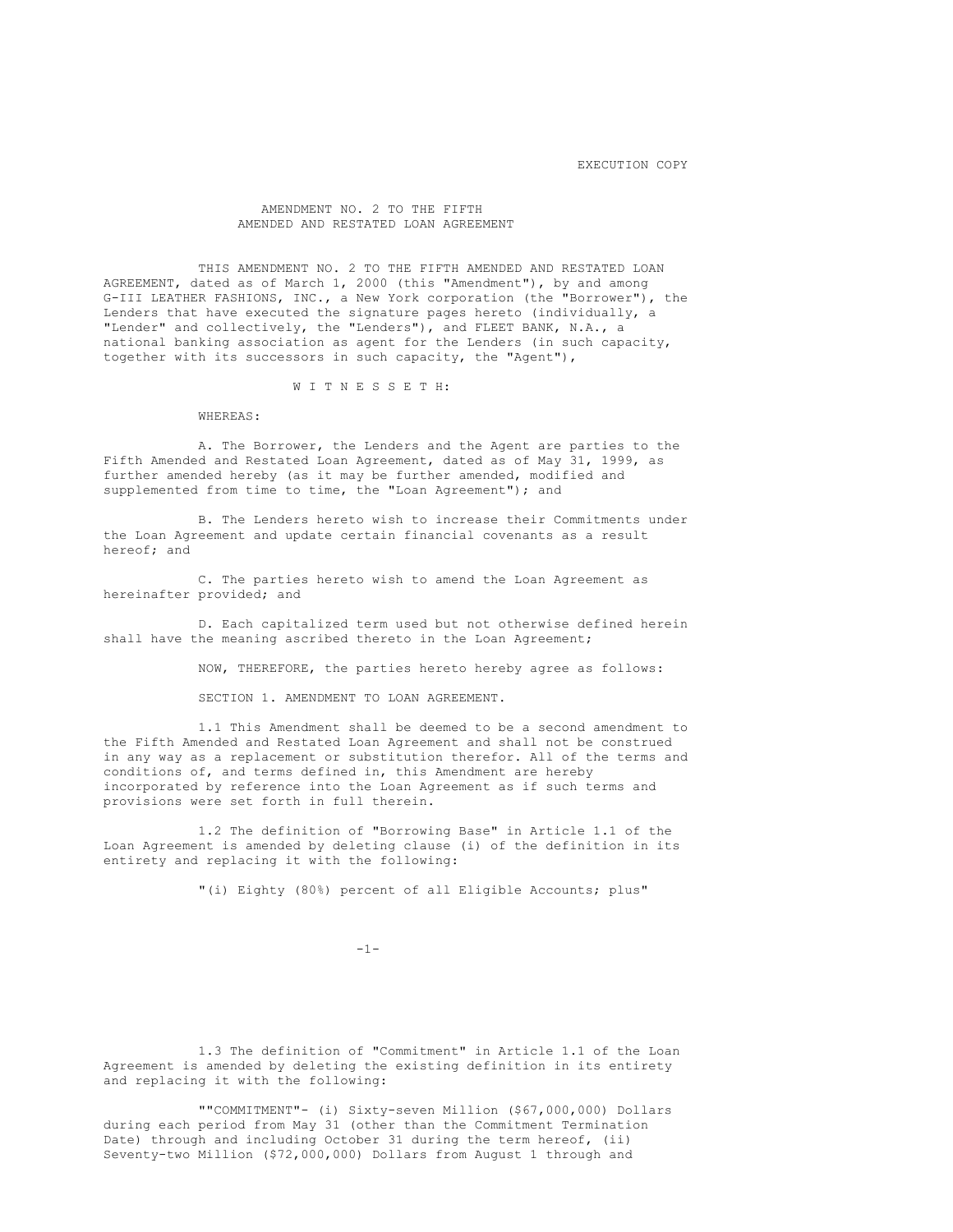EXECUTION COPY

# AMENDMENT NO. 2 TO THE FIFTH AMENDED AND RESTATED LOAN AGREEMENT

THIS AMENDMENT NO. 2 TO THE FIFTH AMENDED AND RESTATED LOAN AGREEMENT, dated as of March 1, 2000 (this "Amendment"), by and among G-III LEATHER FASHIONS, INC., a New York corporation (the "Borrower"), the Lenders that have executed the signature pages hereto (individually, a "Lender" and collectively, the "Lenders"), and FLEET BANK, N.A., a national banking association as agent for the Lenders (in such capacity, together with its successors in such capacity, the "Agent"),

W I T N E S S E T H:

WHEREAS:

A. The Borrower, the Lenders and the Agent are parties to the Fifth Amended and Restated Loan Agreement, dated as of May 31, 1999, as further amended hereby (as it may be further amended, modified and supplemented from time to time, the "Loan Agreement"); and

B. The Lenders hereto wish to increase their Commitments under the Loan Agreement and update certain financial covenants as a result hereof; and

C. The parties hereto wish to amend the Loan Agreement as hereinafter provided; and

D. Each capitalized term used but not otherwise defined herein shall have the meaning ascribed thereto in the Loan Agreement;

NOW, THEREFORE, the parties hereto hereby agree as follows:

SECTION 1. AMENDMENT TO LOAN AGREEMENT.

1.1 This Amendment shall be deemed to be a second amendment to the Fifth Amended and Restated Loan Agreement and shall not be construed in any way as a replacement or substitution therefor. All of the terms and conditions of, and terms defined in, this Amendment are hereby incorporated by reference into the Loan Agreement as if such terms and provisions were set forth in full therein.

1.2 The definition of "Borrowing Base" in Article 1.1 of the Loan Agreement is amended by deleting clause (i) of the definition in its entirety and replacing it with the following:

"(i) Eighty (80%) percent of all Eligible Accounts; plus"

1.3 The definition of "Commitment" in Article 1.1 of the Loan Agreement is amended by deleting the existing definition in its entirety and replacing it with the following:

""COMMITMENT"- (i) Sixty-seven Million ($67,000,000) Dollars during each period from May 31 (other than the Commitment Termination Date) through and including October 31 during the term hereof, (ii) Seventy-two Million ($72,000,000) Dollars from August 1 through and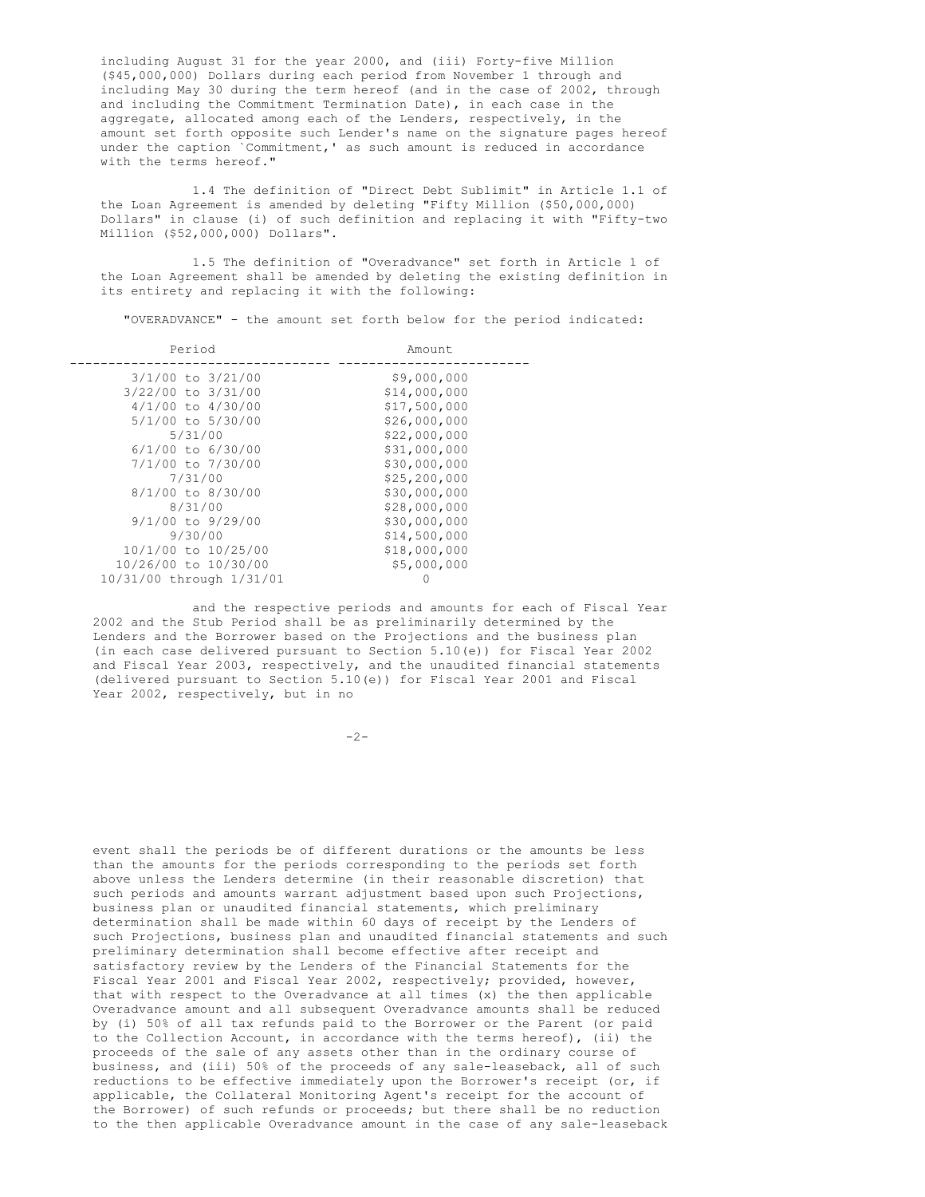including August 31 for the year 2000, and (iii) Forty-five Million ($45,000,000) Dollars during each period from November 1 through and including May 30 during the term hereof (and in the case of 2002, through and including the Commitment Termination Date), in each case in the aggregate, allocated among each of the Lenders, respectively, in the amount set forth opposite such Lender's name on the signature pages hereof under the caption `Commitment,' as such amount is reduced in accordance with the terms hereof."

1.4 The definition of "Direct Debt Sublimit" in Article 1.1 of the Loan Agreement is amended by deleting "Fifty Million ($50,000,000) Dollars" in clause (i) of such definition and replacing it with "Fifty-two Million ($52,000,000) Dollars".

1.5 The definition of "Overadvance" set forth in Article 1 of the Loan Agreement shall be amended by deleting the existing definition in its entirety and replacing it with the following:

"OVERADVANCE" - the amount set forth below for the period indicated:

| Period | Amount |
|---|---|
| 3/1/00 to 3/21/00 | $9,000,000 |
| 3/22/00 to 3/31/00 | $14,000,000 |
| 4/1/00 to 4/30/00 | $17,500,000 |
| 5/1/00 to 5/30/00 | $26,000,000 |
| 5/31/00 | $22,000,000 |
| 6/1/00 to 6/30/00 | $31,000,000 |
| 7/1/00 to 7/30/00 | $30,000,000 |
| 7/31/00 | $25,200,000 |
| 8/1/00 to 8/30/00 | $30,000,000 |
| 8/31/00 | $28,000,000 |
| 9/1/00 to 9/29/00 | $30,000,000 |
| 9/30/00 | $14,500,000 |
| 10/1/00 to 10/25/00 | $18,000,000 |
| 10/26/00 to 10/30/00 | $5,000,000 |
| 10/31/00 through 1/31/01 | 0 |

and the respective periods and amounts for each of Fiscal Year 2002 and the Stub Period shall be as preliminarily determined by the Lenders and the Borrower based on the Projections and the business plan (in each case delivered pursuant to Section 5.10(e)) for Fiscal Year 2002 and Fiscal Year 2003, respectively, and the unaudited financial statements (delivered pursuant to Section 5.10(e)) for Fiscal Year 2001 and Fiscal Year 2002, respectively, but in no event shall the periods be of different durations or the amounts be less than the amounts for the periods corresponding to the periods set forth above unless the Lenders determine (in their reasonable discretion) that such periods and amounts warrant adjustment based upon such Projections, business plan or unaudited financial statements, which preliminary determination shall be made within 60 days of receipt by the Lenders of such Projections, business plan and unaudited financial statements and such preliminary determination shall become effective after receipt and satisfactory review by the Lenders of the Financial Statements for the Fiscal Year 2001 and Fiscal Year 2002, respectively; provided, however, that with respect to the Overadvance at all times (x) the then applicable Overadvance amount and all subsequent Overadvance amounts shall be reduced by (i) 50% of all tax refunds paid to the Borrower or the Parent (or paid to the Collection Account, in accordance with the terms hereof), (ii) the proceeds of the sale of any assets other than in the ordinary course of business, and (iii) 50% of the proceeds of any sale-leaseback, all of such reductions to be effective immediately upon the Borrower's receipt (or, if applicable, the Collateral Monitoring Agent's receipt for the account of the Borrower) of such refunds or proceeds; but there shall be no reduction to the then applicable Overadvance amount in the case of any sale-leaseback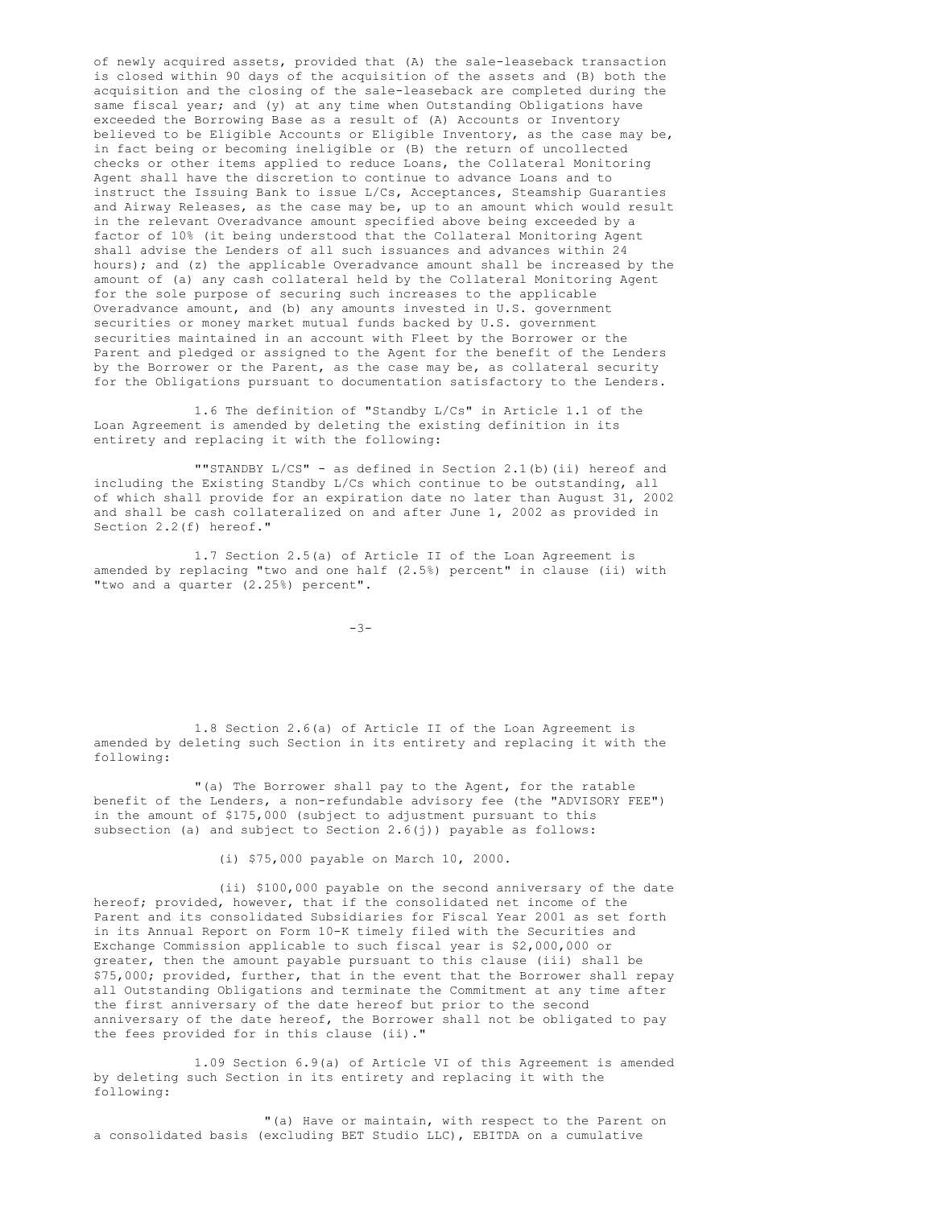of newly acquired assets, provided that (A) the sale-leaseback transaction is closed within 90 days of the acquisition of the assets and (B) both the acquisition and the closing of the sale-leaseback are completed during the same fiscal year; and (y) at any time when Outstanding Obligations have exceeded the Borrowing Base as a result of (A) Accounts or Inventory believed to be Eligible Accounts or Eligible Inventory, as the case may be, in fact being or becoming ineligible or (B) the return of uncollected checks or other items applied to reduce Loans, the Collateral Monitoring Agent shall have the discretion to continue to advance Loans and to instruct the Issuing Bank to issue L/Cs, Acceptances, Steamship Guaranties and Airway Releases, as the case may be, up to an amount which would result in the relevant Overadvance amount specified above being exceeded by a factor of 10% (it being understood that the Collateral Monitoring Agent shall advise the Lenders of all such issuances and advances within 24 hours); and (z) the applicable Overadvance amount shall be increased by the amount of (a) any cash collateral held by the Collateral Monitoring Agent for the sole purpose of securing such increases to the applicable Overadvance amount, and (b) any amounts invested in U.S. government securities or money market mutual funds backed by U.S. government securities maintained in an account with Fleet by the Borrower or the Parent and pledged or assigned to the Agent for the benefit of the Lenders by the Borrower or the Parent, as the case may be, as collateral security for the Obligations pursuant to documentation satisfactory to the Lenders.

1.6 The definition of "Standby L/Cs" in Article 1.1 of the Loan Agreement is amended by deleting the existing definition in its entirety and replacing it with the following:

""STANDBY L/CS" - as defined in Section 2.1(b)(ii) hereof and including the Existing Standby L/Cs which continue to be outstanding, all of which shall provide for an expiration date no later than August 31, 2002 and shall be cash collateralized on and after June 1, 2002 as provided in Section 2.2(f) hereof."

1.7 Section 2.5(a) of Article II of the Loan Agreement is amended by replacing "two and one half (2.5%) percent" in clause (ii) with "two and a quarter (2.25%) percent".

1.8 Section 2.6(a) of Article II of the Loan Agreement is amended by deleting such Section in its entirety and replacing it with the following:

"(a) The Borrower shall pay to the Agent, for the ratable benefit of the Lenders, a non-refundable advisory fee (the "ADVISORY FEE") in the amount of $175,000 (subject to adjustment pursuant to this subsection (a) and subject to Section 2.6(j)) payable as follows:

(i) $75,000 payable on March 10, 2000.

(ii) $100,000 payable on the second anniversary of the date hereof; provided, however, that if the consolidated net income of the Parent and its consolidated Subsidiaries for Fiscal Year 2001 as set forth in its Annual Report on Form 10-K timely filed with the Securities and Exchange Commission applicable to such fiscal year is $2,000,000 or greater, then the amount payable pursuant to this clause (iii) shall be $75,000; provided, further, that in the event that the Borrower shall repay all Outstanding Obligations and terminate the Commitment at any time after the first anniversary of the date hereof but prior to the second anniversary of the date hereof, the Borrower shall not be obligated to pay the fees provided for in this clause (ii)."

1.09 Section 6.9(a) of Article VI of this Agreement is amended by deleting such Section in its entirety and replacing it with the following:

"(a) Have or maintain, with respect to the Parent on a consolidated basis (excluding BET Studio LLC), EBITDA on a cumulative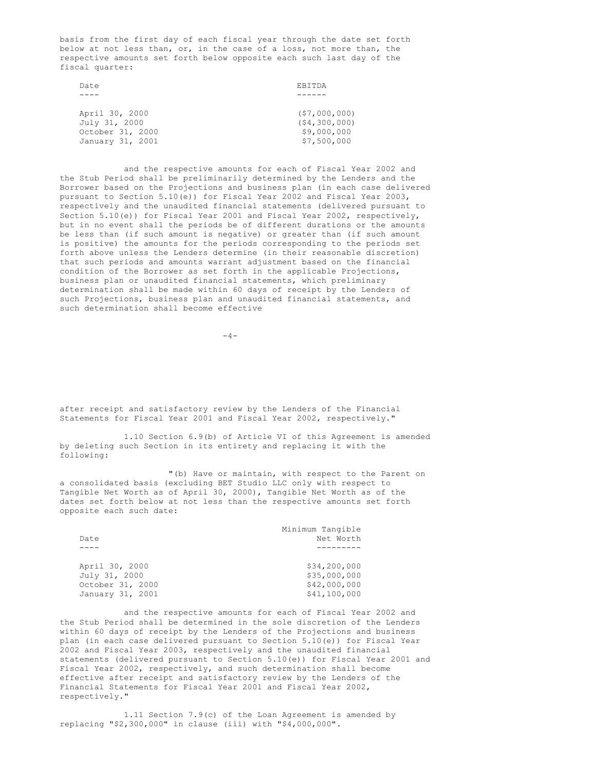basis from the first day of each fiscal year through the date set forth below at not less than, or, in the case of a loss, not more than, the respective amounts set forth below opposite each such last day of the fiscal quarter:

| Date | EBITDA |
| --- | --- |
| April 30, 2000 | ($7,000,000) |
| July 31, 2000 | ($4,300,000) |
| October 31, 2000 | $9,000,000 |
| January 31, 2001 | $7,500,000 |

and the respective amounts for each of Fiscal Year 2002 and the Stub Period shall be preliminarily determined by the Lenders and the Borrower based on the Projections and business plan (in each case delivered pursuant to Section 5.10(e)) for Fiscal Year 2002 and Fiscal Year 2003, respectively and the unaudited financial statements (delivered pursuant to Section 5.10(e)) for Fiscal Year 2001 and Fiscal Year 2002, respectively, but in no event shall the periods be of different durations or the amounts be less than (if such amount is negative) or greater than (if such amount is positive) the amounts for the periods corresponding to the periods set forth above unless the Lenders determine (in their reasonable discretion) that such periods and amounts warrant adjustment based on the financial condition of the Borrower as set forth in the applicable Projections, business plan or unaudited financial statements, which preliminary determination shall be made within 60 days of receipt by the Lenders of such Projections, business plan and unaudited financial statements, and such determination shall become effective after receipt and satisfactory review by the Lenders of the Financial Statements for Fiscal Year 2001 and Fiscal Year 2002, respectively."

1.10 Section 6.9(b) of Article VI of this Agreement is amended by deleting such Section in its entirety and replacing it with the following:

"(b) Have or maintain, with respect to the Parent on a consolidated basis (excluding BET Studio LLC only with respect to Tangible Net Worth as of April 30, 2000), Tangible Net Worth as of the dates set forth below at not less than the respective amounts set forth opposite each such date:

| Date | Minimum Tangible Net Worth |
| --- | --- |
| April 30, 2000 | $34,200,000 |
| July 31, 2000 | $35,000,000 |
| October 31, 2000 | $42,000,000 |
| January 31, 2001 | $41,100,000 |

and the respective amounts for each of Fiscal Year 2002 and the Stub Period shall be determined in the sole discretion of the Lenders within 60 days of receipt by the Lenders of the Projections and business plan (in each case delivered pursuant to Section 5.10(e)) for Fiscal Year 2002 and Fiscal Year 2003, respectively and the unaudited financial statements (delivered pursuant to Section 5.10(e)) for Fiscal Year 2001 and Fiscal Year 2002, respectively, and such determination shall become effective after receipt and satisfactory review by the Lenders of the Financial Statements for Fiscal Year 2001 and Fiscal Year 2002, respectively."

1.11 Section 7.9(c) of the Loan Agreement is amended by replacing "$2,300,000" in clause (iii) with "$4,000,000".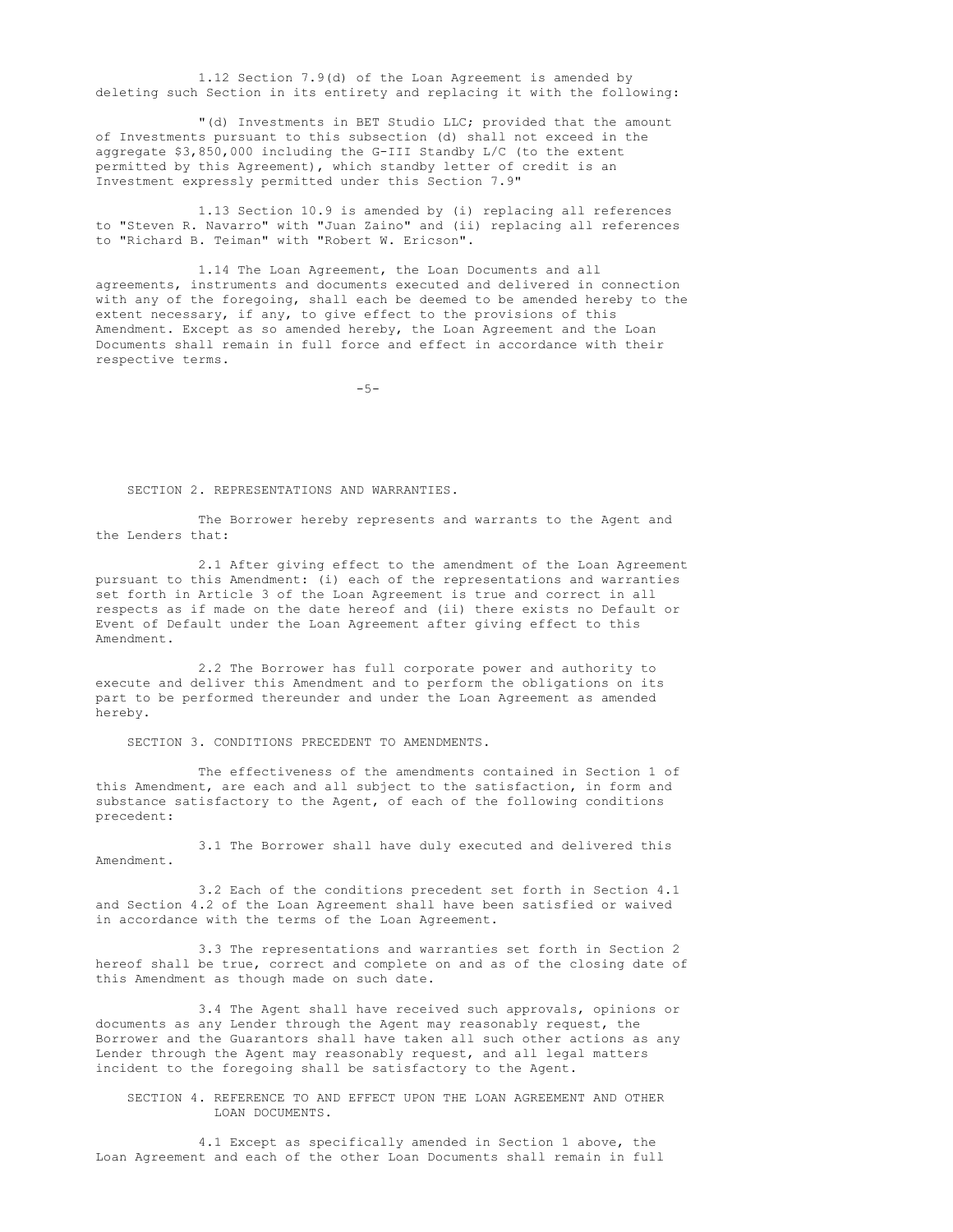1.12 Section 7.9(d) of the Loan Agreement is amended by deleting such Section in its entirety and replacing it with the following:

"(d) Investments in BET Studio LLC; provided that the amount of Investments pursuant to this subsection (d) shall not exceed in the aggregate $3,850,000 including the G-III Standby L/C (to the extent permitted by this Agreement), which standby letter of credit is an Investment expressly permitted under this Section 7.9"

1.13 Section 10.9 is amended by (i) replacing all references to "Steven R. Navarro" with "Juan Zaino" and (ii) replacing all references to "Richard B. Teiman" with "Robert W. Ericson".

1.14 The Loan Agreement, the Loan Documents and all agreements, instruments and documents executed and delivered in connection with any of the foregoing, shall each be deemed to be amended hereby to the extent necessary, if any, to give effect to the provisions of this Amendment. Except as so amended hereby, the Loan Agreement and the Loan Documents shall remain in full force and effect in accordance with their respective terms.

SECTION 2. REPRESENTATIONS AND WARRANTIES.

The Borrower hereby represents and warrants to the Agent and the Lenders that:

2.1 After giving effect to the amendment of the Loan Agreement pursuant to this Amendment: (i) each of the representations and warranties set forth in Article 3 of the Loan Agreement is true and correct in all respects as if made on the date hereof and (ii) there exists no Default or Event of Default under the Loan Agreement after giving effect to this Amendment.

2.2 The Borrower has full corporate power and authority to execute and deliver this Amendment and to perform the obligations on its part to be performed thereunder and under the Loan Agreement as amended hereby.

SECTION 3. CONDITIONS PRECEDENT TO AMENDMENTS.

The effectiveness of the amendments contained in Section 1 of this Amendment, are each and all subject to the satisfaction, in form and substance satisfactory to the Agent, of each of the following conditions precedent:

3.1 The Borrower shall have duly executed and delivered this Amendment.

3.2 Each of the conditions precedent set forth in Section 4.1 and Section 4.2 of the Loan Agreement shall have been satisfied or waived in accordance with the terms of the Loan Agreement.

3.3 The representations and warranties set forth in Section 2 hereof shall be true, correct and complete on and as of the closing date of this Amendment as though made on such date.

3.4 The Agent shall have received such approvals, opinions or documents as any Lender through the Agent may reasonably request, the Borrower and the Guarantors shall have taken all such other actions as any Lender through the Agent may reasonably request, and all legal matters incident to the foregoing shall be satisfactory to the Agent.

SECTION 4. REFERENCE TO AND EFFECT UPON THE LOAN AGREEMENT AND OTHER LOAN DOCUMENTS.

4.1 Except as specifically amended in Section 1 above, the Loan Agreement and each of the other Loan Documents shall remain in full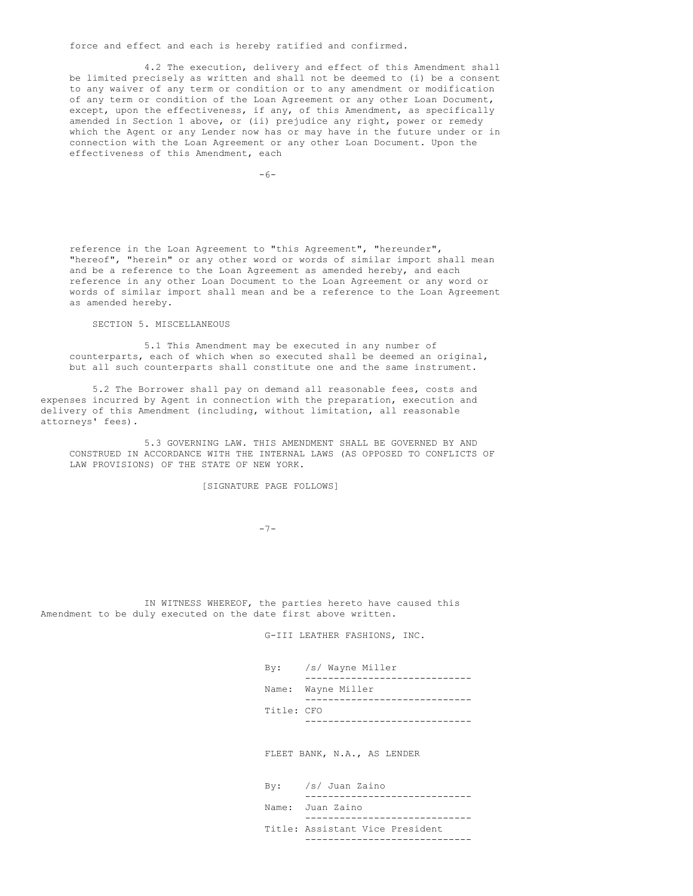force and effect and each is hereby ratified and confirmed.

4.2 The execution, delivery and effect of this Amendment shall be limited precisely as written and shall not be deemed to (i) be a consent to any waiver of any term or condition or to any amendment or modification of any term or condition of the Loan Agreement or any other Loan Document, except, upon the effectiveness, if any, of this Amendment, as specifically amended in Section 1 above, or (ii) prejudice any right, power or remedy which the Agent or any Lender now has or may have in the future under or in connection with the Loan Agreement or any other Loan Document. Upon the effectiveness of this Amendment, each reference in the Loan Agreement to "this Agreement", "hereunder", "hereof", "herein" or any other word or words of similar import shall mean and be a reference to the Loan Agreement as amended hereby, and each reference in any other Loan Document to the Loan Agreement or any word or words of similar import shall mean and be a reference to the Loan Agreement as amended hereby.

SECTION 5. MISCELLANEOUS

5.1 This Amendment may be executed in any number of counterparts, each of which when so executed shall be deemed an original, but all such counterparts shall constitute one and the same instrument.

5.2 The Borrower shall pay on demand all reasonable fees, costs and expenses incurred by Agent in connection with the preparation, execution and delivery of this Amendment (including, without limitation, all reasonable attorneys' fees).

5.3 GOVERNING LAW. THIS AMENDMENT SHALL BE GOVERNED BY AND CONSTRUED IN ACCORDANCE WITH THE INTERNAL LAWS (AS OPPOSED TO CONFLICTS OF LAW PROVISIONS) OF THE STATE OF NEW YORK.

[SIGNATURE PAGE FOLLOWS]

IN WITNESS WHEREOF, the parties hereto have caused this Amendment to be duly executed on the date first above written.

G-III LEATHER FASHIONS, INC.

By: /s/ Wayne Miller

Name: Wayne Miller

Title: CFO

FLEET BANK, N.A., AS LENDER

By: /s/ Juan Zaino

Name: Juan Zaino

Title: Assistant Vice President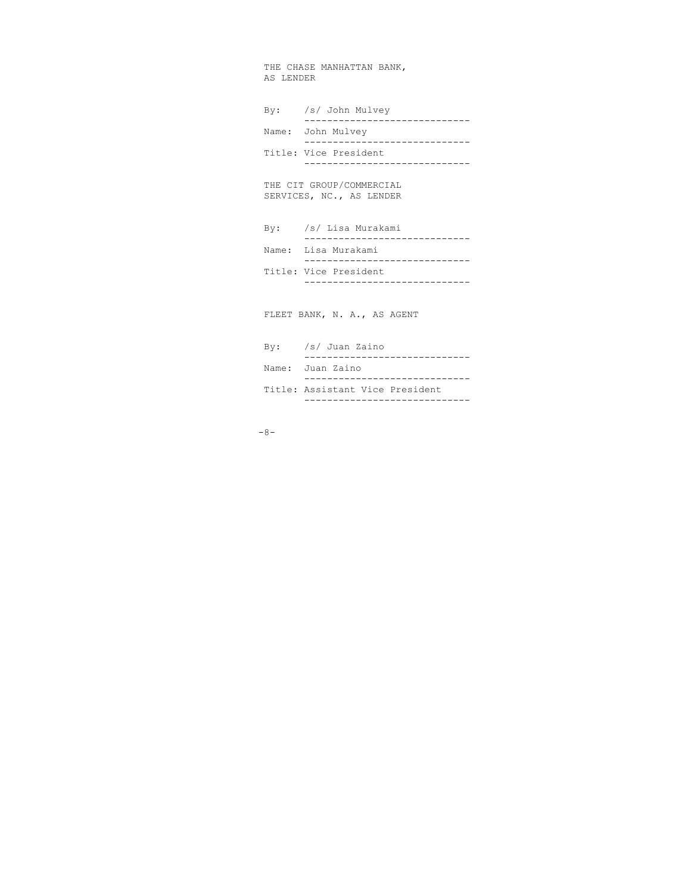THE CHASE MANHATTAN BANK,
AS LENDER

By: /s/ John Mulvey
-----------------------------
Name: John Mulvey
-----------------------------
Title: Vice President
-----------------------------

THE CIT GROUP/COMMERCIAL
SERVICES, NC., AS LENDER

By: /s/ Lisa Murakami
-----------------------------
Name: Lisa Murakami
-----------------------------
Title: Vice President
-----------------------------

FLEET BANK, N. A., AS AGENT

By: /s/ Juan Zaino
-----------------------------
Name: Juan Zaino
-----------------------------
Title: Assistant Vice President
-----------------------------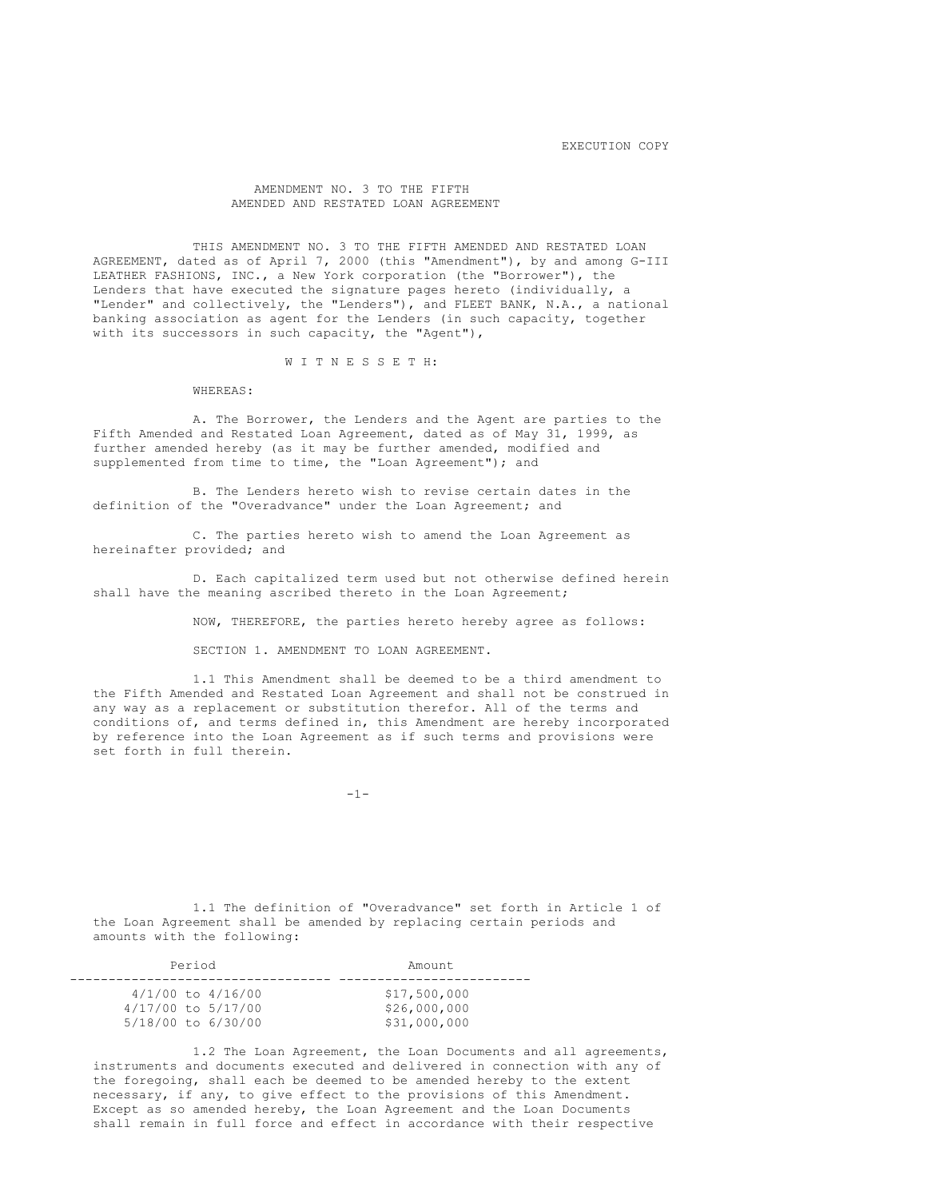EXECUTION COPY

# AMENDMENT NO. 3 TO THE FIFTH AMENDED AND RESTATED LOAN AGREEMENT

THIS AMENDMENT NO. 3 TO THE FIFTH AMENDED AND RESTATED LOAN AGREEMENT, dated as of April 7, 2000 (this "Amendment"), by and among G-III LEATHER FASHIONS, INC., a New York corporation (the "Borrower"), the Lenders that have executed the signature pages hereto (individually, a "Lender" and collectively, the "Lenders"), and FLEET BANK, N.A., a national banking association as agent for the Lenders (in such capacity, together with its successors in such capacity, the "Agent"),

W I T N E S S E T H:

WHEREAS:

A. The Borrower, the Lenders and the Agent are parties to the Fifth Amended and Restated Loan Agreement, dated as of May 31, 1999, as further amended hereby (as it may be further amended, modified and supplemented from time to time, the "Loan Agreement"); and

B. The Lenders hereto wish to revise certain dates in the definition of the "Overadvance" under the Loan Agreement; and

C. The parties hereto wish to amend the Loan Agreement as hereinafter provided; and

D. Each capitalized term used but not otherwise defined herein shall have the meaning ascribed thereto in the Loan Agreement;

NOW, THEREFORE, the parties hereto hereby agree as follows:

SECTION 1. AMENDMENT TO LOAN AGREEMENT.

1.1 This Amendment shall be deemed to be a third amendment to the Fifth Amended and Restated Loan Agreement and shall not be construed in any way as a replacement or substitution therefor. All of the terms and conditions of, and terms defined in, this Amendment are hereby incorporated by reference into the Loan Agreement as if such terms and provisions were set forth in full therein.

1.1 The definition of "Overadvance" set forth in Article 1 of the Loan Agreement shall be amended by replacing certain periods and amounts with the following:

| Period | Amount |
|---|---|
| 4/1/00 to 4/16/00 | $17,500,000 |
| 4/17/00 to 5/17/00 | $26,000,000 |
| 5/18/00 to 6/30/00 | $31,000,000 |

1.2 The Loan Agreement, the Loan Documents and all agreements, instruments and documents executed and delivered in connection with any of the foregoing, shall each be deemed to be amended hereby to the extent necessary, if any, to give effect to the provisions of this Amendment. Except as so amended hereby, the Loan Agreement and the Loan Documents shall remain in full force and effect in accordance with their respective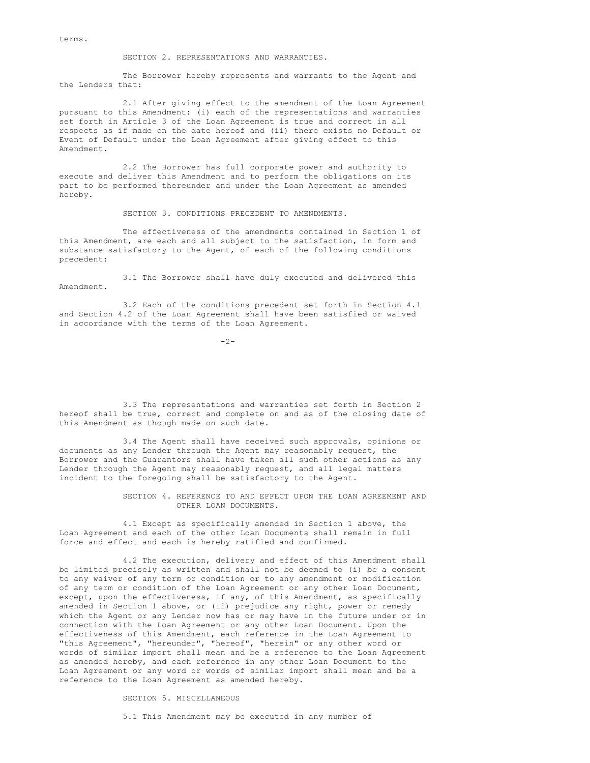terms.

SECTION 2. REPRESENTATIONS AND WARRANTIES.

The Borrower hereby represents and warrants to the Agent and the Lenders that:

2.1 After giving effect to the amendment of the Loan Agreement pursuant to this Amendment: (i) each of the representations and warranties set forth in Article 3 of the Loan Agreement is true and correct in all respects as if made on the date hereof and (ii) there exists no Default or Event of Default under the Loan Agreement after giving effect to this Amendment.

2.2 The Borrower has full corporate power and authority to execute and deliver this Amendment and to perform the obligations on its part to be performed thereunder and under the Loan Agreement as amended hereby.

SECTION 3. CONDITIONS PRECEDENT TO AMENDMENTS.

The effectiveness of the amendments contained in Section 1 of this Amendment, are each and all subject to the satisfaction, in form and substance satisfactory to the Agent, of each of the following conditions precedent:

3.1 The Borrower shall have duly executed and delivered this Amendment.

3.2 Each of the conditions precedent set forth in Section 4.1 and Section 4.2 of the Loan Agreement shall have been satisfied or waived in accordance with the terms of the Loan Agreement.

3.3 The representations and warranties set forth in Section 2 hereof shall be true, correct and complete on and as of the closing date of this Amendment as though made on such date.

3.4 The Agent shall have received such approvals, opinions or documents as any Lender through the Agent may reasonably request, the Borrower and the Guarantors shall have taken all such other actions as any Lender through the Agent may reasonably request, and all legal matters incident to the foregoing shall be satisfactory to the Agent.

SECTION 4. REFERENCE TO AND EFFECT UPON THE LOAN AGREEMENT AND OTHER LOAN DOCUMENTS.

4.1 Except as specifically amended in Section 1 above, the Loan Agreement and each of the other Loan Documents shall remain in full force and effect and each is hereby ratified and confirmed.

4.2 The execution, delivery and effect of this Amendment shall be limited precisely as written and shall not be deemed to (i) be a consent to any waiver of any term or condition or to any amendment or modification of any term or condition of the Loan Agreement or any other Loan Document, except, upon the effectiveness, if any, of this Amendment, as specifically amended in Section 1 above, or (ii) prejudice any right, power or remedy which the Agent or any Lender now has or may have in the future under or in connection with the Loan Agreement or any other Loan Document. Upon the effectiveness of this Amendment, each reference in the Loan Agreement to "this Agreement", "hereunder", "hereof", "herein" or any other word or words of similar import shall mean and be a reference to the Loan Agreement as amended hereby, and each reference in any other Loan Document to the Loan Agreement or any word or words of similar import shall mean and be a reference to the Loan Agreement as amended hereby.

SECTION 5. MISCELLANEOUS

5.1 This Amendment may be executed in any number of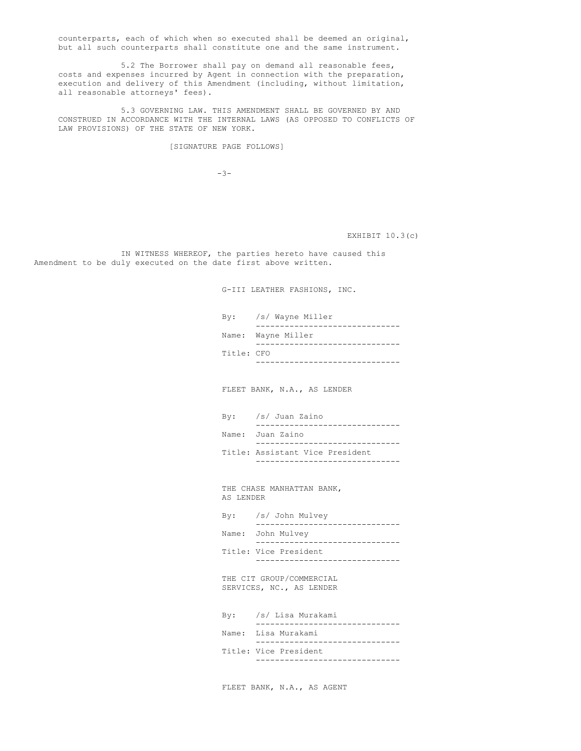counterparts, each of which when so executed shall be deemed an original, but all such counterparts shall constitute one and the same instrument.

5.2 The Borrower shall pay on demand all reasonable fees, costs and expenses incurred by Agent in connection with the preparation, execution and delivery of this Amendment (including, without limitation, all reasonable attorneys' fees).

5.3 GOVERNING LAW. THIS AMENDMENT SHALL BE GOVERNED BY AND CONSTRUED IN ACCORDANCE WITH THE INTERNAL LAWS (AS OPPOSED TO CONFLICTS OF LAW PROVISIONS) OF THE STATE OF NEW YORK.

[SIGNATURE PAGE FOLLOWS]

EXHIBIT 10.3(c)

IN WITNESS WHEREOF, the parties hereto have caused this Amendment to be duly executed on the date first above written.

G-III LEATHER FASHIONS, INC.

By: /s/ Wayne Miller
Name: Wayne Miller
Title: CFO

FLEET BANK, N.A., AS LENDER

By: /s/ Juan Zaino
Name: Juan Zaino
Title: Assistant Vice President

THE CHASE MANHATTAN BANK, AS LENDER

By: /s/ John Mulvey
Name: John Mulvey
Title: Vice President

THE CIT GROUP/COMMERCIAL SERVICES, NC., AS LENDER

By: /s/ Lisa Murakami
Name: Lisa Murakami
Title: Vice President

FLEET BANK, N.A., AS AGENT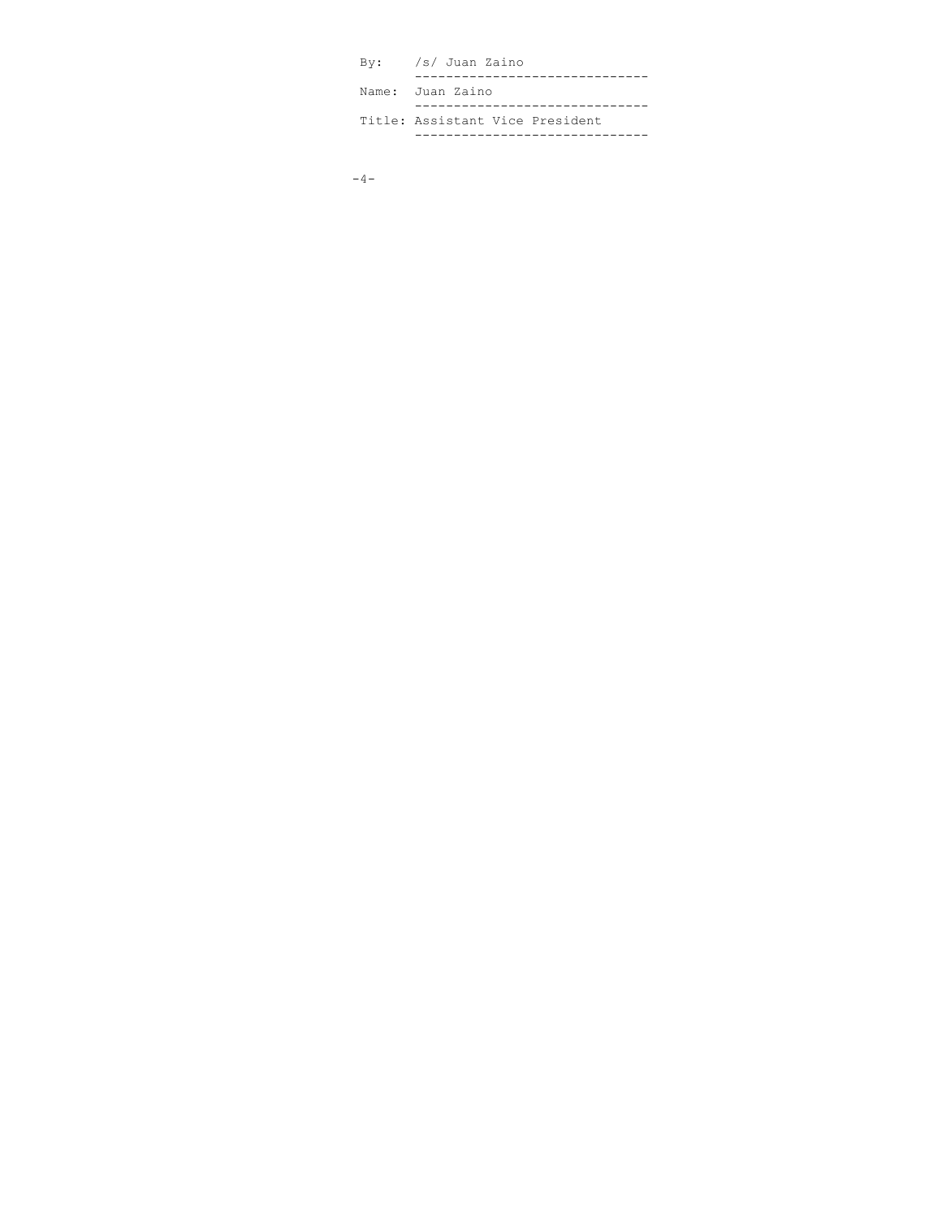By: /s/ Juan Zaino

Name: Juan Zaino

Title: Assistant Vice President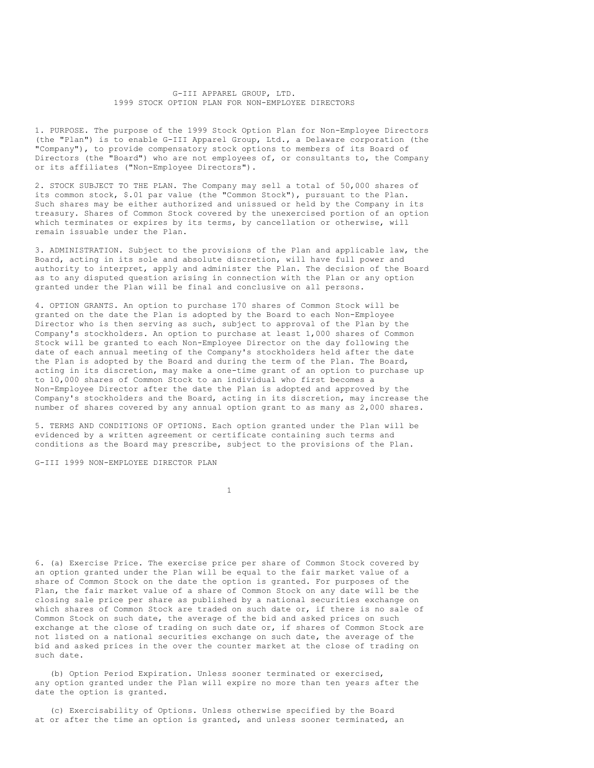# G-III APPAREL GROUP, LTD.
## 1999 STOCK OPTION PLAN FOR NON-EMPLOYEE DIRECTORS

1. PURPOSE. The purpose of the 1999 Stock Option Plan for Non-Employee Directors (the "Plan") is to enable G-III Apparel Group, Ltd., a Delaware corporation (the "Company"), to provide compensatory stock options to members of its Board of Directors (the "Board") who are not employees of, or consultants to, the Company or its affiliates ("Non-Employee Directors").

2. STOCK SUBJECT TO THE PLAN. The Company may sell a total of 50,000 shares of its common stock, $.01 par value (the "Common Stock"), pursuant to the Plan. Such shares may be either authorized and unissued or held by the Company in its treasury. Shares of Common Stock covered by the unexercised portion of an option which terminates or expires by its terms, by cancellation or otherwise, will remain issuable under the Plan.

3. ADMINISTRATION. Subject to the provisions of the Plan and applicable law, the Board, acting in its sole and absolute discretion, will have full power and authority to interpret, apply and administer the Plan. The decision of the Board as to any disputed question arising in connection with the Plan or any option granted under the Plan will be final and conclusive on all persons.

4. OPTION GRANTS. An option to purchase 170 shares of Common Stock will be granted on the date the Plan is adopted by the Board to each Non-Employee Director who is then serving as such, subject to approval of the Plan by the Company's stockholders. An option to purchase at least 1,000 shares of Common Stock will be granted to each Non-Employee Director on the day following the date of each annual meeting of the Company's stockholders held after the date the Plan is adopted by the Board and during the term of the Plan. The Board, acting in its discretion, may make a one-time grant of an option to purchase up to 10,000 shares of Common Stock to an individual who first becomes a Non-Employee Director after the date the Plan is adopted and approved by the Company's stockholders and the Board, acting in its discretion, may increase the number of shares covered by any annual option grant to as many as 2,000 shares.

5. TERMS AND CONDITIONS OF OPTIONS. Each option granted under the Plan will be evidenced by a written agreement or certificate containing such terms and conditions as the Board may prescribe, subject to the provisions of the Plan.

6. (a) Exercise Price. The exercise price per share of Common Stock covered by an option granted under the Plan will be equal to the fair market value of a share of Common Stock on the date the option is granted. For purposes of the Plan, the fair market value of a share of Common Stock on any date will be the closing sale price per share as published by a national securities exchange on which shares of Common Stock are traded on such date or, if there is no sale of Common Stock on such date, the average of the bid and asked prices on such exchange at the close of trading on such date or, if shares of Common Stock are not listed on a national securities exchange on such date, the average of the bid and asked prices in the over the counter market at the close of trading on such date.

(b) Option Period Expiration. Unless sooner terminated or exercised, any option granted under the Plan will expire no more than ten years after the date the option is granted.

(c) Exercisability of Options. Unless otherwise specified by the Board at or after the time an option is granted, and unless sooner terminated, an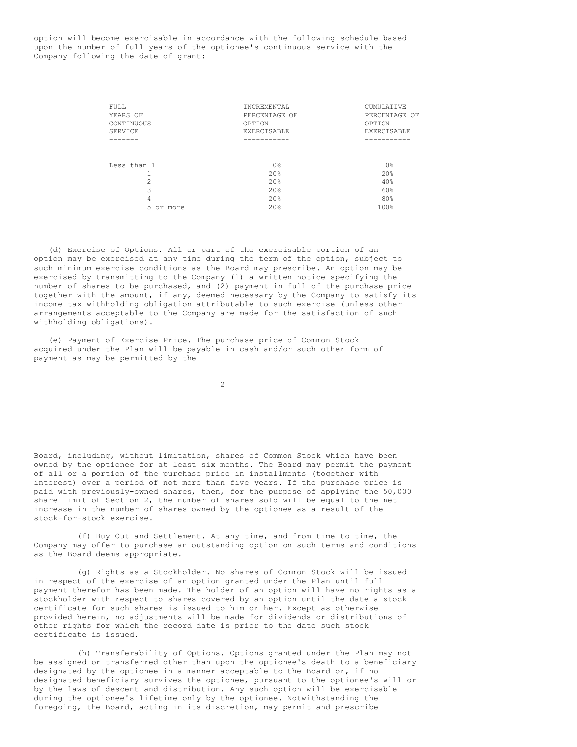option will become exercisable in accordance with the following schedule based upon the number of full years of the optionee's continuous service with the Company following the date of grant:

| FULL YEARS OF CONTINUOUS SERVICE | INCREMENTAL PERCENTAGE OF OPTION EXERCISABLE | CUMULATIVE PERCENTAGE OF OPTION EXERCISABLE |
|---|---|---|
| Less than 1 | 0% | 0% |
| 1 | 20% | 20% |
| 2 | 20% | 40% |
| 3 | 20% | 60% |
| 4 | 20% | 80% |
| 5 or more | 20% | 100% |

(d) Exercise of Options. All or part of the exercisable portion of an option may be exercised at any time during the term of the option, subject to such minimum exercise conditions as the Board may prescribe. An option may be exercised by transmitting to the Company (1) a written notice specifying the number of shares to be purchased, and (2) payment in full of the purchase price together with the amount, if any, deemed necessary by the Company to satisfy its income tax withholding obligation attributable to such exercise (unless other arrangements acceptable to the Company are made for the satisfaction of such withholding obligations).

(e) Payment of Exercise Price. The purchase price of Common Stock acquired under the Plan will be payable in cash and/or such other form of payment as may be permitted by the Board, including, without limitation, shares of Common Stock which have been owned by the optionee for at least six months. The Board may permit the payment of all or a portion of the purchase price in installments (together with interest) over a period of not more than five years. If the purchase price is paid with previously-owned shares, then, for the purpose of applying the 50,000 share limit of Section 2, the number of shares sold will be equal to the net increase in the number of shares owned by the optionee as a result of the stock-for-stock exercise.

(f) Buy Out and Settlement. At any time, and from time to time, the Company may offer to purchase an outstanding option on such terms and conditions as the Board deems appropriate.

(g) Rights as a Stockholder. No shares of Common Stock will be issued in respect of the exercise of an option granted under the Plan until full payment therefor has been made. The holder of an option will have no rights as a stockholder with respect to shares covered by an option until the date a stock certificate for such shares is issued to him or her. Except as otherwise provided herein, no adjustments will be made for dividends or distributions of other rights for which the record date is prior to the date such stock certificate is issued.

(h) Transferability of Options. Options granted under the Plan may not be assigned or transferred other than upon the optionee's death to a beneficiary designated by the optionee in a manner acceptable to the Board or, if no designated beneficiary survives the optionee, pursuant to the optionee's will or by the laws of descent and distribution. Any such option will be exercisable during the optionee's lifetime only by the optionee. Notwithstanding the foregoing, the Board, acting in its discretion, may permit and prescribe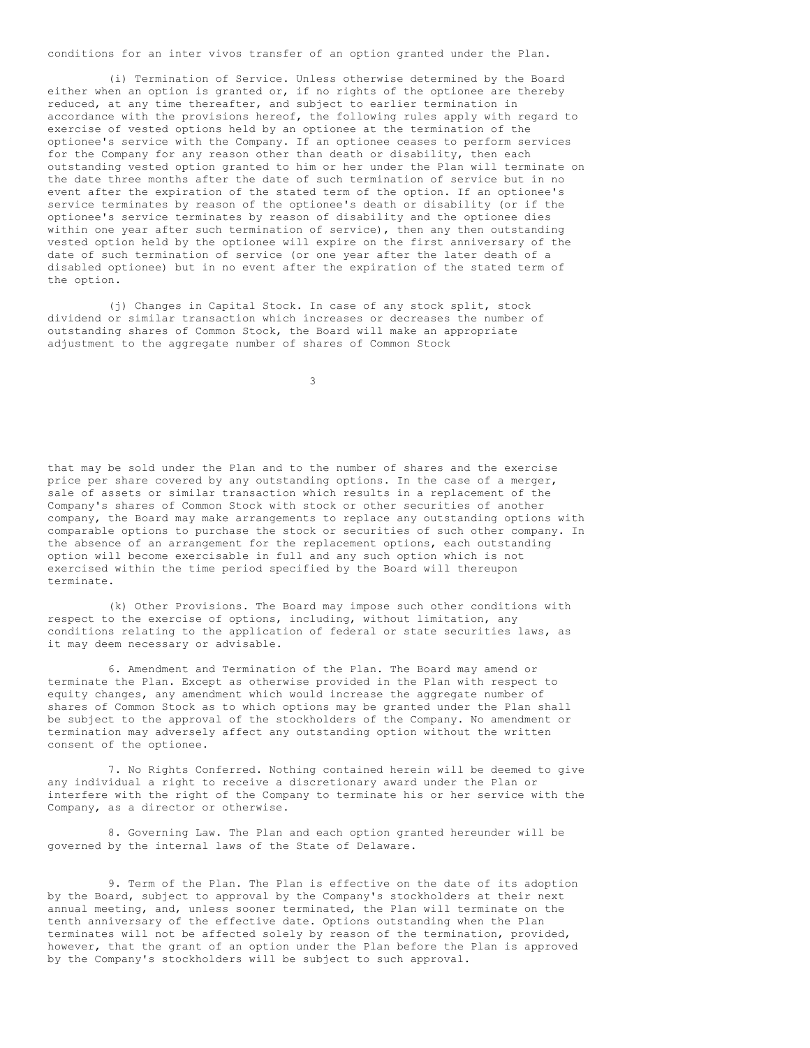conditions for an inter vivos transfer of an option granted under the Plan.

(i) Termination of Service. Unless otherwise determined by the Board either when an option is granted or, if no rights of the optionee are thereby reduced, at any time thereafter, and subject to earlier termination in accordance with the provisions hereof, the following rules apply with regard to exercise of vested options held by an optionee at the termination of the optionee's service with the Company. If an optionee ceases to perform services for the Company for any reason other than death or disability, then each outstanding vested option granted to him or her under the Plan will terminate on the date three months after the date of such termination of service but in no event after the expiration of the stated term of the option. If an optionee's service terminates by reason of the optionee's death or disability (or if the optionee's service terminates by reason of disability and the optionee dies within one year after such termination of service), then any then outstanding vested option held by the optionee will expire on the first anniversary of the date of such termination of service (or one year after the later death of a disabled optionee) but in no event after the expiration of the stated term of the option.

(j) Changes in Capital Stock. In case of any stock split, stock dividend or similar transaction which increases or decreases the number of outstanding shares of Common Stock, the Board will make an appropriate adjustment to the aggregate number of shares of Common Stock that may be sold under the Plan and to the number of shares and the exercise price per share covered by any outstanding options. In the case of a merger, sale of assets or similar transaction which results in a replacement of the Company's shares of Common Stock with stock or other securities of another company, the Board may make arrangements to replace any outstanding options with comparable options to purchase the stock or securities of such other company. In the absence of an arrangement for the replacement options, each outstanding option will become exercisable in full and any such option which is not exercised within the time period specified by the Board will thereupon terminate.

(k) Other Provisions. The Board may impose such other conditions with respect to the exercise of options, including, without limitation, any conditions relating to the application of federal or state securities laws, as it may deem necessary or advisable.

6. Amendment and Termination of the Plan. The Board may amend or terminate the Plan. Except as otherwise provided in the Plan with respect to equity changes, any amendment which would increase the aggregate number of shares of Common Stock as to which options may be granted under the Plan shall be subject to the approval of the stockholders of the Company. No amendment or termination may adversely affect any outstanding option without the written consent of the optionee.

7. No Rights Conferred. Nothing contained herein will be deemed to give any individual a right to receive a discretionary award under the Plan or interfere with the right of the Company to terminate his or her service with the Company, as a director or otherwise.

8. Governing Law. The Plan and each option granted hereunder will be governed by the internal laws of the State of Delaware.

9. Term of the Plan. The Plan is effective on the date of its adoption by the Board, subject to approval by the Company's stockholders at their next annual meeting, and, unless sooner terminated, the Plan will terminate on the tenth anniversary of the effective date. Options outstanding when the Plan terminates will not be affected solely by reason of the termination, provided, however, that the grant of an option under the Plan before the Plan is approved by the Company's stockholders will be subject to such approval.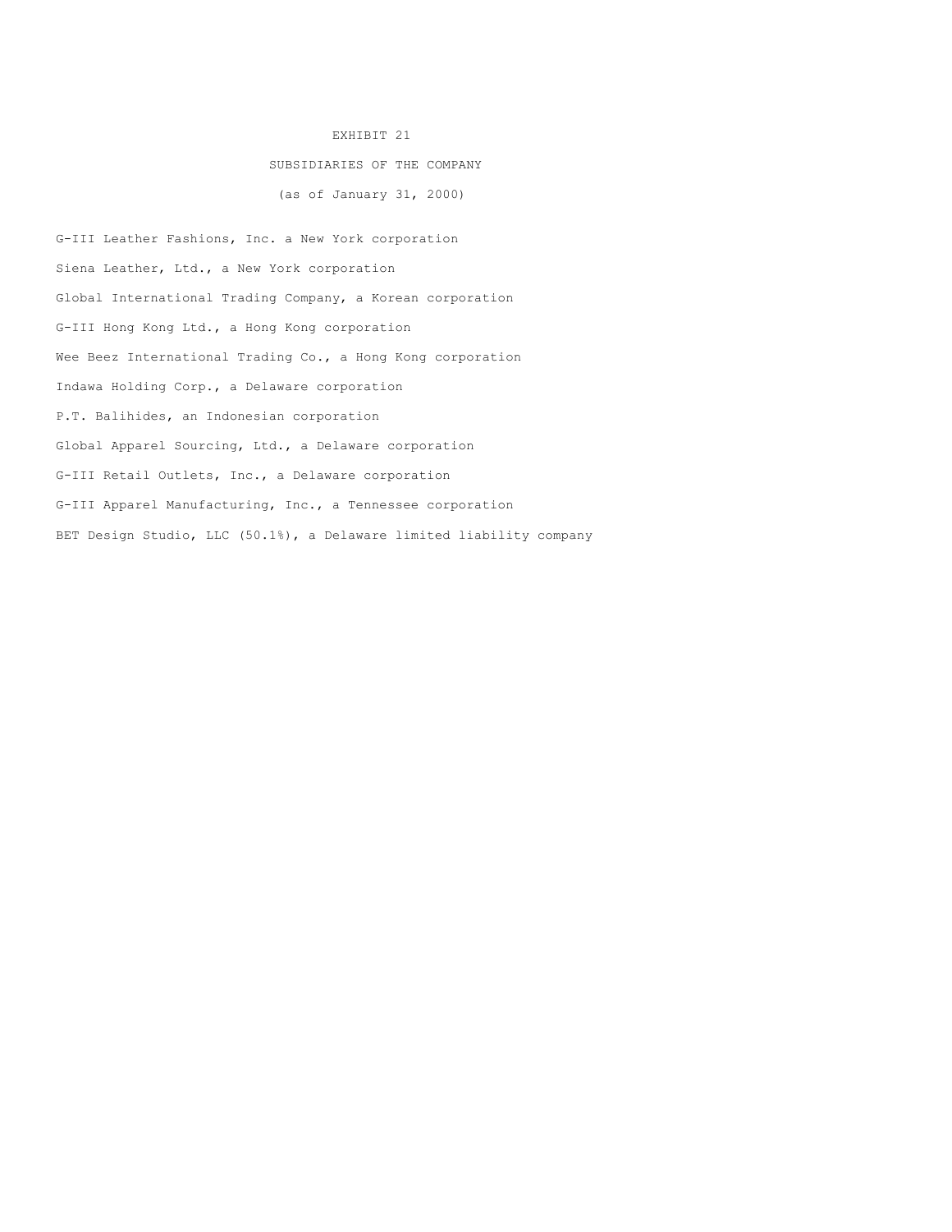# EXHIBIT 21

## SUBSIDIARIES OF THE COMPANY

(as of January 31, 2000)

G-III Leather Fashions, Inc. a New York corporation

Siena Leather, Ltd., a New York corporation

Global International Trading Company, a Korean corporation

G-III Hong Kong Ltd., a Hong Kong corporation

Wee Beez International Trading Co., a Hong Kong corporation

Indawa Holding Corp., a Delaware corporation

P.T. Balihides, an Indonesian corporation

Global Apparel Sourcing, Ltd., a Delaware corporation

G-III Retail Outlets, Inc., a Delaware corporation

G-III Apparel Manufacturing, Inc., a Tennessee corporation

BET Design Studio, LLC (50.1%), a Delaware limited liability company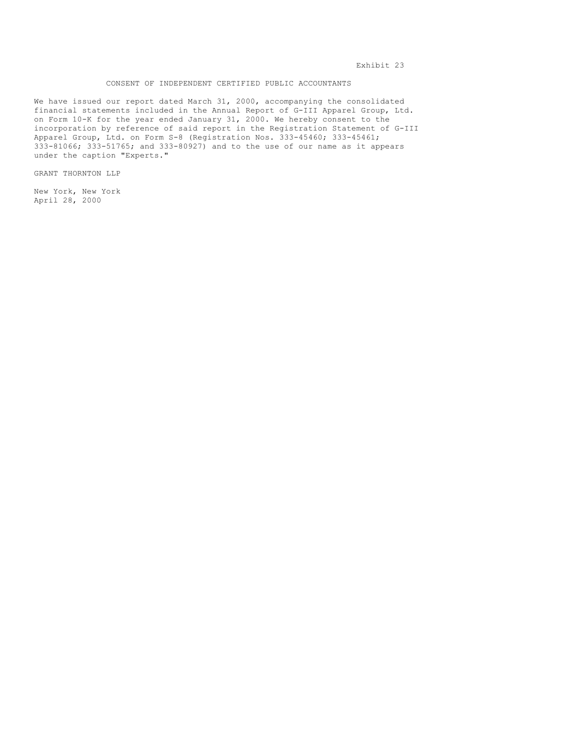Exhibit 23

## CONSENT OF INDEPENDENT CERTIFIED PUBLIC ACCOUNTANTS

We have issued our report dated March 31, 2000, accompanying the consolidated financial statements included in the Annual Report of G-III Apparel Group, Ltd. on Form 10-K for the year ended January 31, 2000. We hereby consent to the incorporation by reference of said report in the Registration Statement of G-III Apparel Group, Ltd. on Form S-8 (Registration Nos. 333-45460; 333-45461; 333-81066; 333-51765; and 333-80927) and to the use of our name as it appears under the caption "Experts."

GRANT THORNTON LLP

New York, New York
April 28, 2000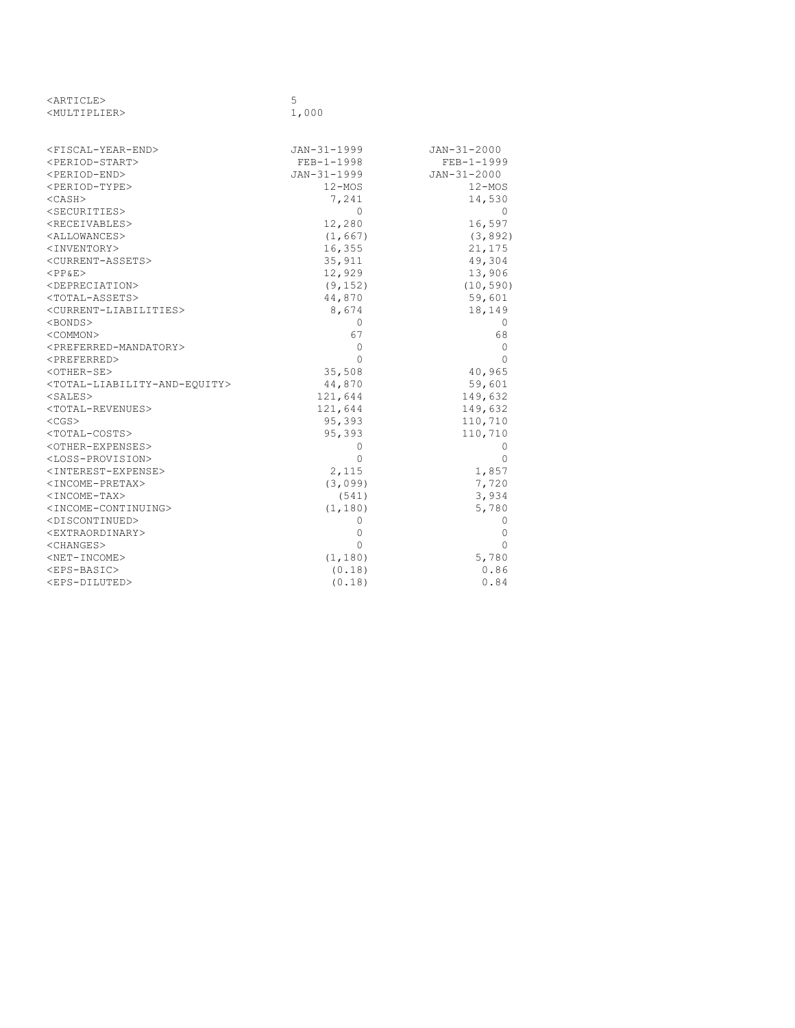| | | |
|---|---|---|
| <ARTICLE> | 5 | |
| <MULTIPLIER> | 1,000 | |
| | | |
| <FISCAL-YEAR-END> | JAN-31-1999 | JAN-31-2000 |
| <PERIOD-START> | FEB-1-1998 | FEB-1-1999 |
| <PERIOD-END> | JAN-31-1999 | JAN-31-2000 |
| <PERIOD-TYPE> | 12-MOS | 12-MOS |
| <CASH> | 7,241 | 14,530 |
| <SECURITIES> | 0 | 0 |
| <RECEIVABLES> | 12,280 | 16,597 |
| <ALLOWANCES> | (1,667) | (3,892) |
| <INVENTORY> | 16,355 | 21,175 |
| <CURRENT-ASSETS> | 35,911 | 49,304 |
| <PP&E> | 12,929 | 13,906 |
| <DEPRECIATION> | (9,152) | (10,590) |
| <TOTAL-ASSETS> | 44,870 | 59,601 |
| <CURRENT-LIABILITIES> | 8,674 | 18,149 |
| <BONDS> | 0 | 0 |
| <COMMON> | 67 | 68 |
| <PREFERRED-MANDATORY> | 0 | 0 |
| <PREFERRED> | 0 | 0 |
| <OTHER-SE> | 35,508 | 40,965 |
| <TOTAL-LIABILITY-AND-EQUITY> | 44,870 | 59,601 |
| <SALES> | 121,644 | 149,632 |
| <TOTAL-REVENUES> | 121,644 | 149,632 |
| <CGS> | 95,393 | 110,710 |
| <TOTAL-COSTS> | 95,393 | 110,710 |
| <OTHER-EXPENSES> | 0 | 0 |
| <LOSS-PROVISION> | 0 | 0 |
| <INTEREST-EXPENSE> | 2,115 | 1,857 |
| <INCOME-PRETAX> | (3,099) | 7,720 |
| <INCOME-TAX> | (541) | 3,934 |
| <INCOME-CONTINUING> | (1,180) | 5,780 |
| <DISCONTINUED> | 0 | 0 |
| <EXTRAORDINARY> | 0 | 0 |
| <CHANGES> | 0 | 0 |
| <NET-INCOME> | (1,180) | 5,780 |
| <EPS-BASIC> | (0.18) | 0.86 |
| <EPS-DILUTED> | (0.18) | 0.84 |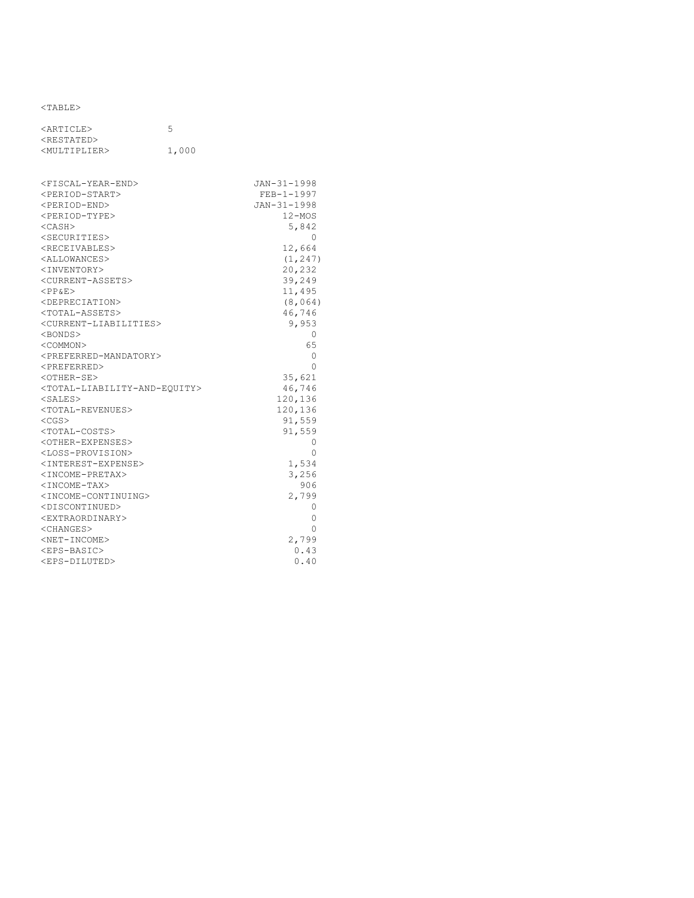```
<TABLE>

<ARTICLE>             5
<RESTATED>
<MULTIPLIER>          1,000


<FISCAL-YEAR-END>                    JAN-31-1998
<PERIOD-START>                        FEB-1-1997
<PERIOD-END>                         JAN-31-1998
<PERIOD-TYPE>                             12-MOS
<CASH>                                     5,842
<SECURITIES>                                   0
<RECEIVABLES>                             12,664
<ALLOWANCES>                              (1,247)
<INVENTORY>                               20,232
<CURRENT-ASSETS>                          39,249
<PP&E>                                    11,495
<DEPRECIATION>                            (8,064)
<TOTAL-ASSETS>                            46,746
<CURRENT-LIABILITIES>                      9,953
<BONDS>                                        0
<COMMON>                                      65
<PREFERRED-MANDATORY>                          0
<PREFERRED>                                    0
<OTHER-SE>                                35,621
<TOTAL-LIABILITY-AND-EQUITY>              46,746
<SALES>                                  120,136
<TOTAL-REVENUES>                         120,136
<CGS>                                     91,559
<TOTAL-COSTS>                             91,559
<OTHER-EXPENSES>                               0
<LOSS-PROVISION>                               0
<INTEREST-EXPENSE>                         1,534
<INCOME-PRETAX>                            3,256
<INCOME-TAX>                                 906
<INCOME-CONTINUING>                        2,799
<DISCONTINUED>                                 0
<EXTRAORDINARY>                                0
<CHANGES>                                      0
<NET-INCOME>                               2,799
<EPS-BASIC>                                 0.43
<EPS-DILUTED>                               0.40
```